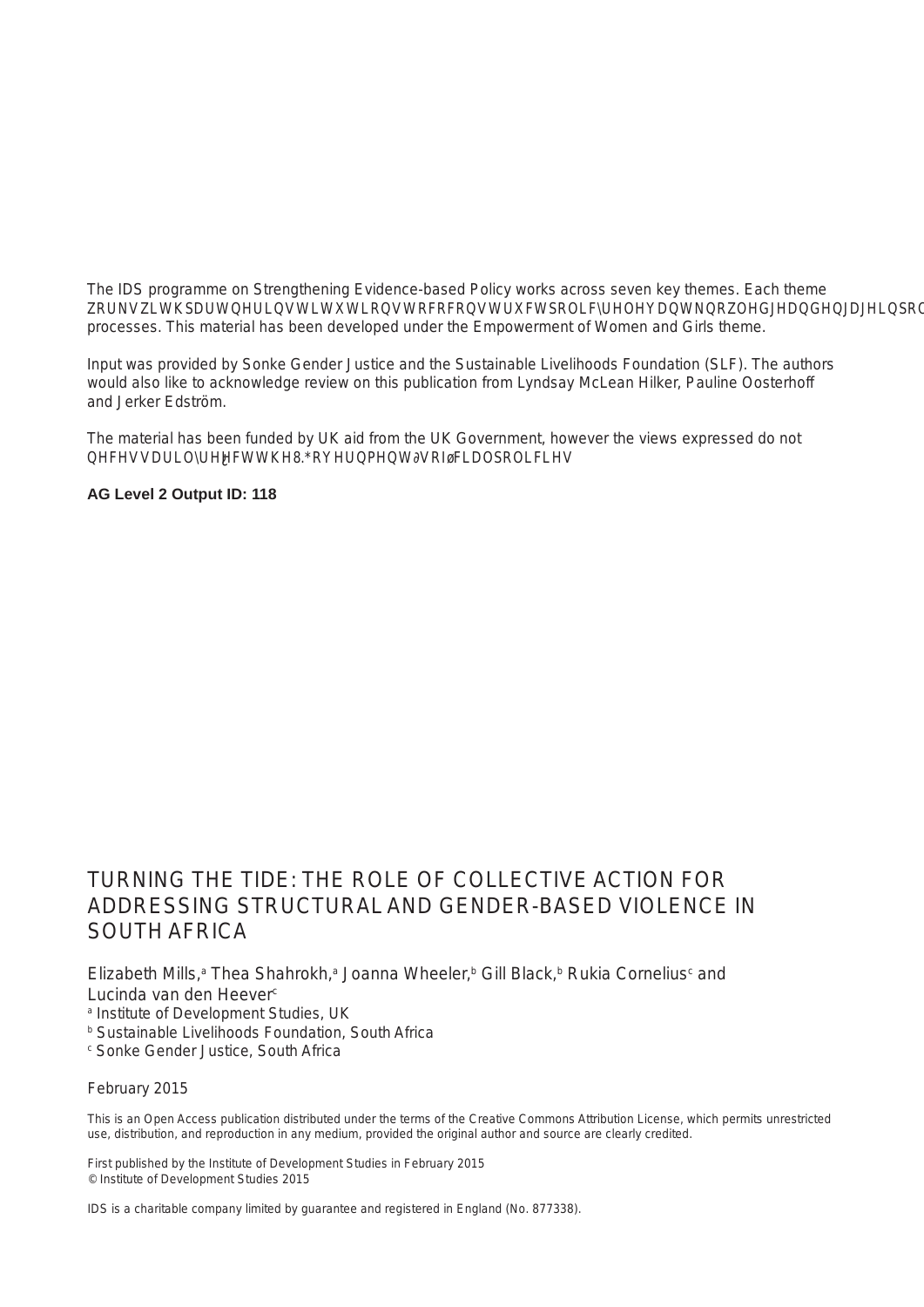The IDS programme on Strengthening Evidence-based Policy works across seven key themes. Each theme ZRUNVZLWKSDUWQHULQVWLWXWLRQVWRFRFRQVWUXFWSROLF\UHOHYDQWNQRZOHGJHDQGHQJDJHLQSRO processes. This material has been developed under the Empowerment of Women and Girls theme.

Input was provided by Sonke Gender Justice and the Sustainable Livelihoods Foundation (SLF). The authors would also like to acknowledge review on this publication from Lyndsay McLean Hilker, Pauline Oosterhoff and Jerker Edström.

The material has been funded by UK aid from the UK Government, however the views expressed do not QHFHVVDULO\UHȇHFWWKH8.*RYHUQPHQW∂VRIøFLDOSROLFLHV

**AG Level 2 Output ID: 118**

# TURNING THE TIDE: THE ROLE OF COLLECTIVE ACTION FOR ADDRESSING STRUCTURAL AND GENDER-BASED VIOLENCE IN SOUTH AFRICA

Elizabeth Mills,[a] Thea Shahrokh,[a] Joanna Wheeler,[b] Gill Black,[b] Rukia Cornelius[c] and Lucinda van den Heever[c]

[a] Institute of Development Studies, UK

[b] Sustainable Livelihoods Foundation, South Africa

[c] Sonke Gender Justice, South Africa

February 2015

This is an Open Access publication distributed under the terms of the Creative Commons Attribution License, which permits unrestricted use, distribution, and reproduction in any medium, provided the original author and source are clearly credited.

First published by the Institute of Development Studies in February 2015
© Institute of Development Studies 2015

IDS is a charitable company limited by guarantee and registered in England (No. 877338).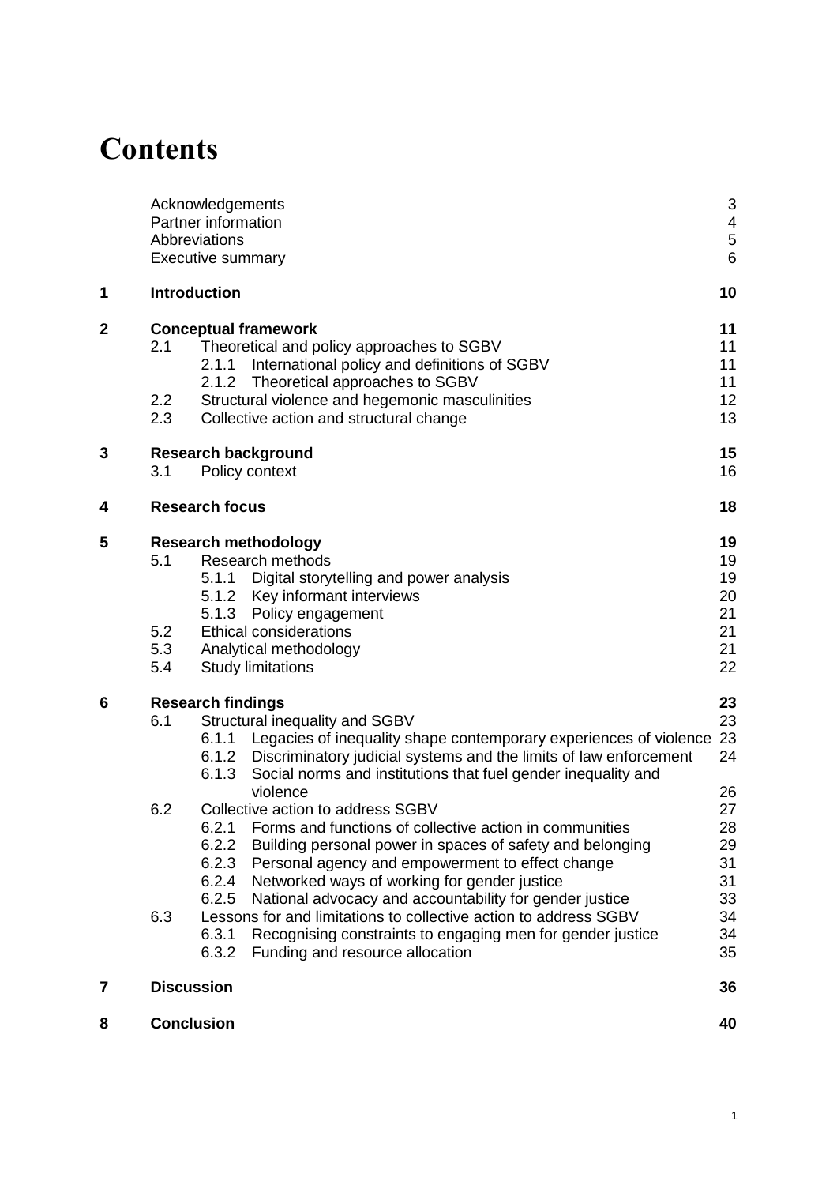# Contents

| | | |
|---|---|---|
| | Acknowledgements | 3 |
| | Partner information | 4 |
| | Abbreviations | 5 |
| | Executive summary | 6 |
| **1** | **Introduction** | **10** |
| **2** | **Conceptual framework** | **11** |
| | 2.1 Theoretical and policy approaches to SGBV | 11 |
| | 2.1.1 International policy and definitions of SGBV | 11 |
| | 2.1.2 Theoretical approaches to SGBV | 11 |
| | 2.2 Structural violence and hegemonic masculinities | 12 |
| | 2.3 Collective action and structural change | 13 |
| **3** | **Research background** | **15** |
| | 3.1 Policy context | 16 |
| **4** | **Research focus** | **18** |
| **5** | **Research methodology** | **19** |
| | 5.1 Research methods | 19 |
| | 5.1.1 Digital storytelling and power analysis | 19 |
| | 5.1.2 Key informant interviews | 20 |
| | 5.1.3 Policy engagement | 21 |
| | 5.2 Ethical considerations | 21 |
| | 5.3 Analytical methodology | 21 |
| | 5.4 Study limitations | 22 |
| **6** | **Research findings** | **23** |
| | 6.1 Structural inequality and SGBV | 23 |
| | 6.1.1 Legacies of inequality shape contemporary experiences of violence | 23 |
| | 6.1.2 Discriminatory judicial systems and the limits of law enforcement | 24 |
| | 6.1.3 Social norms and institutions that fuel gender inequality and violence | 26 |
| | 6.2 Collective action to address SGBV | 27 |
| | 6.2.1 Forms and functions of collective action in communities | 28 |
| | 6.2.2 Building personal power in spaces of safety and belonging | 29 |
| | 6.2.3 Personal agency and empowerment to effect change | 31 |
| | 6.2.4 Networked ways of working for gender justice | 31 |
| | 6.2.5 National advocacy and accountability for gender justice | 33 |
| | 6.3 Lessons for and limitations to collective action to address SGBV | 34 |
| | 6.3.1 Recognising constraints to engaging men for gender justice | 34 |
| | 6.3.2 Funding and resource allocation | 35 |
| **7** | **Discussion** | **36** |
| **8** | **Conclusion** | **40** |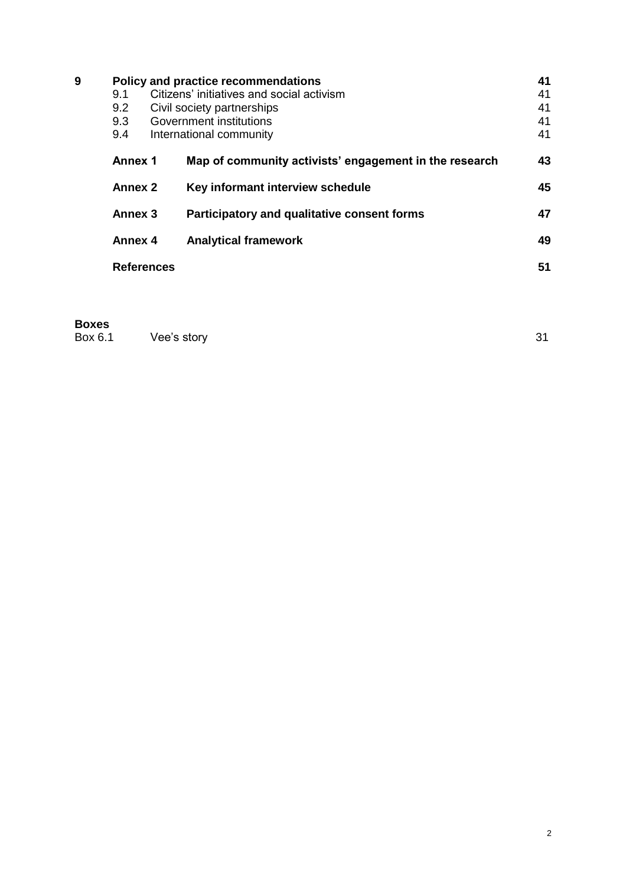| | | | |
|---|---|---|---|
| **9** | **Policy and practice recommendations** | | **41** |
| | 9.1 | Citizens' initiatives and social activism | 41 |
| | 9.2 | Civil society partnerships | 41 |
| | 9.3 | Government institutions | 41 |
| | 9.4 | International community | 41 |
| | **Annex 1** | **Map of community activists' engagement in the research** | **43** |
| | **Annex 2** | **Key informant interview schedule** | **45** |
| | **Annex 3** | **Participatory and qualitative consent forms** | **47** |
| | **Annex 4** | **Analytical framework** | **49** |
| | **References** | | **51** |

**Boxes**

| | | |
|---|---|---|
| Box 6.1 | Vee's story | 31 |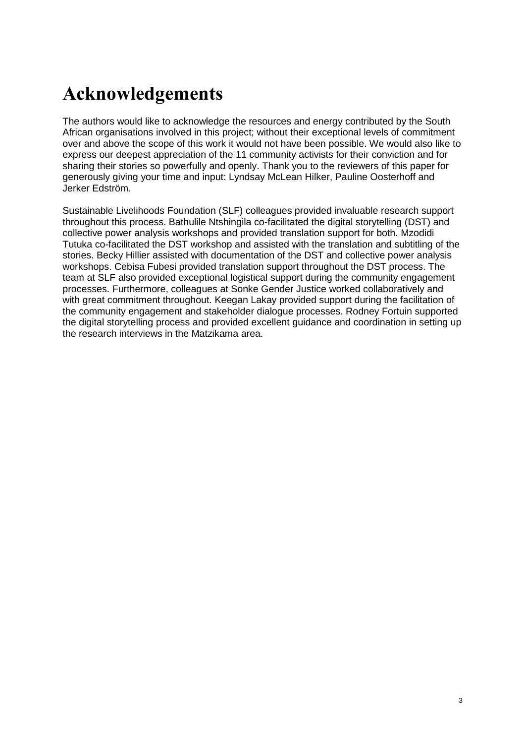# Acknowledgements

The authors would like to acknowledge the resources and energy contributed by the South African organisations involved in this project; without their exceptional levels of commitment over and above the scope of this work it would not have been possible. We would also like to express our deepest appreciation of the 11 community activists for their conviction and for sharing their stories so powerfully and openly. Thank you to the reviewers of this paper for generously giving your time and input: Lyndsay McLean Hilker, Pauline Oosterhoff and Jerker Edström.

Sustainable Livelihoods Foundation (SLF) colleagues provided invaluable research support throughout this process. Bathulile Ntshingila co-facilitated the digital storytelling (DST) and collective power analysis workshops and provided translation support for both. Mzodidi Tutuka co-facilitated the DST workshop and assisted with the translation and subtitling of the stories. Becky Hillier assisted with documentation of the DST and collective power analysis workshops. Cebisa Fubesi provided translation support throughout the DST process. The team at SLF also provided exceptional logistical support during the community engagement processes. Furthermore, colleagues at Sonke Gender Justice worked collaboratively and with great commitment throughout. Keegan Lakay provided support during the facilitation of the community engagement and stakeholder dialogue processes. Rodney Fortuin supported the digital storytelling process and provided excellent guidance and coordination in setting up the research interviews in the Matzikama area.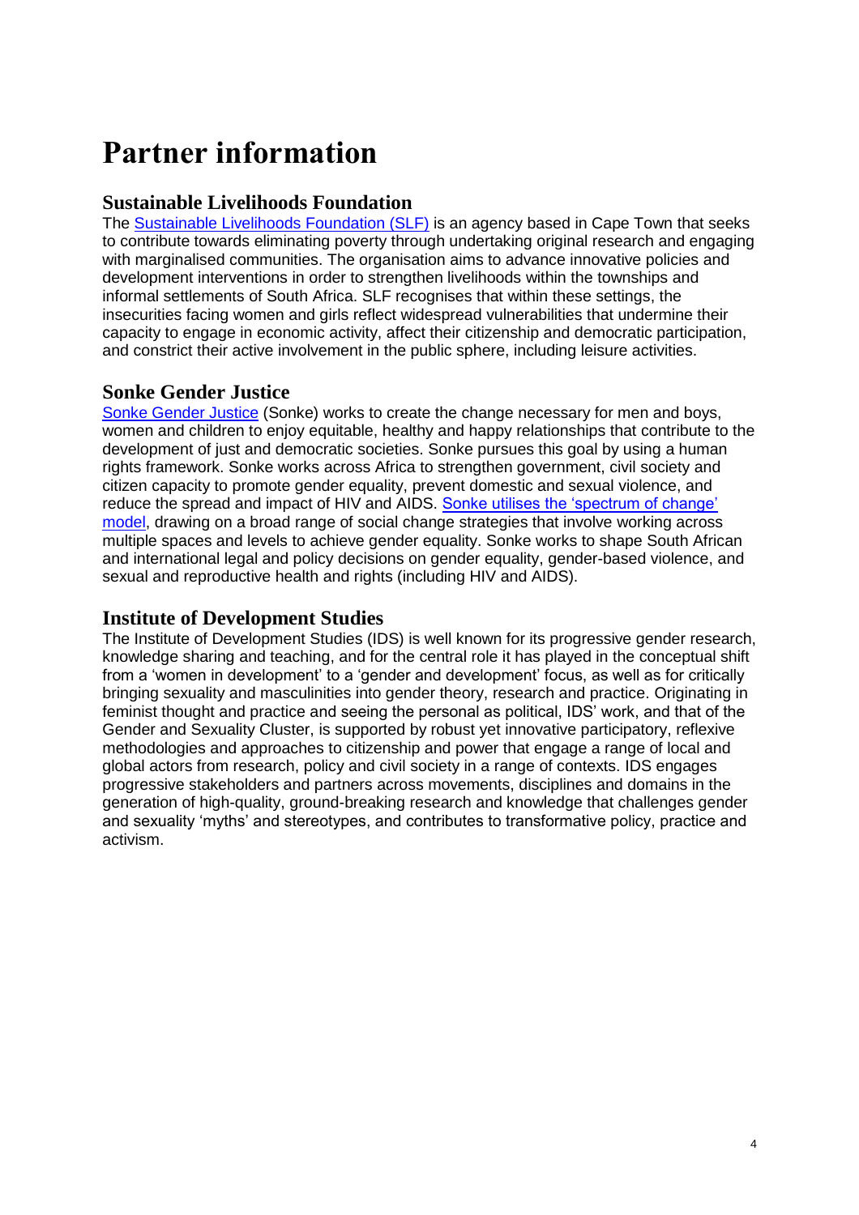# Partner information

## Sustainable Livelihoods Foundation

The Sustainable Livelihoods Foundation (SLF) is an agency based in Cape Town that seeks to contribute towards eliminating poverty through undertaking original research and engaging with marginalised communities. The organisation aims to advance innovative policies and development interventions in order to strengthen livelihoods within the townships and informal settlements of South Africa. SLF recognises that within these settings, the insecurities facing women and girls reflect widespread vulnerabilities that undermine their capacity to engage in economic activity, affect their citizenship and democratic participation, and constrict their active involvement in the public sphere, including leisure activities.

## Sonke Gender Justice

Sonke Gender Justice (Sonke) works to create the change necessary for men and boys, women and children to enjoy equitable, healthy and happy relationships that contribute to the development of just and democratic societies. Sonke pursues this goal by using a human rights framework. Sonke works across Africa to strengthen government, civil society and citizen capacity to promote gender equality, prevent domestic and sexual violence, and reduce the spread and impact of HIV and AIDS. Sonke utilises the 'spectrum of change' model, drawing on a broad range of social change strategies that involve working across multiple spaces and levels to achieve gender equality. Sonke works to shape South African and international legal and policy decisions on gender equality, gender-based violence, and sexual and reproductive health and rights (including HIV and AIDS).

## Institute of Development Studies

The Institute of Development Studies (IDS) is well known for its progressive gender research, knowledge sharing and teaching, and for the central role it has played in the conceptual shift from a 'women in development' to a 'gender and development' focus, as well as for critically bringing sexuality and masculinities into gender theory, research and practice. Originating in feminist thought and practice and seeing the personal as political, IDS' work, and that of the Gender and Sexuality Cluster, is supported by robust yet innovative participatory, reflexive methodologies and approaches to citizenship and power that engage a range of local and global actors from research, policy and civil society in a range of contexts. IDS engages progressive stakeholders and partners across movements, disciplines and domains in the generation of high-quality, ground-breaking research and knowledge that challenges gender and sexuality 'myths' and stereotypes, and contributes to transformative policy, practice and activism.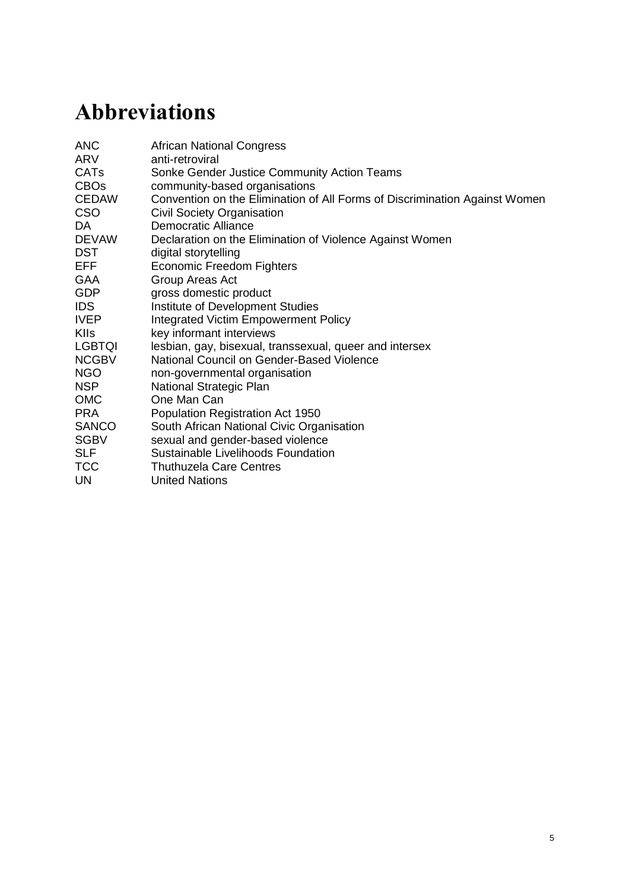# Abbreviations

| | |
|---|---|
| ANC | African National Congress |
| ARV | anti-retroviral |
| CATs | Sonke Gender Justice Community Action Teams |
| CBOs | community-based organisations |
| CEDAW | Convention on the Elimination of All Forms of Discrimination Against Women |
| CSO | Civil Society Organisation |
| DA | Democratic Alliance |
| DEVAW | Declaration on the Elimination of Violence Against Women |
| DST | digital storytelling |
| EFF | Economic Freedom Fighters |
| GAA | Group Areas Act |
| GDP | gross domestic product |
| IDS | Institute of Development Studies |
| IVEP | Integrated Victim Empowerment Policy |
| KIIs | key informant interviews |
| LGBTQI | lesbian, gay, bisexual, transsexual, queer and intersex |
| NCGBV | National Council on Gender-Based Violence |
| NGO | non-governmental organisation |
| NSP | National Strategic Plan |
| OMC | One Man Can |
| PRA | Population Registration Act 1950 |
| SANCO | South African National Civic Organisation |
| SGBV | sexual and gender-based violence |
| SLF | Sustainable Livelihoods Foundation |
| TCC | Thuthuzela Care Centres |
| UN | United Nations |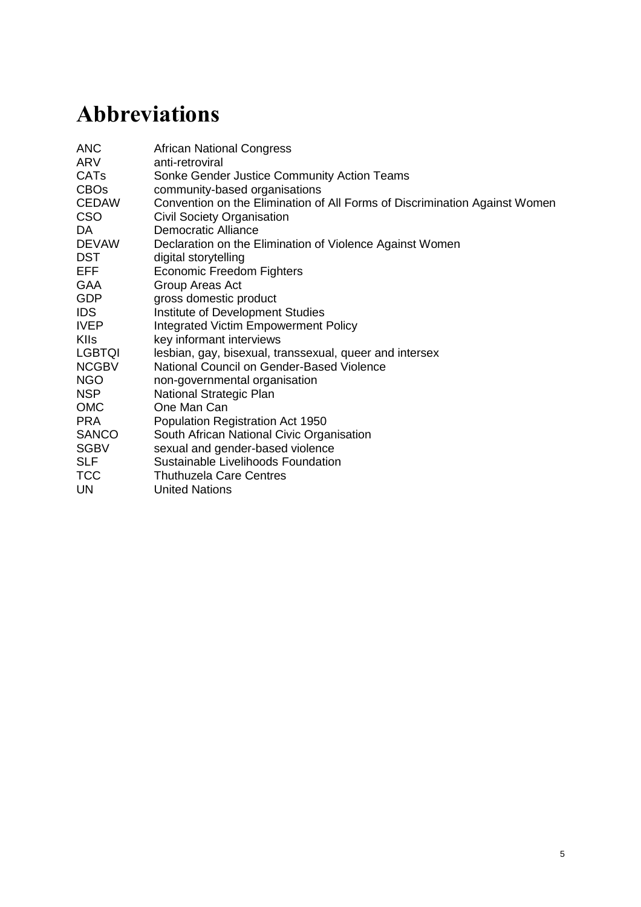# Abbreviations

| | |
|---|---|
| ANC | African National Congress |
| ARV | anti-retroviral |
| CATs | Sonke Gender Justice Community Action Teams |
| CBOs | community-based organisations |
| CEDAW | Convention on the Elimination of All Forms of Discrimination Against Women |
| CSO | Civil Society Organisation |
| DA | Democratic Alliance |
| DEVAW | Declaration on the Elimination of Violence Against Women |
| DST | digital storytelling |
| EFF | Economic Freedom Fighters |
| GAA | Group Areas Act |
| GDP | gross domestic product |
| IDS | Institute of Development Studies |
| IVEP | Integrated Victim Empowerment Policy |
| KIIs | key informant interviews |
| LGBTQI | lesbian, gay, bisexual, transsexual, queer and intersex |
| NCGBV | National Council on Gender-Based Violence |
| NGO | non-governmental organisation |
| NSP | National Strategic Plan |
| OMC | One Man Can |
| PRA | Population Registration Act 1950 |
| SANCO | South African National Civic Organisation |
| SGBV | sexual and gender-based violence |
| SLF | Sustainable Livelihoods Foundation |
| TCC | Thuthuzela Care Centres |
| UN | United Nations |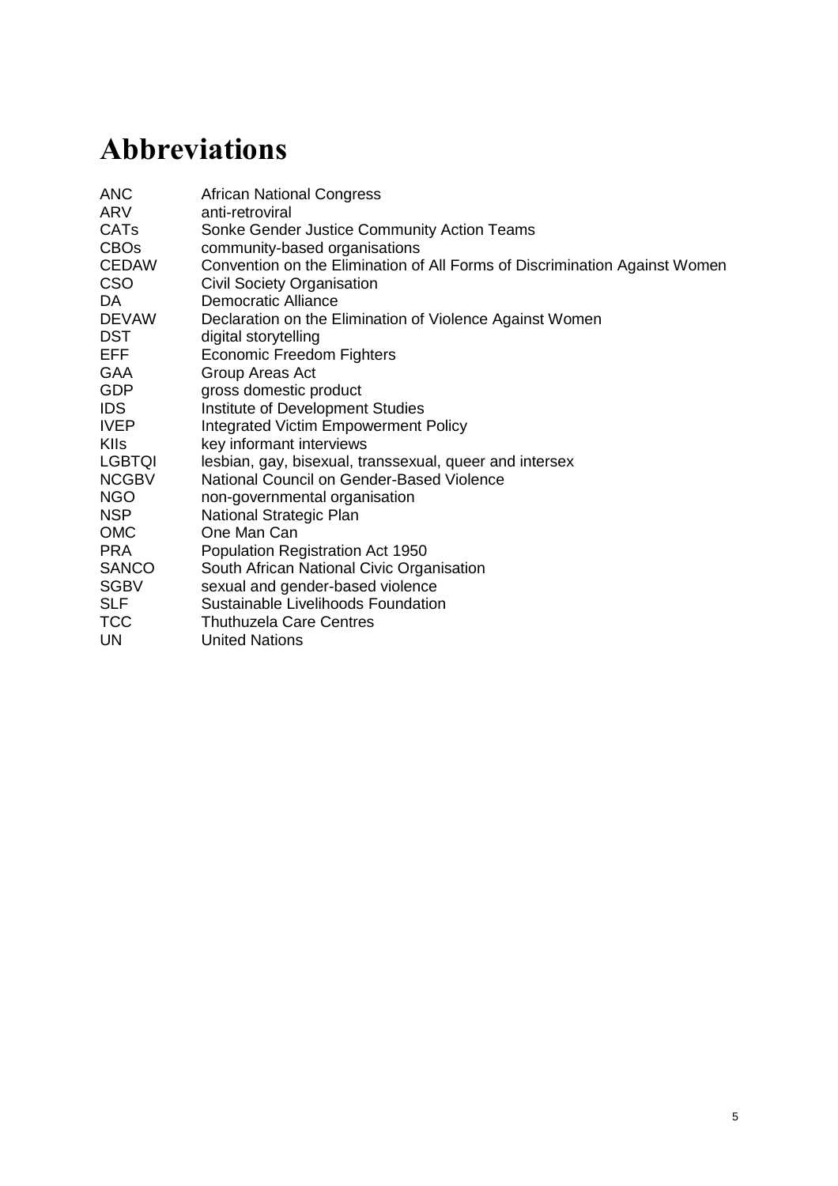# Abbreviations

| | |
|---|---|
| ANC | African National Congress |
| ARV | anti-retroviral |
| CATs | Sonke Gender Justice Community Action Teams |
| CBOs | community-based organisations |
| CEDAW | Convention on the Elimination of All Forms of Discrimination Against Women |
| CSO | Civil Society Organisation |
| DA | Democratic Alliance |
| DEVAW | Declaration on the Elimination of Violence Against Women |
| DST | digital storytelling |
| EFF | Economic Freedom Fighters |
| GAA | Group Areas Act |
| GDP | gross domestic product |
| IDS | Institute of Development Studies |
| IVEP | Integrated Victim Empowerment Policy |
| KIIs | key informant interviews |
| LGBTQI | lesbian, gay, bisexual, transsexual, queer and intersex |
| NCGBV | National Council on Gender-Based Violence |
| NGO | non-governmental organisation |
| NSP | National Strategic Plan |
| OMC | One Man Can |
| PRA | Population Registration Act 1950 |
| SANCO | South African National Civic Organisation |
| SGBV | sexual and gender-based violence |
| SLF | Sustainable Livelihoods Foundation |
| TCC | Thuthuzela Care Centres |
| UN | United Nations |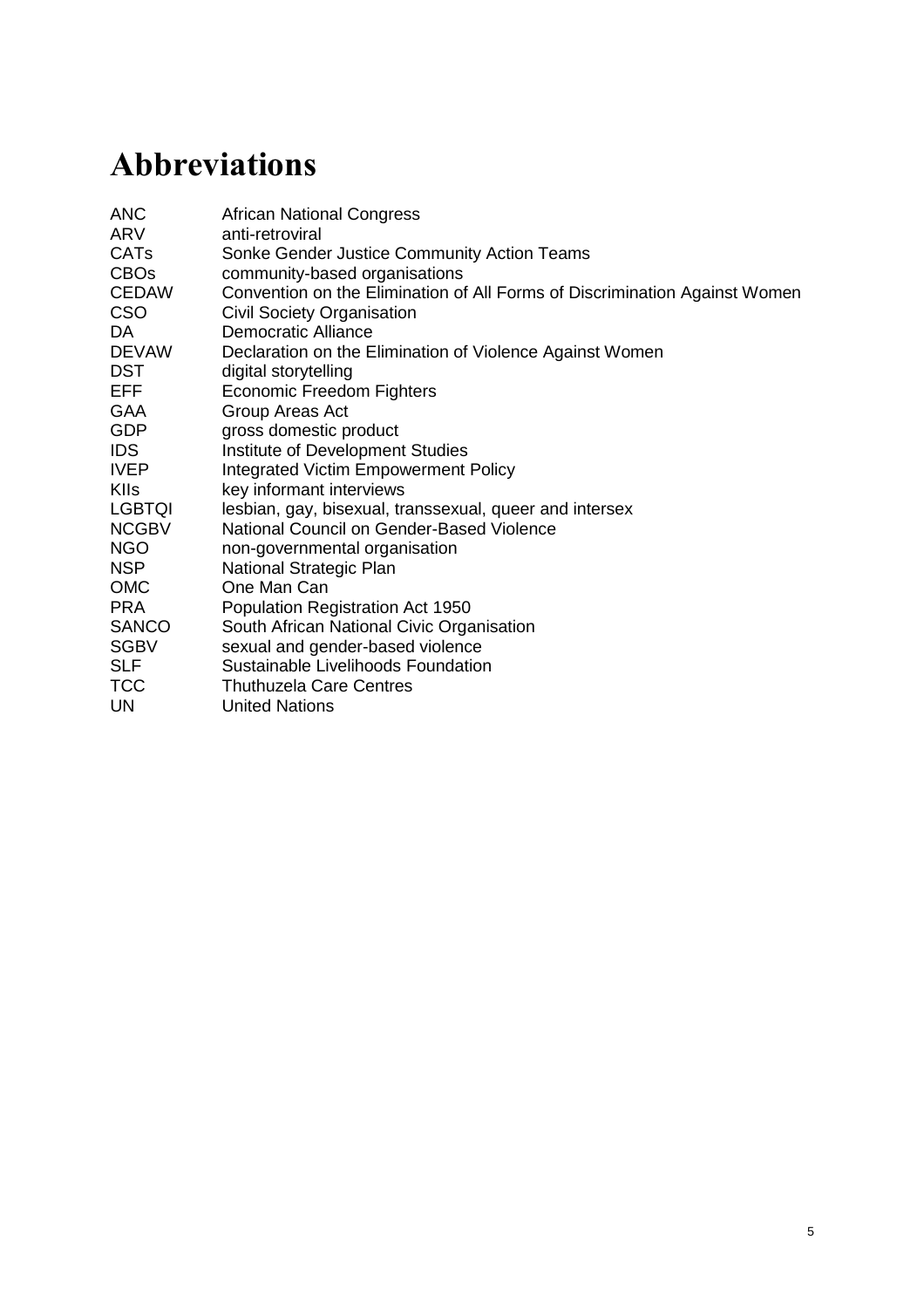# Abbreviations

| | |
|---|---|
| ANC | African National Congress |
| ARV | anti-retroviral |
| CATs | Sonke Gender Justice Community Action Teams |
| CBOs | community-based organisations |
| CEDAW | Convention on the Elimination of All Forms of Discrimination Against Women |
| CSO | Civil Society Organisation |
| DA | Democratic Alliance |
| DEVAW | Declaration on the Elimination of Violence Against Women |
| DST | digital storytelling |
| EFF | Economic Freedom Fighters |
| GAA | Group Areas Act |
| GDP | gross domestic product |
| IDS | Institute of Development Studies |
| IVEP | Integrated Victim Empowerment Policy |
| KIIs | key informant interviews |
| LGBTQI | lesbian, gay, bisexual, transsexual, queer and intersex |
| NCGBV | National Council on Gender-Based Violence |
| NGO | non-governmental organisation |
| NSP | National Strategic Plan |
| OMC | One Man Can |
| PRA | Population Registration Act 1950 |
| SANCO | South African National Civic Organisation |
| SGBV | sexual and gender-based violence |
| SLF | Sustainable Livelihoods Foundation |
| TCC | Thuthuzela Care Centres |
| UN | United Nations |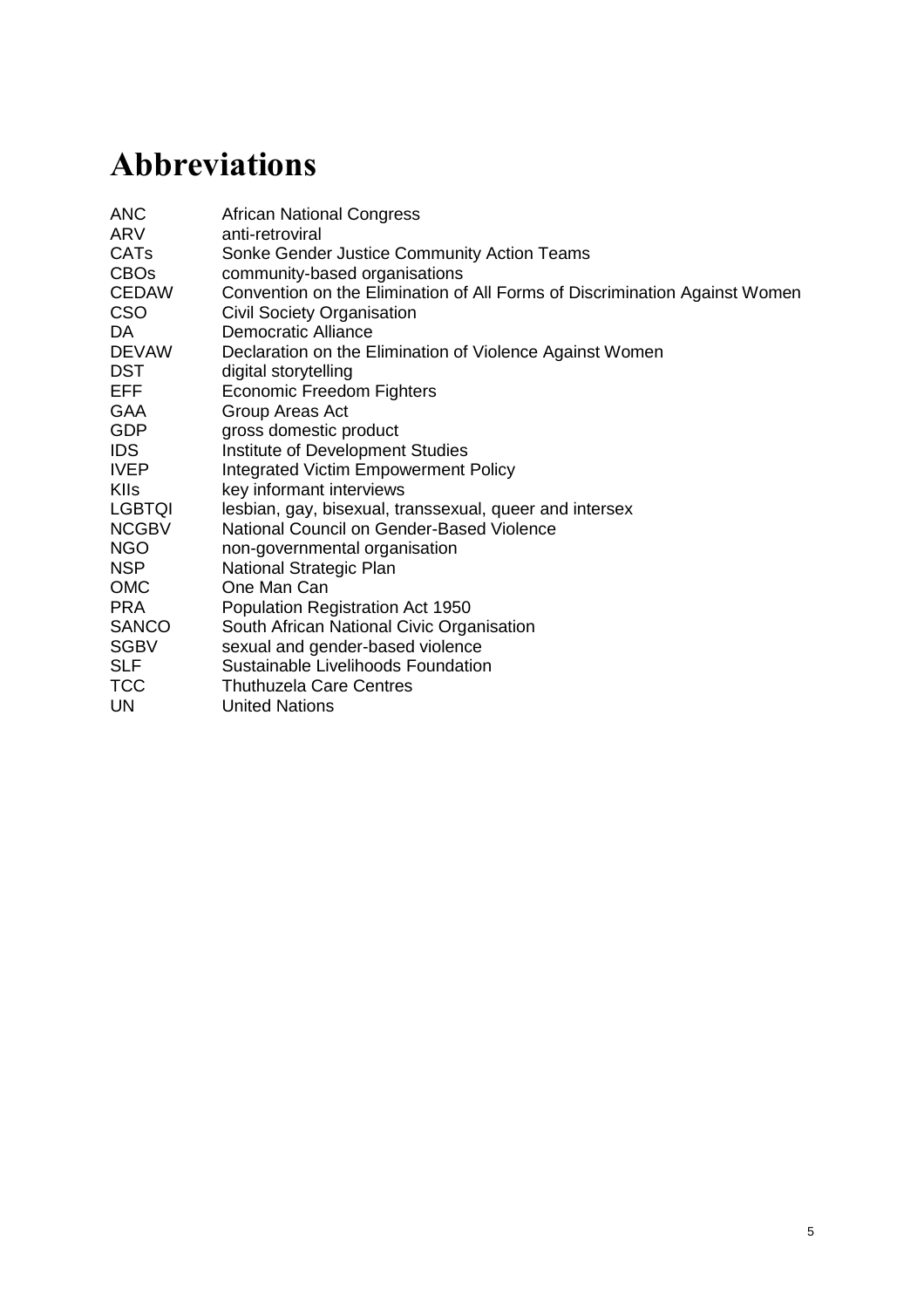# Abbreviations

| | |
|---|---|
| ANC | African National Congress |
| ARV | anti-retroviral |
| CATs | Sonke Gender Justice Community Action Teams |
| CBOs | community-based organisations |
| CEDAW | Convention on the Elimination of All Forms of Discrimination Against Women |
| CSO | Civil Society Organisation |
| DA | Democratic Alliance |
| DEVAW | Declaration on the Elimination of Violence Against Women |
| DST | digital storytelling |
| EFF | Economic Freedom Fighters |
| GAA | Group Areas Act |
| GDP | gross domestic product |
| IDS | Institute of Development Studies |
| IVEP | Integrated Victim Empowerment Policy |
| KIIs | key informant interviews |
| LGBTQI | lesbian, gay, bisexual, transsexual, queer and intersex |
| NCGBV | National Council on Gender-Based Violence |
| NGO | non-governmental organisation |
| NSP | National Strategic Plan |
| OMC | One Man Can |
| PRA | Population Registration Act 1950 |
| SANCO | South African National Civic Organisation |
| SGBV | sexual and gender-based violence |
| SLF | Sustainable Livelihoods Foundation |
| TCC | Thuthuzela Care Centres |
| UN | United Nations |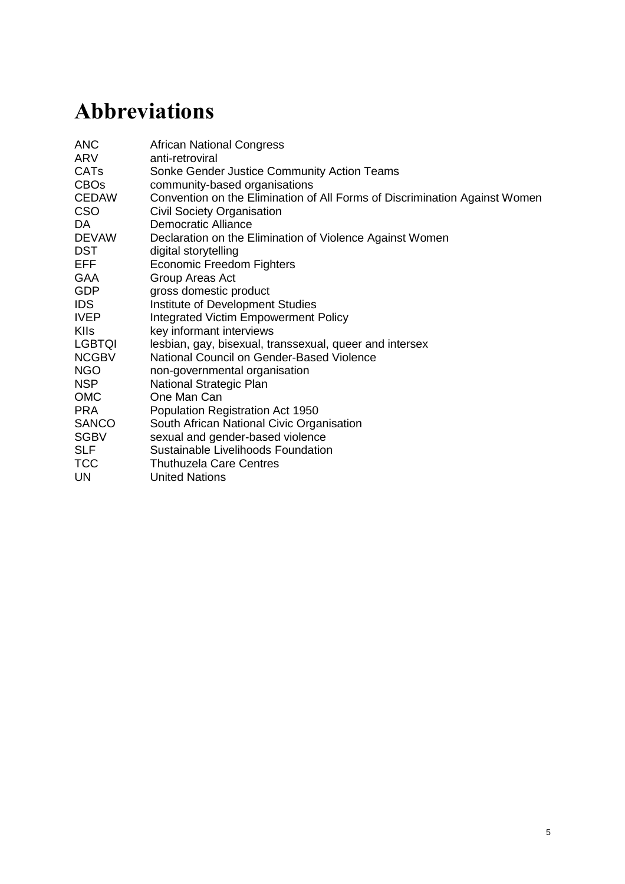# Abbreviations

| | |
|---|---|
| ANC | African National Congress |
| ARV | anti-retroviral |
| CATs | Sonke Gender Justice Community Action Teams |
| CBOs | community-based organisations |
| CEDAW | Convention on the Elimination of All Forms of Discrimination Against Women |
| CSO | Civil Society Organisation |
| DA | Democratic Alliance |
| DEVAW | Declaration on the Elimination of Violence Against Women |
| DST | digital storytelling |
| EFF | Economic Freedom Fighters |
| GAA | Group Areas Act |
| GDP | gross domestic product |
| IDS | Institute of Development Studies |
| IVEP | Integrated Victim Empowerment Policy |
| KIIs | key informant interviews |
| LGBTQI | lesbian, gay, bisexual, transsexual, queer and intersex |
| NCGBV | National Council on Gender-Based Violence |
| NGO | non-governmental organisation |
| NSP | National Strategic Plan |
| OMC | One Man Can |
| PRA | Population Registration Act 1950 |
| SANCO | South African National Civic Organisation |
| SGBV | sexual and gender-based violence |
| SLF | Sustainable Livelihoods Foundation |
| TCC | Thuthuzela Care Centres |
| UN | United Nations |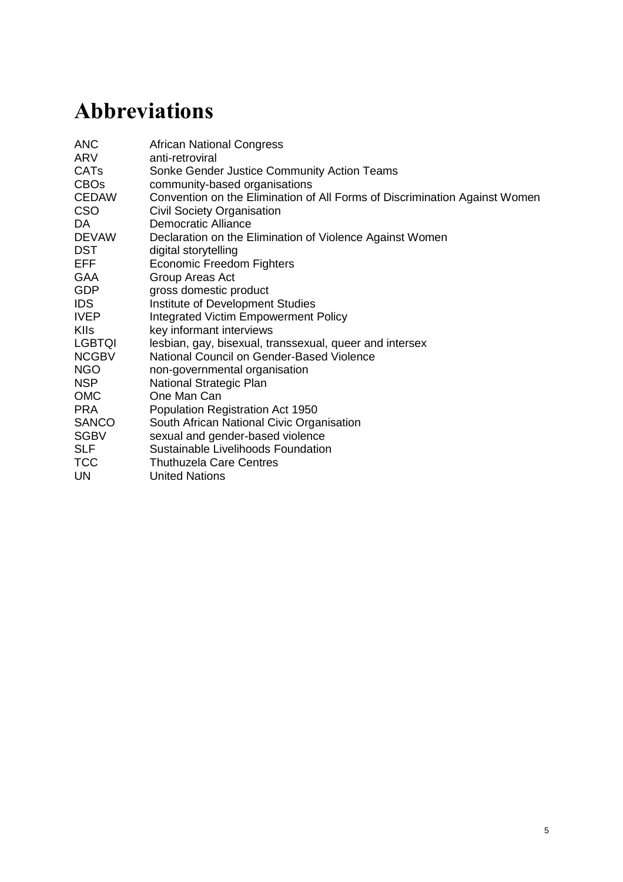# Abbreviations

| | |
|---|---|
| ANC | African National Congress |
| ARV | anti-retroviral |
| CATs | Sonke Gender Justice Community Action Teams |
| CBOs | community-based organisations |
| CEDAW | Convention on the Elimination of All Forms of Discrimination Against Women |
| CSO | Civil Society Organisation |
| DA | Democratic Alliance |
| DEVAW | Declaration on the Elimination of Violence Against Women |
| DST | digital storytelling |
| EFF | Economic Freedom Fighters |
| GAA | Group Areas Act |
| GDP | gross domestic product |
| IDS | Institute of Development Studies |
| IVEP | Integrated Victim Empowerment Policy |
| KIIs | key informant interviews |
| LGBTQI | lesbian, gay, bisexual, transsexual, queer and intersex |
| NCGBV | National Council on Gender-Based Violence |
| NGO | non-governmental organisation |
| NSP | National Strategic Plan |
| OMC | One Man Can |
| PRA | Population Registration Act 1950 |
| SANCO | South African National Civic Organisation |
| SGBV | sexual and gender-based violence |
| SLF | Sustainable Livelihoods Foundation |
| TCC | Thuthuzela Care Centres |
| UN | United Nations |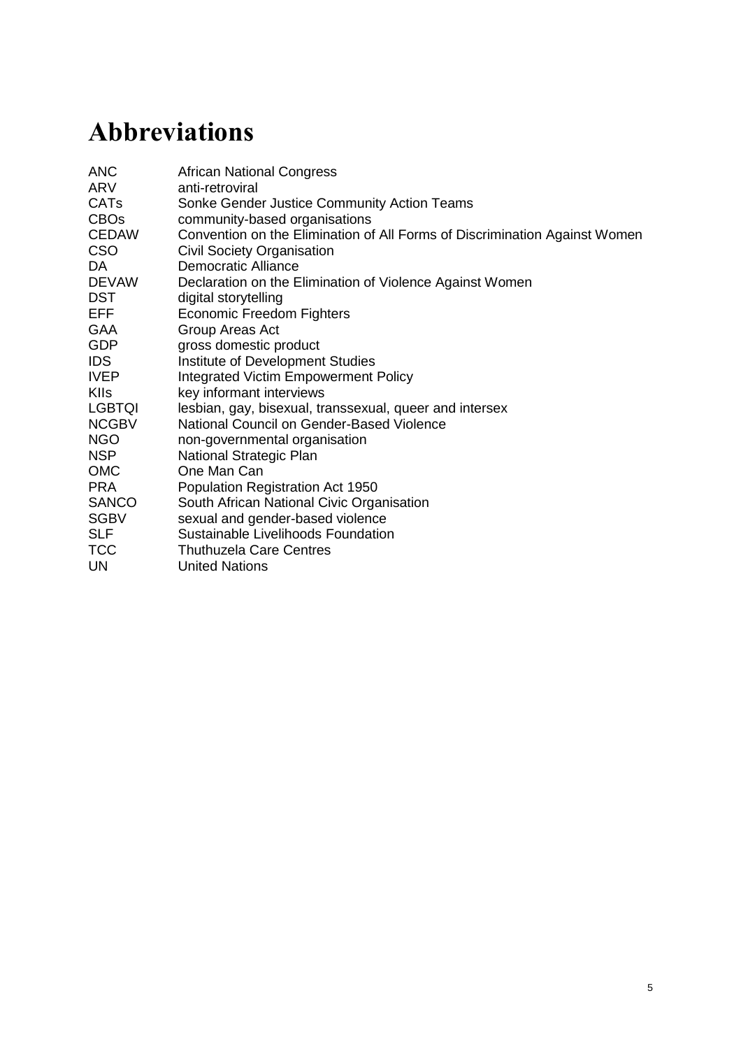# Abbreviations

| | |
|---|---|
| ANC | African National Congress |
| ARV | anti-retroviral |
| CATs | Sonke Gender Justice Community Action Teams |
| CBOs | community-based organisations |
| CEDAW | Convention on the Elimination of All Forms of Discrimination Against Women |
| CSO | Civil Society Organisation |
| DA | Democratic Alliance |
| DEVAW | Declaration on the Elimination of Violence Against Women |
| DST | digital storytelling |
| EFF | Economic Freedom Fighters |
| GAA | Group Areas Act |
| GDP | gross domestic product |
| IDS | Institute of Development Studies |
| IVEP | Integrated Victim Empowerment Policy |
| KIIs | key informant interviews |
| LGBTQI | lesbian, gay, bisexual, transsexual, queer and intersex |
| NCGBV | National Council on Gender-Based Violence |
| NGO | non-governmental organisation |
| NSP | National Strategic Plan |
| OMC | One Man Can |
| PRA | Population Registration Act 1950 |
| SANCO | South African National Civic Organisation |
| SGBV | sexual and gender-based violence |
| SLF | Sustainable Livelihoods Foundation |
| TCC | Thuthuzela Care Centres |
| UN | United Nations |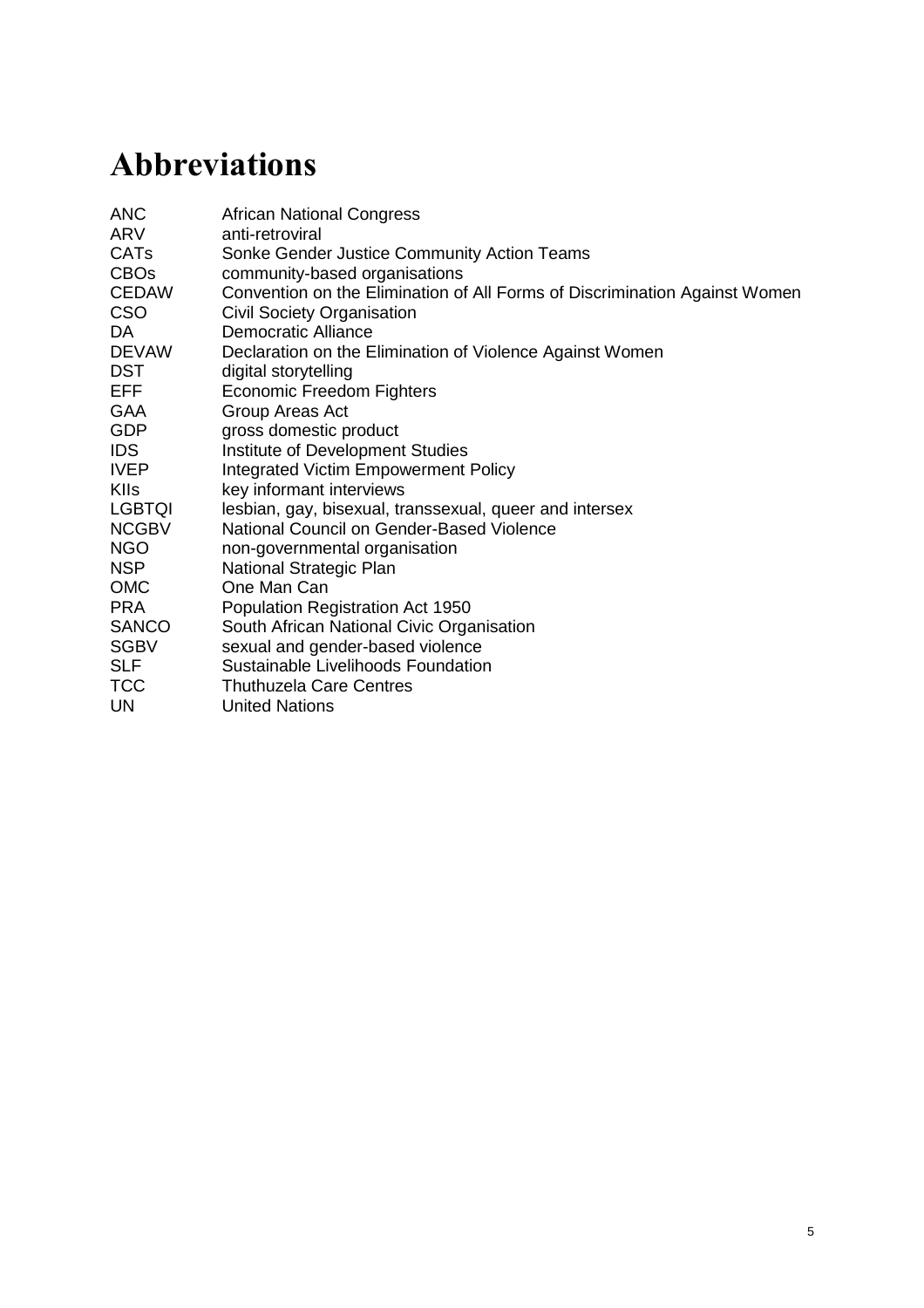# Abbreviations

| | |
|---|---|
| ANC | African National Congress |
| ARV | anti-retroviral |
| CATs | Sonke Gender Justice Community Action Teams |
| CBOs | community-based organisations |
| CEDAW | Convention on the Elimination of All Forms of Discrimination Against Women |
| CSO | Civil Society Organisation |
| DA | Democratic Alliance |
| DEVAW | Declaration on the Elimination of Violence Against Women |
| DST | digital storytelling |
| EFF | Economic Freedom Fighters |
| GAA | Group Areas Act |
| GDP | gross domestic product |
| IDS | Institute of Development Studies |
| IVEP | Integrated Victim Empowerment Policy |
| KIIs | key informant interviews |
| LGBTQI | lesbian, gay, bisexual, transsexual, queer and intersex |
| NCGBV | National Council on Gender-Based Violence |
| NGO | non-governmental organisation |
| NSP | National Strategic Plan |
| OMC | One Man Can |
| PRA | Population Registration Act 1950 |
| SANCO | South African National Civic Organisation |
| SGBV | sexual and gender-based violence |
| SLF | Sustainable Livelihoods Foundation |
| TCC | Thuthuzela Care Centres |
| UN | United Nations |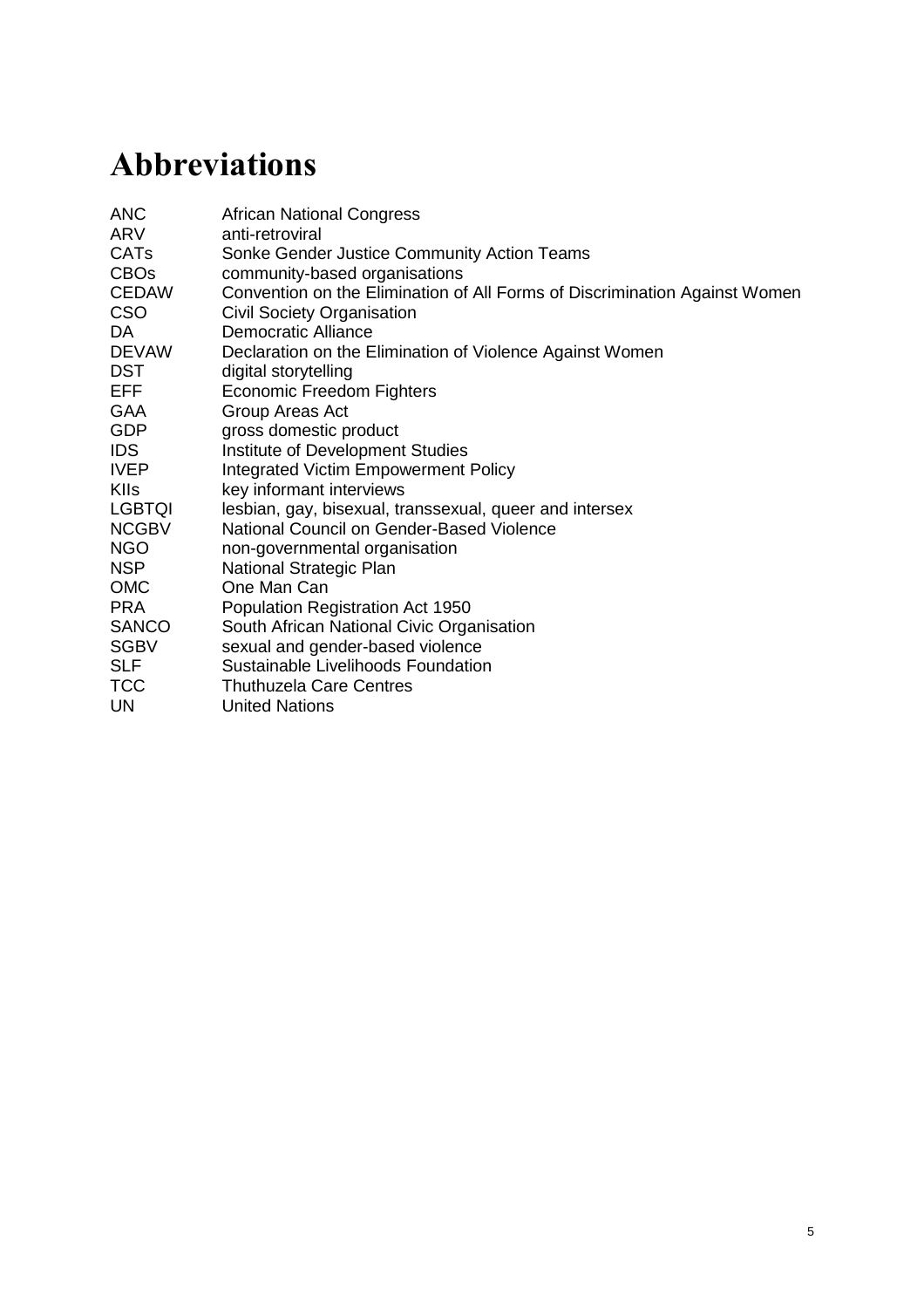# Abbreviations

| | |
|---|---|
| ANC | African National Congress |
| ARV | anti-retroviral |
| CATs | Sonke Gender Justice Community Action Teams |
| CBOs | community-based organisations |
| CEDAW | Convention on the Elimination of All Forms of Discrimination Against Women |
| CSO | Civil Society Organisation |
| DA | Democratic Alliance |
| DEVAW | Declaration on the Elimination of Violence Against Women |
| DST | digital storytelling |
| EFF | Economic Freedom Fighters |
| GAA | Group Areas Act |
| GDP | gross domestic product |
| IDS | Institute of Development Studies |
| IVEP | Integrated Victim Empowerment Policy |
| KIIs | key informant interviews |
| LGBTQI | lesbian, gay, bisexual, transsexual, queer and intersex |
| NCGBV | National Council on Gender-Based Violence |
| NGO | non-governmental organisation |
| NSP | National Strategic Plan |
| OMC | One Man Can |
| PRA | Population Registration Act 1950 |
| SANCO | South African National Civic Organisation |
| SGBV | sexual and gender-based violence |
| SLF | Sustainable Livelihoods Foundation |
| TCC | Thuthuzela Care Centres |
| UN | United Nations |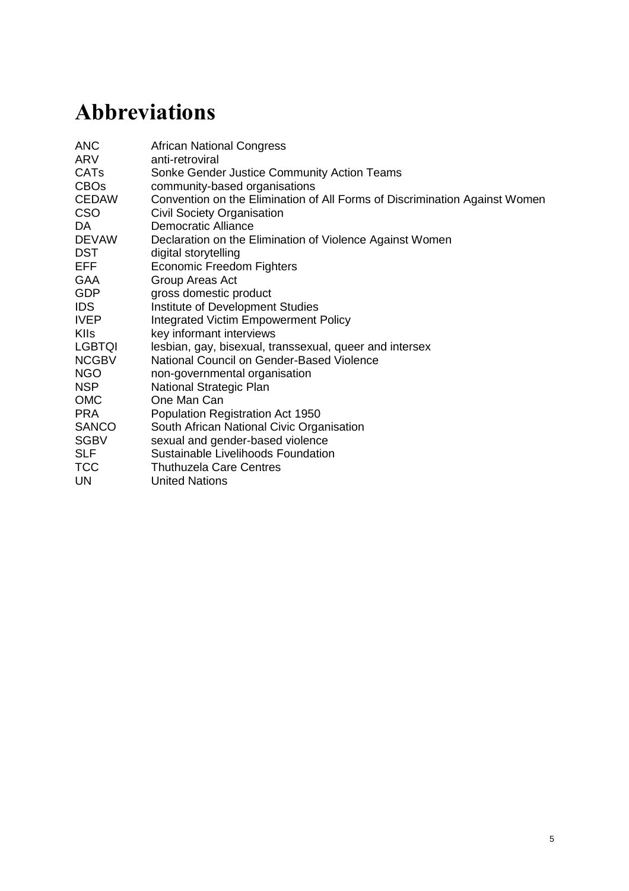# Abbreviations

| | |
|---|---|
| ANC | African National Congress |
| ARV | anti-retroviral |
| CATs | Sonke Gender Justice Community Action Teams |
| CBOs | community-based organisations |
| CEDAW | Convention on the Elimination of All Forms of Discrimination Against Women |
| CSO | Civil Society Organisation |
| DA | Democratic Alliance |
| DEVAW | Declaration on the Elimination of Violence Against Women |
| DST | digital storytelling |
| EFF | Economic Freedom Fighters |
| GAA | Group Areas Act |
| GDP | gross domestic product |
| IDS | Institute of Development Studies |
| IVEP | Integrated Victim Empowerment Policy |
| KIIs | key informant interviews |
| LGBTQI | lesbian, gay, bisexual, transsexual, queer and intersex |
| NCGBV | National Council on Gender-Based Violence |
| NGO | non-governmental organisation |
| NSP | National Strategic Plan |
| OMC | One Man Can |
| PRA | Population Registration Act 1950 |
| SANCO | South African National Civic Organisation |
| SGBV | sexual and gender-based violence |
| SLF | Sustainable Livelihoods Foundation |
| TCC | Thuthuzela Care Centres |
| UN | United Nations |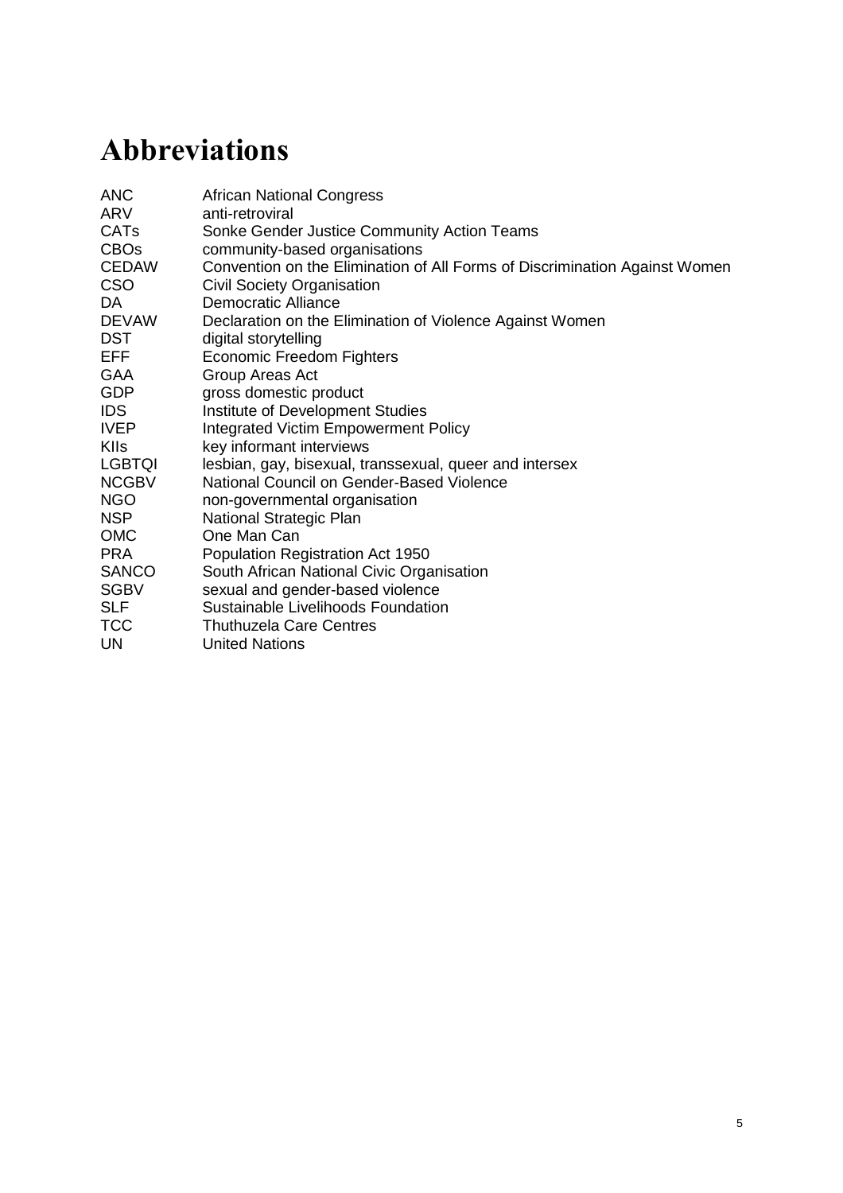# Abbreviations

| | |
|---|---|
| ANC | African National Congress |
| ARV | anti-retroviral |
| CATs | Sonke Gender Justice Community Action Teams |
| CBOs | community-based organisations |
| CEDAW | Convention on the Elimination of All Forms of Discrimination Against Women |
| CSO | Civil Society Organisation |
| DA | Democratic Alliance |
| DEVAW | Declaration on the Elimination of Violence Against Women |
| DST | digital storytelling |
| EFF | Economic Freedom Fighters |
| GAA | Group Areas Act |
| GDP | gross domestic product |
| IDS | Institute of Development Studies |
| IVEP | Integrated Victim Empowerment Policy |
| KIIs | key informant interviews |
| LGBTQI | lesbian, gay, bisexual, transsexual, queer and intersex |
| NCGBV | National Council on Gender-Based Violence |
| NGO | non-governmental organisation |
| NSP | National Strategic Plan |
| OMC | One Man Can |
| PRA | Population Registration Act 1950 |
| SANCO | South African National Civic Organisation |
| SGBV | sexual and gender-based violence |
| SLF | Sustainable Livelihoods Foundation |
| TCC | Thuthuzela Care Centres |
| UN | United Nations |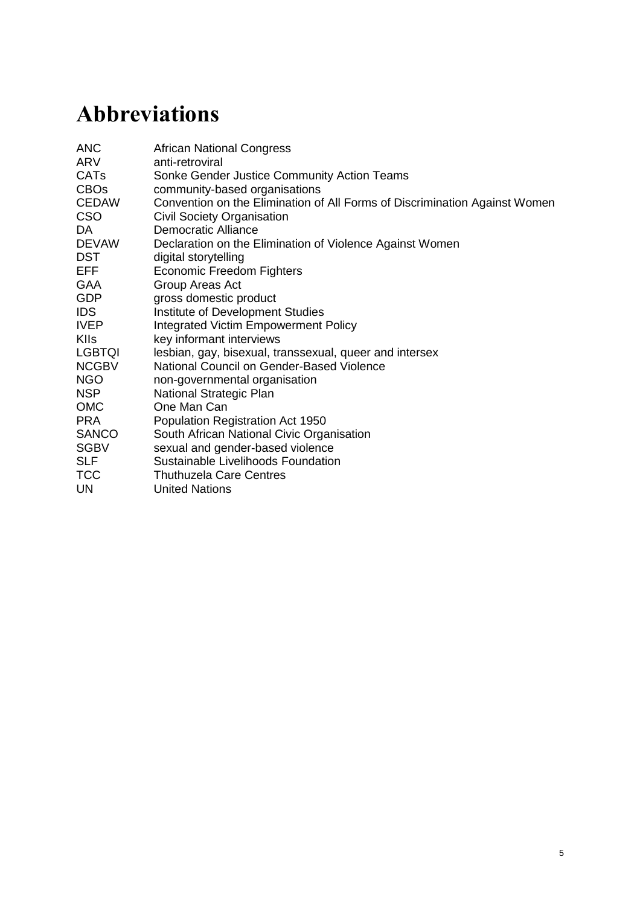# Abbreviations

| | |
|---|---|
| ANC | African National Congress |
| ARV | anti-retroviral |
| CATs | Sonke Gender Justice Community Action Teams |
| CBOs | community-based organisations |
| CEDAW | Convention on the Elimination of All Forms of Discrimination Against Women |
| CSO | Civil Society Organisation |
| DA | Democratic Alliance |
| DEVAW | Declaration on the Elimination of Violence Against Women |
| DST | digital storytelling |
| EFF | Economic Freedom Fighters |
| GAA | Group Areas Act |
| GDP | gross domestic product |
| IDS | Institute of Development Studies |
| IVEP | Integrated Victim Empowerment Policy |
| KIIs | key informant interviews |
| LGBTQI | lesbian, gay, bisexual, transsexual, queer and intersex |
| NCGBV | National Council on Gender-Based Violence |
| NGO | non-governmental organisation |
| NSP | National Strategic Plan |
| OMC | One Man Can |
| PRA | Population Registration Act 1950 |
| SANCO | South African National Civic Organisation |
| SGBV | sexual and gender-based violence |
| SLF | Sustainable Livelihoods Foundation |
| TCC | Thuthuzela Care Centres |
| UN | United Nations |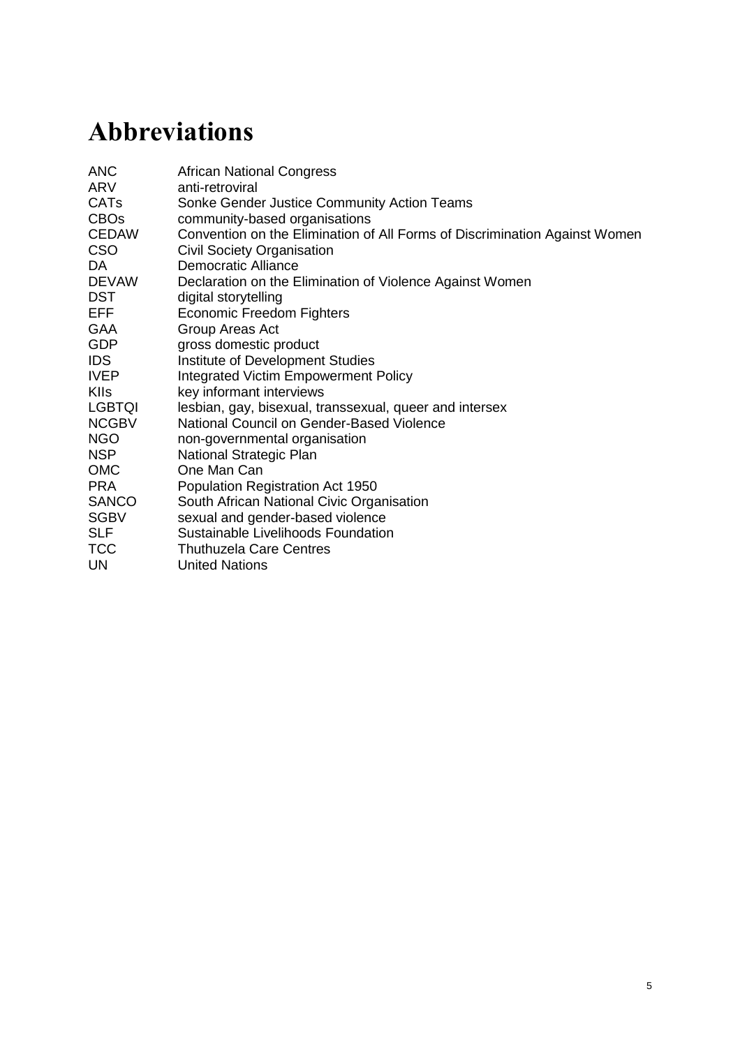# Abbreviations

| | |
|---|---|
| ANC | African National Congress |
| ARV | anti-retroviral |
| CATs | Sonke Gender Justice Community Action Teams |
| CBOs | community-based organisations |
| CEDAW | Convention on the Elimination of All Forms of Discrimination Against Women |
| CSO | Civil Society Organisation |
| DA | Democratic Alliance |
| DEVAW | Declaration on the Elimination of Violence Against Women |
| DST | digital storytelling |
| EFF | Economic Freedom Fighters |
| GAA | Group Areas Act |
| GDP | gross domestic product |
| IDS | Institute of Development Studies |
| IVEP | Integrated Victim Empowerment Policy |
| KIIs | key informant interviews |
| LGBTQI | lesbian, gay, bisexual, transsexual, queer and intersex |
| NCGBV | National Council on Gender-Based Violence |
| NGO | non-governmental organisation |
| NSP | National Strategic Plan |
| OMC | One Man Can |
| PRA | Population Registration Act 1950 |
| SANCO | South African National Civic Organisation |
| SGBV | sexual and gender-based violence |
| SLF | Sustainable Livelihoods Foundation |
| TCC | Thuthuzela Care Centres |
| UN | United Nations |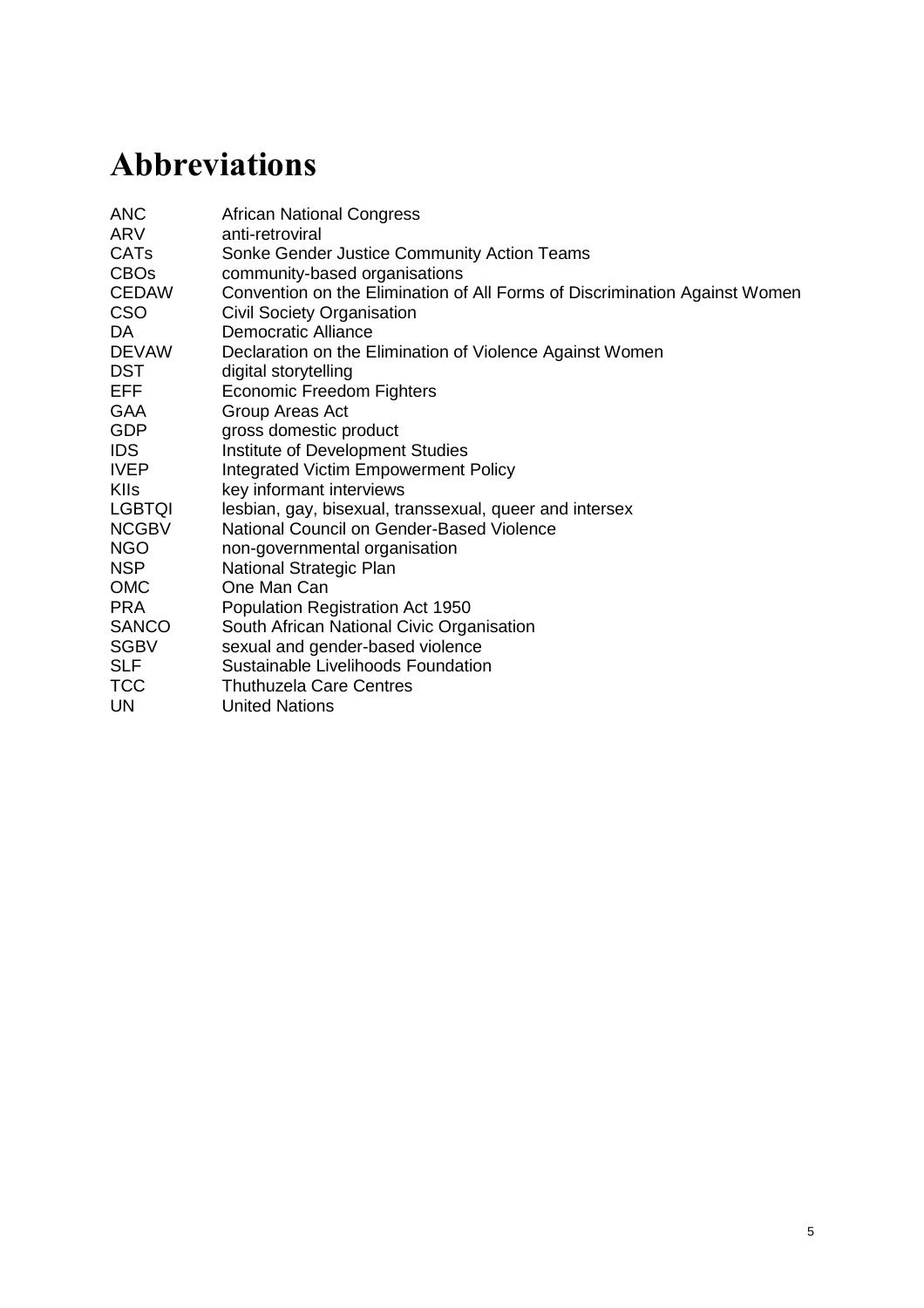# Abbreviations

| | |
|---|---|
| ANC | African National Congress |
| ARV | anti-retroviral |
| CATs | Sonke Gender Justice Community Action Teams |
| CBOs | community-based organisations |
| CEDAW | Convention on the Elimination of All Forms of Discrimination Against Women |
| CSO | Civil Society Organisation |
| DA | Democratic Alliance |
| DEVAW | Declaration on the Elimination of Violence Against Women |
| DST | digital storytelling |
| EFF | Economic Freedom Fighters |
| GAA | Group Areas Act |
| GDP | gross domestic product |
| IDS | Institute of Development Studies |
| IVEP | Integrated Victim Empowerment Policy |
| KIIs | key informant interviews |
| LGBTQI | lesbian, gay, bisexual, transsexual, queer and intersex |
| NCGBV | National Council on Gender-Based Violence |
| NGO | non-governmental organisation |
| NSP | National Strategic Plan |
| OMC | One Man Can |
| PRA | Population Registration Act 1950 |
| SANCO | South African National Civic Organisation |
| SGBV | sexual and gender-based violence |
| SLF | Sustainable Livelihoods Foundation |
| TCC | Thuthuzela Care Centres |
| UN | United Nations |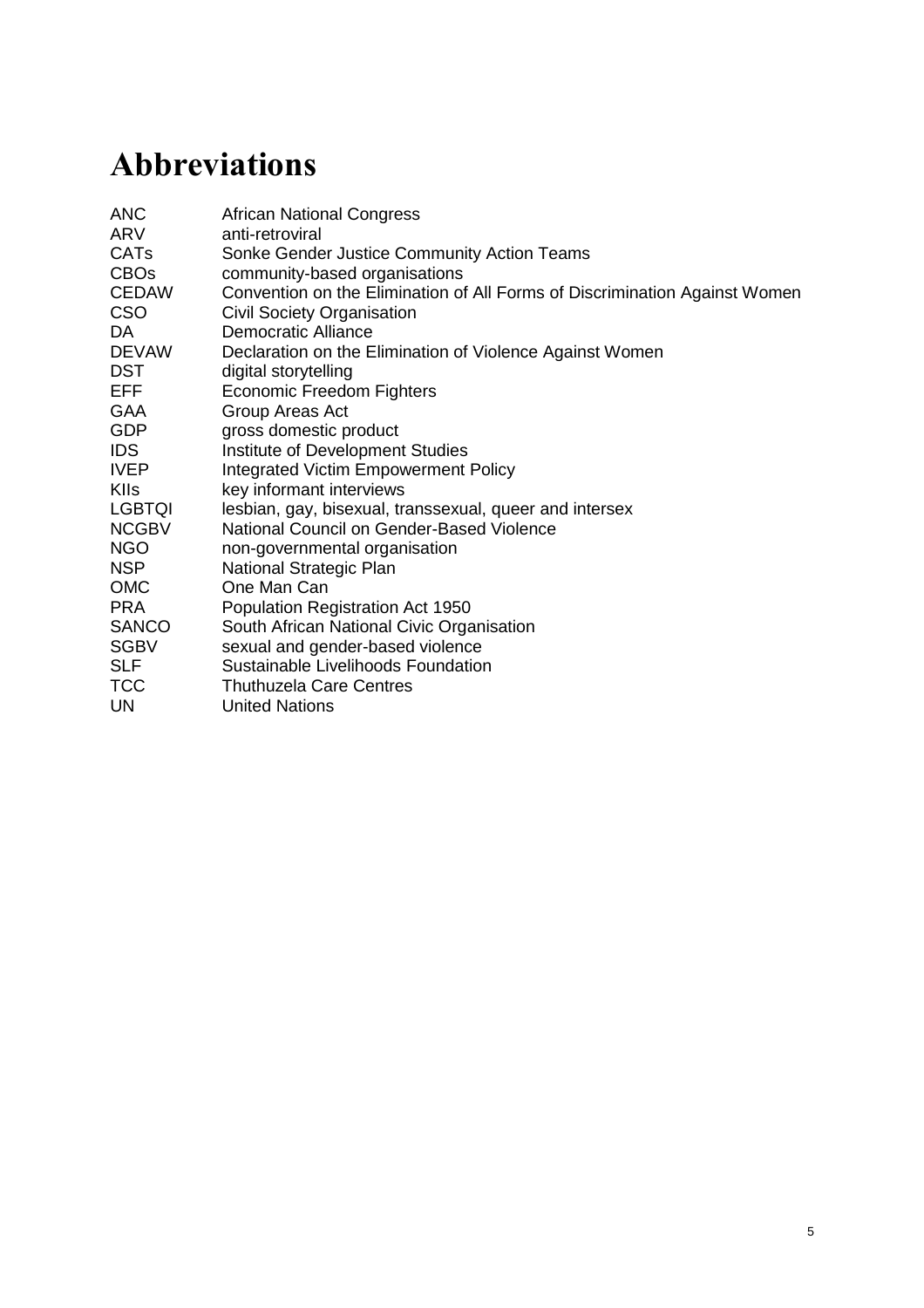# Abbreviations

| | |
|---|---|
| ANC | African National Congress |
| ARV | anti-retroviral |
| CATs | Sonke Gender Justice Community Action Teams |
| CBOs | community-based organisations |
| CEDAW | Convention on the Elimination of All Forms of Discrimination Against Women |
| CSO | Civil Society Organisation |
| DA | Democratic Alliance |
| DEVAW | Declaration on the Elimination of Violence Against Women |
| DST | digital storytelling |
| EFF | Economic Freedom Fighters |
| GAA | Group Areas Act |
| GDP | gross domestic product |
| IDS | Institute of Development Studies |
| IVEP | Integrated Victim Empowerment Policy |
| KIIs | key informant interviews |
| LGBTQI | lesbian, gay, bisexual, transsexual, queer and intersex |
| NCGBV | National Council on Gender-Based Violence |
| NGO | non-governmental organisation |
| NSP | National Strategic Plan |
| OMC | One Man Can |
| PRA | Population Registration Act 1950 |
| SANCO | South African National Civic Organisation |
| SGBV | sexual and gender-based violence |
| SLF | Sustainable Livelihoods Foundation |
| TCC | Thuthuzela Care Centres |
| UN | United Nations |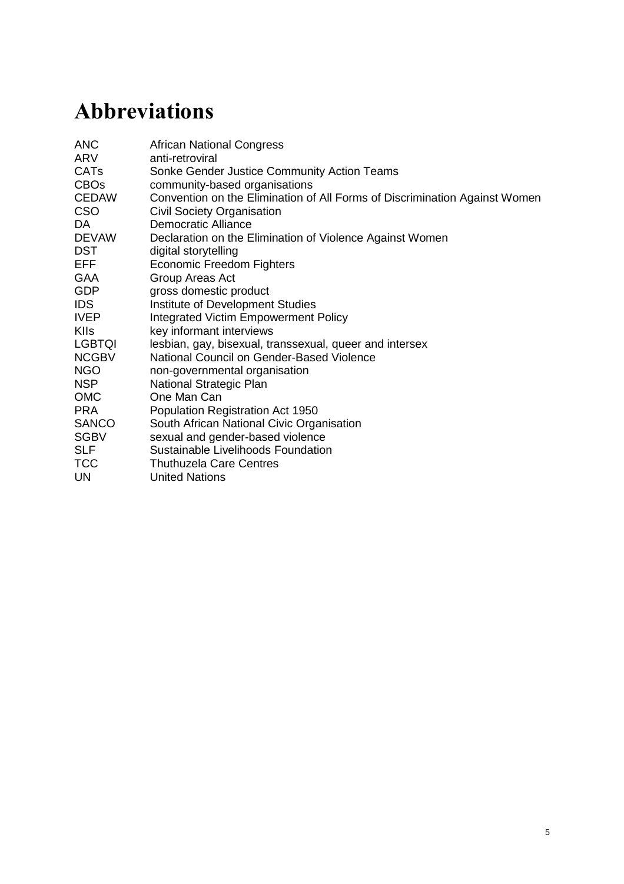# Abbreviations

| | |
|---|---|
| ANC | African National Congress |
| ARV | anti-retroviral |
| CATs | Sonke Gender Justice Community Action Teams |
| CBOs | community-based organisations |
| CEDAW | Convention on the Elimination of All Forms of Discrimination Against Women |
| CSO | Civil Society Organisation |
| DA | Democratic Alliance |
| DEVAW | Declaration on the Elimination of Violence Against Women |
| DST | digital storytelling |
| EFF | Economic Freedom Fighters |
| GAA | Group Areas Act |
| GDP | gross domestic product |
| IDS | Institute of Development Studies |
| IVEP | Integrated Victim Empowerment Policy |
| KIIs | key informant interviews |
| LGBTQI | lesbian, gay, bisexual, transsexual, queer and intersex |
| NCGBV | National Council on Gender-Based Violence |
| NGO | non-governmental organisation |
| NSP | National Strategic Plan |
| OMC | One Man Can |
| PRA | Population Registration Act 1950 |
| SANCO | South African National Civic Organisation |
| SGBV | sexual and gender-based violence |
| SLF | Sustainable Livelihoods Foundation |
| TCC | Thuthuzela Care Centres |
| UN | United Nations |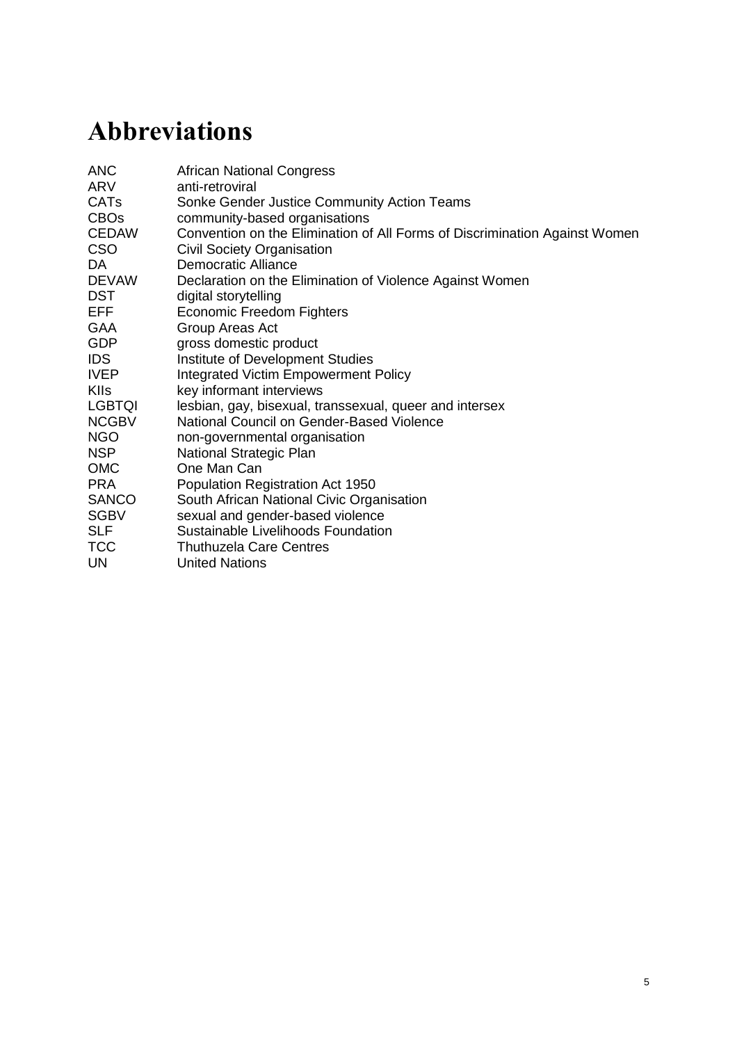# Abbreviations

| | |
|---|---|
| ANC | African National Congress |
| ARV | anti-retroviral |
| CATs | Sonke Gender Justice Community Action Teams |
| CBOs | community-based organisations |
| CEDAW | Convention on the Elimination of All Forms of Discrimination Against Women |
| CSO | Civil Society Organisation |
| DA | Democratic Alliance |
| DEVAW | Declaration on the Elimination of Violence Against Women |
| DST | digital storytelling |
| EFF | Economic Freedom Fighters |
| GAA | Group Areas Act |
| GDP | gross domestic product |
| IDS | Institute of Development Studies |
| IVEP | Integrated Victim Empowerment Policy |
| KIIs | key informant interviews |
| LGBTQI | lesbian, gay, bisexual, transsexual, queer and intersex |
| NCGBV | National Council on Gender-Based Violence |
| NGO | non-governmental organisation |
| NSP | National Strategic Plan |
| OMC | One Man Can |
| PRA | Population Registration Act 1950 |
| SANCO | South African National Civic Organisation |
| SGBV | sexual and gender-based violence |
| SLF | Sustainable Livelihoods Foundation |
| TCC | Thuthuzela Care Centres |
| UN | United Nations |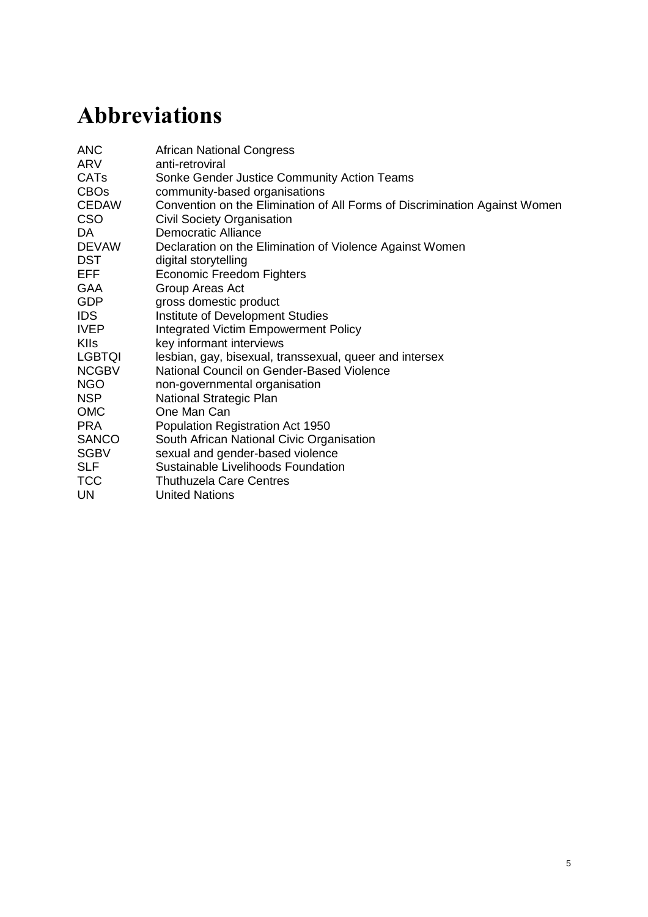# Abbreviations

| | |
|---|---|
| ANC | African National Congress |
| ARV | anti-retroviral |
| CATs | Sonke Gender Justice Community Action Teams |
| CBOs | community-based organisations |
| CEDAW | Convention on the Elimination of All Forms of Discrimination Against Women |
| CSO | Civil Society Organisation |
| DA | Democratic Alliance |
| DEVAW | Declaration on the Elimination of Violence Against Women |
| DST | digital storytelling |
| EFF | Economic Freedom Fighters |
| GAA | Group Areas Act |
| GDP | gross domestic product |
| IDS | Institute of Development Studies |
| IVEP | Integrated Victim Empowerment Policy |
| KIIs | key informant interviews |
| LGBTQI | lesbian, gay, bisexual, transsexual, queer and intersex |
| NCGBV | National Council on Gender-Based Violence |
| NGO | non-governmental organisation |
| NSP | National Strategic Plan |
| OMC | One Man Can |
| PRA | Population Registration Act 1950 |
| SANCO | South African National Civic Organisation |
| SGBV | sexual and gender-based violence |
| SLF | Sustainable Livelihoods Foundation |
| TCC | Thuthuzela Care Centres |
| UN | United Nations |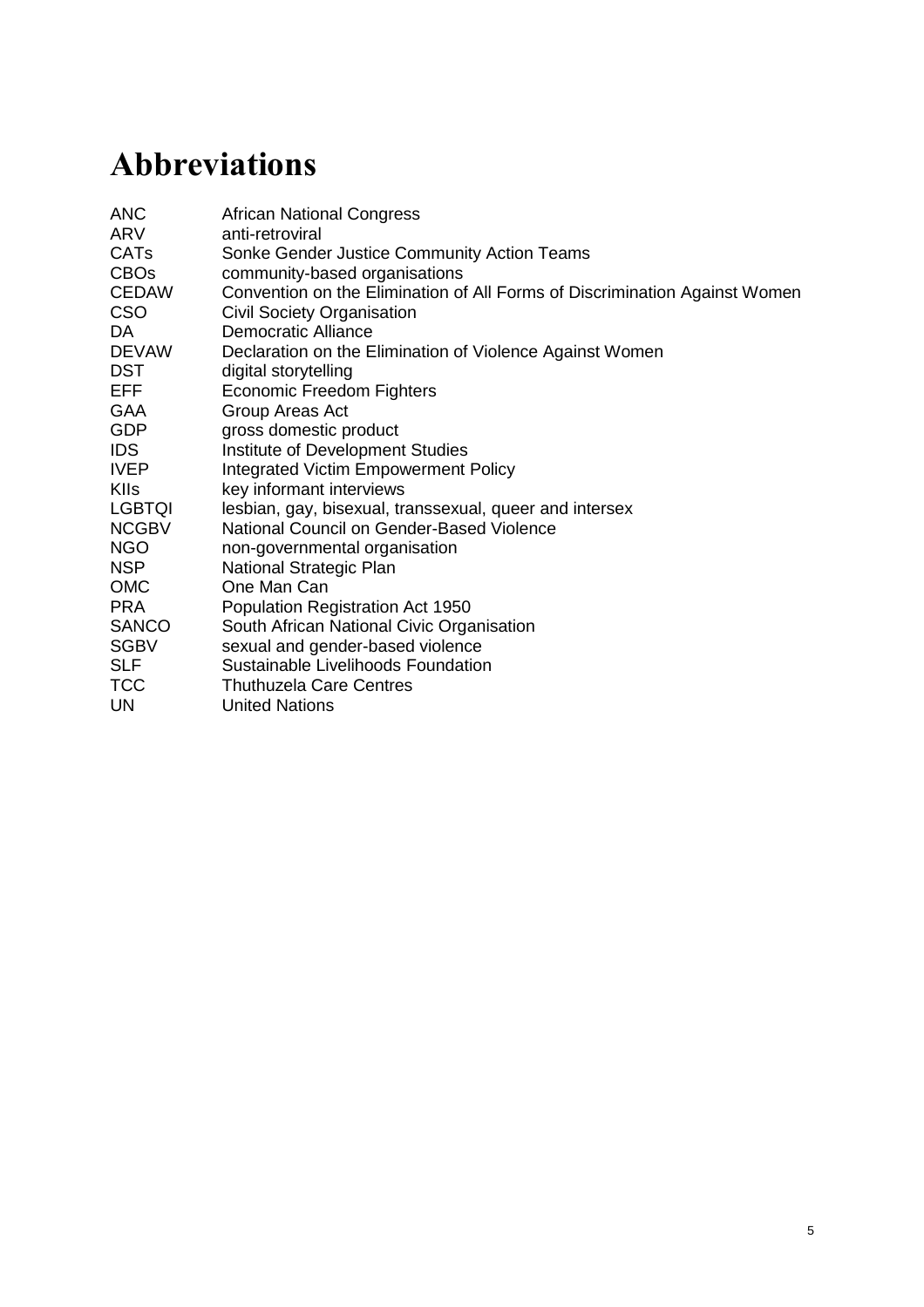# Abbreviations

| | |
|---|---|
| ANC | African National Congress |
| ARV | anti-retroviral |
| CATs | Sonke Gender Justice Community Action Teams |
| CBOs | community-based organisations |
| CEDAW | Convention on the Elimination of All Forms of Discrimination Against Women |
| CSO | Civil Society Organisation |
| DA | Democratic Alliance |
| DEVAW | Declaration on the Elimination of Violence Against Women |
| DST | digital storytelling |
| EFF | Economic Freedom Fighters |
| GAA | Group Areas Act |
| GDP | gross domestic product |
| IDS | Institute of Development Studies |
| IVEP | Integrated Victim Empowerment Policy |
| KIIs | key informant interviews |
| LGBTQI | lesbian, gay, bisexual, transsexual, queer and intersex |
| NCGBV | National Council on Gender-Based Violence |
| NGO | non-governmental organisation |
| NSP | National Strategic Plan |
| OMC | One Man Can |
| PRA | Population Registration Act 1950 |
| SANCO | South African National Civic Organisation |
| SGBV | sexual and gender-based violence |
| SLF | Sustainable Livelihoods Foundation |
| TCC | Thuthuzela Care Centres |
| UN | United Nations |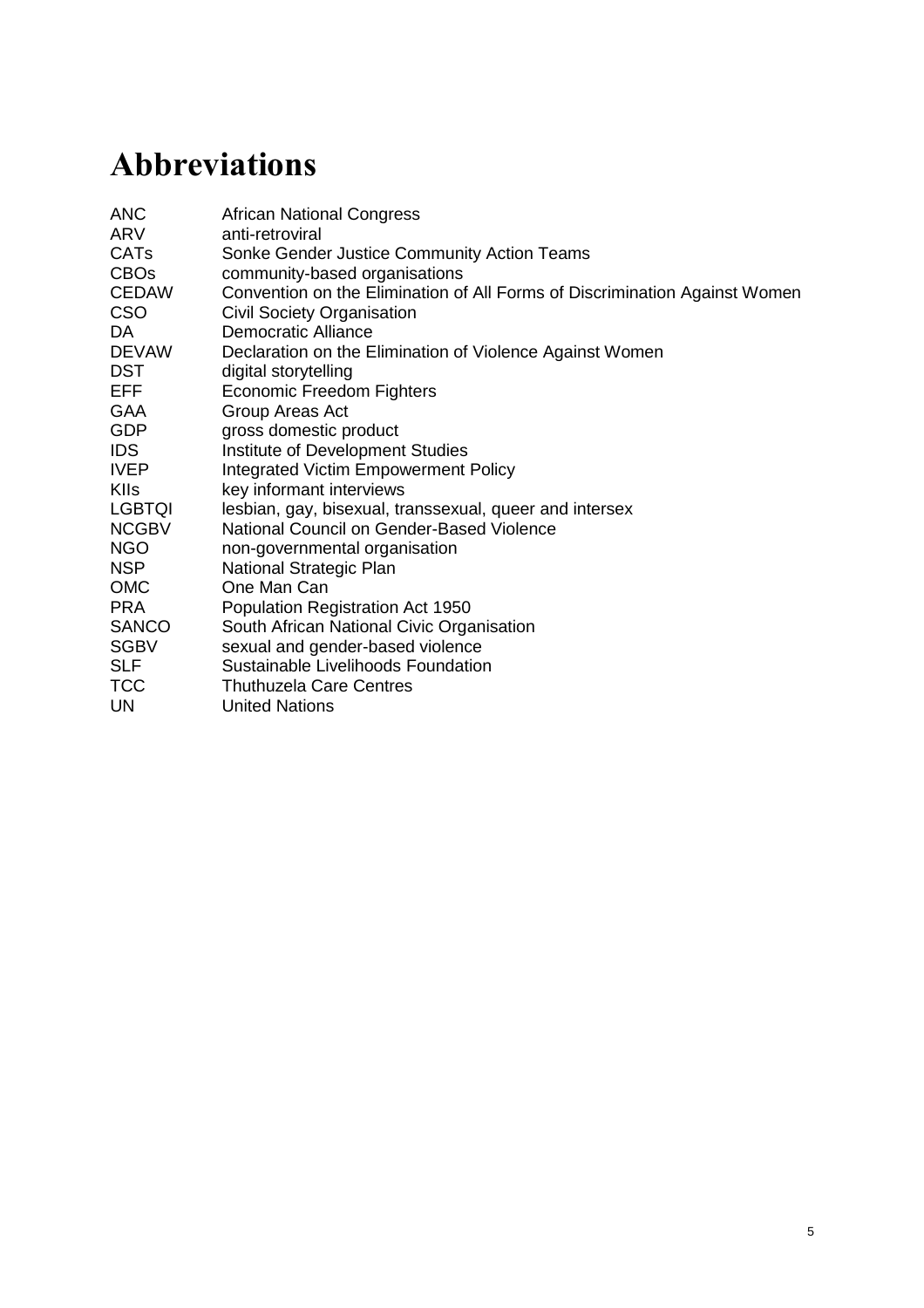# Abbreviations

| | |
|---|---|
| ANC | African National Congress |
| ARV | anti-retroviral |
| CATs | Sonke Gender Justice Community Action Teams |
| CBOs | community-based organisations |
| CEDAW | Convention on the Elimination of All Forms of Discrimination Against Women |
| CSO | Civil Society Organisation |
| DA | Democratic Alliance |
| DEVAW | Declaration on the Elimination of Violence Against Women |
| DST | digital storytelling |
| EFF | Economic Freedom Fighters |
| GAA | Group Areas Act |
| GDP | gross domestic product |
| IDS | Institute of Development Studies |
| IVEP | Integrated Victim Empowerment Policy |
| KIIs | key informant interviews |
| LGBTQI | lesbian, gay, bisexual, transsexual, queer and intersex |
| NCGBV | National Council on Gender-Based Violence |
| NGO | non-governmental organisation |
| NSP | National Strategic Plan |
| OMC | One Man Can |
| PRA | Population Registration Act 1950 |
| SANCO | South African National Civic Organisation |
| SGBV | sexual and gender-based violence |
| SLF | Sustainable Livelihoods Foundation |
| TCC | Thuthuzela Care Centres |
| UN | United Nations |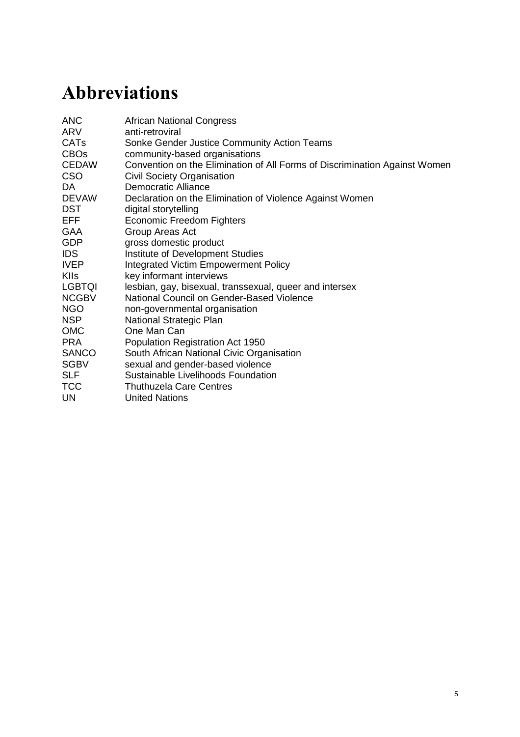# Abbreviations

| | |
|---|---|
| ANC | African National Congress |
| ARV | anti-retroviral |
| CATs | Sonke Gender Justice Community Action Teams |
| CBOs | community-based organisations |
| CEDAW | Convention on the Elimination of All Forms of Discrimination Against Women |
| CSO | Civil Society Organisation |
| DA | Democratic Alliance |
| DEVAW | Declaration on the Elimination of Violence Against Women |
| DST | digital storytelling |
| EFF | Economic Freedom Fighters |
| GAA | Group Areas Act |
| GDP | gross domestic product |
| IDS | Institute of Development Studies |
| IVEP | Integrated Victim Empowerment Policy |
| KIIs | key informant interviews |
| LGBTQI | lesbian, gay, bisexual, transsexual, queer and intersex |
| NCGBV | National Council on Gender-Based Violence |
| NGO | non-governmental organisation |
| NSP | National Strategic Plan |
| OMC | One Man Can |
| PRA | Population Registration Act 1950 |
| SANCO | South African National Civic Organisation |
| SGBV | sexual and gender-based violence |
| SLF | Sustainable Livelihoods Foundation |
| TCC | Thuthuzela Care Centres |
| UN | United Nations |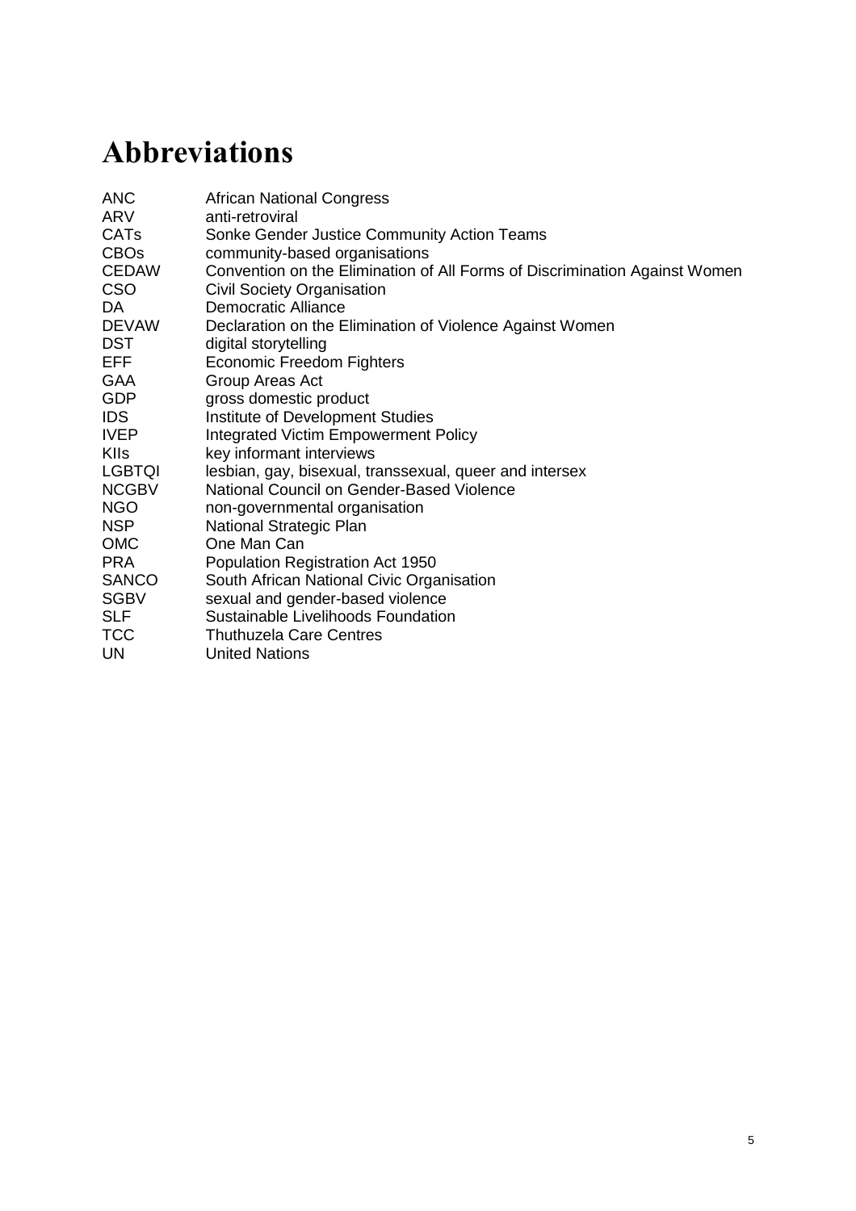# Abbreviations

| | |
|---|---|
| ANC | African National Congress |
| ARV | anti-retroviral |
| CATs | Sonke Gender Justice Community Action Teams |
| CBOs | community-based organisations |
| CEDAW | Convention on the Elimination of All Forms of Discrimination Against Women |
| CSO | Civil Society Organisation |
| DA | Democratic Alliance |
| DEVAW | Declaration on the Elimination of Violence Against Women |
| DST | digital storytelling |
| EFF | Economic Freedom Fighters |
| GAA | Group Areas Act |
| GDP | gross domestic product |
| IDS | Institute of Development Studies |
| IVEP | Integrated Victim Empowerment Policy |
| KIIs | key informant interviews |
| LGBTQI | lesbian, gay, bisexual, transsexual, queer and intersex |
| NCGBV | National Council on Gender-Based Violence |
| NGO | non-governmental organisation |
| NSP | National Strategic Plan |
| OMC | One Man Can |
| PRA | Population Registration Act 1950 |
| SANCO | South African National Civic Organisation |
| SGBV | sexual and gender-based violence |
| SLF | Sustainable Livelihoods Foundation |
| TCC | Thuthuzela Care Centres |
| UN | United Nations |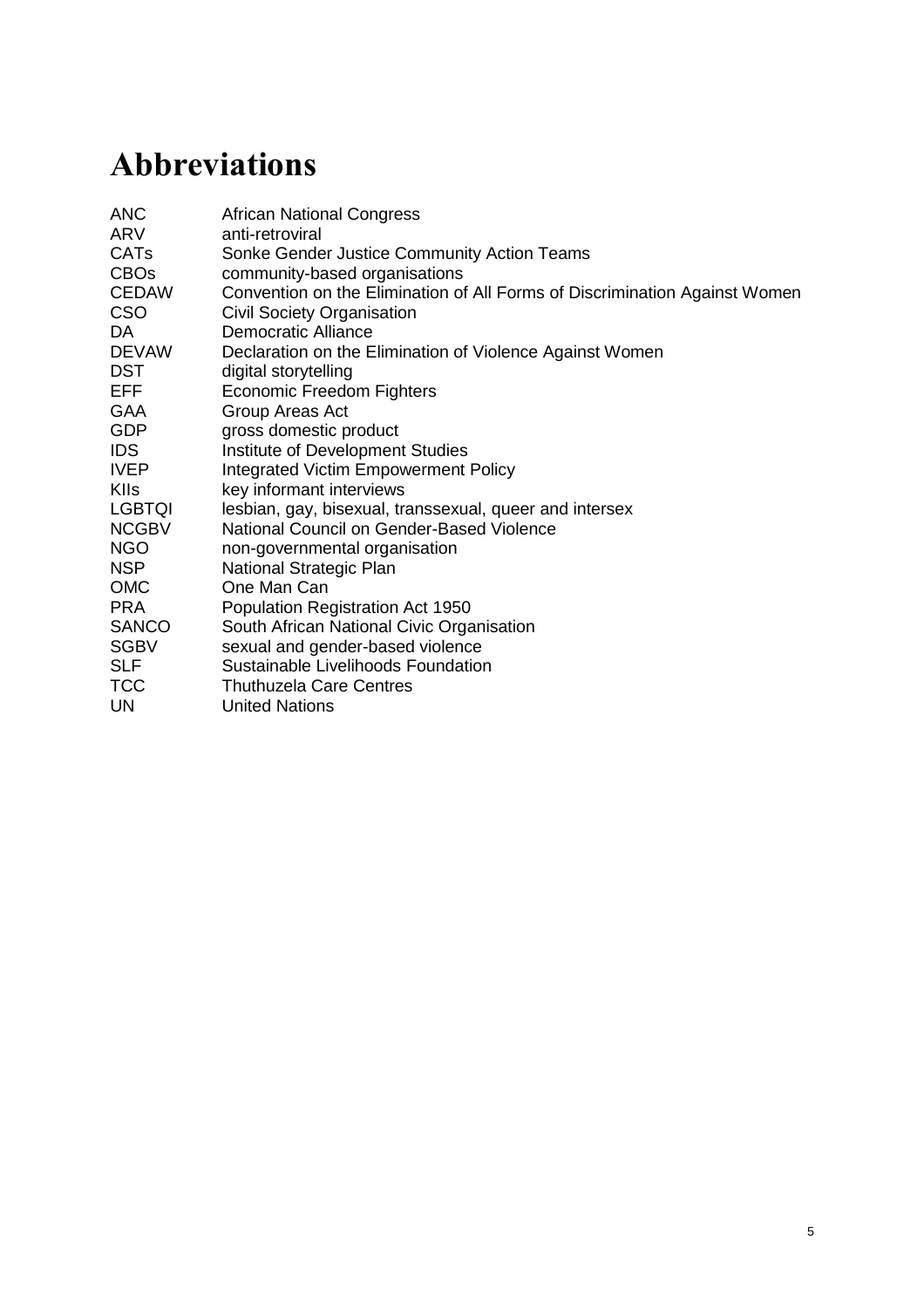# Abbreviations

| | |
|---|---|
| ANC | African National Congress |
| ARV | anti-retroviral |
| CATs | Sonke Gender Justice Community Action Teams |
| CBOs | community-based organisations |
| CEDAW | Convention on the Elimination of All Forms of Discrimination Against Women |
| CSO | Civil Society Organisation |
| DA | Democratic Alliance |
| DEVAW | Declaration on the Elimination of Violence Against Women |
| DST | digital storytelling |
| EFF | Economic Freedom Fighters |
| GAA | Group Areas Act |
| GDP | gross domestic product |
| IDS | Institute of Development Studies |
| IVEP | Integrated Victim Empowerment Policy |
| KIIs | key informant interviews |
| LGBTQI | lesbian, gay, bisexual, transsexual, queer and intersex |
| NCGBV | National Council on Gender-Based Violence |
| NGO | non-governmental organisation |
| NSP | National Strategic Plan |
| OMC | One Man Can |
| PRA | Population Registration Act 1950 |
| SANCO | South African National Civic Organisation |
| SGBV | sexual and gender-based violence |
| SLF | Sustainable Livelihoods Foundation |
| TCC | Thuthuzela Care Centres |
| UN | United Nations |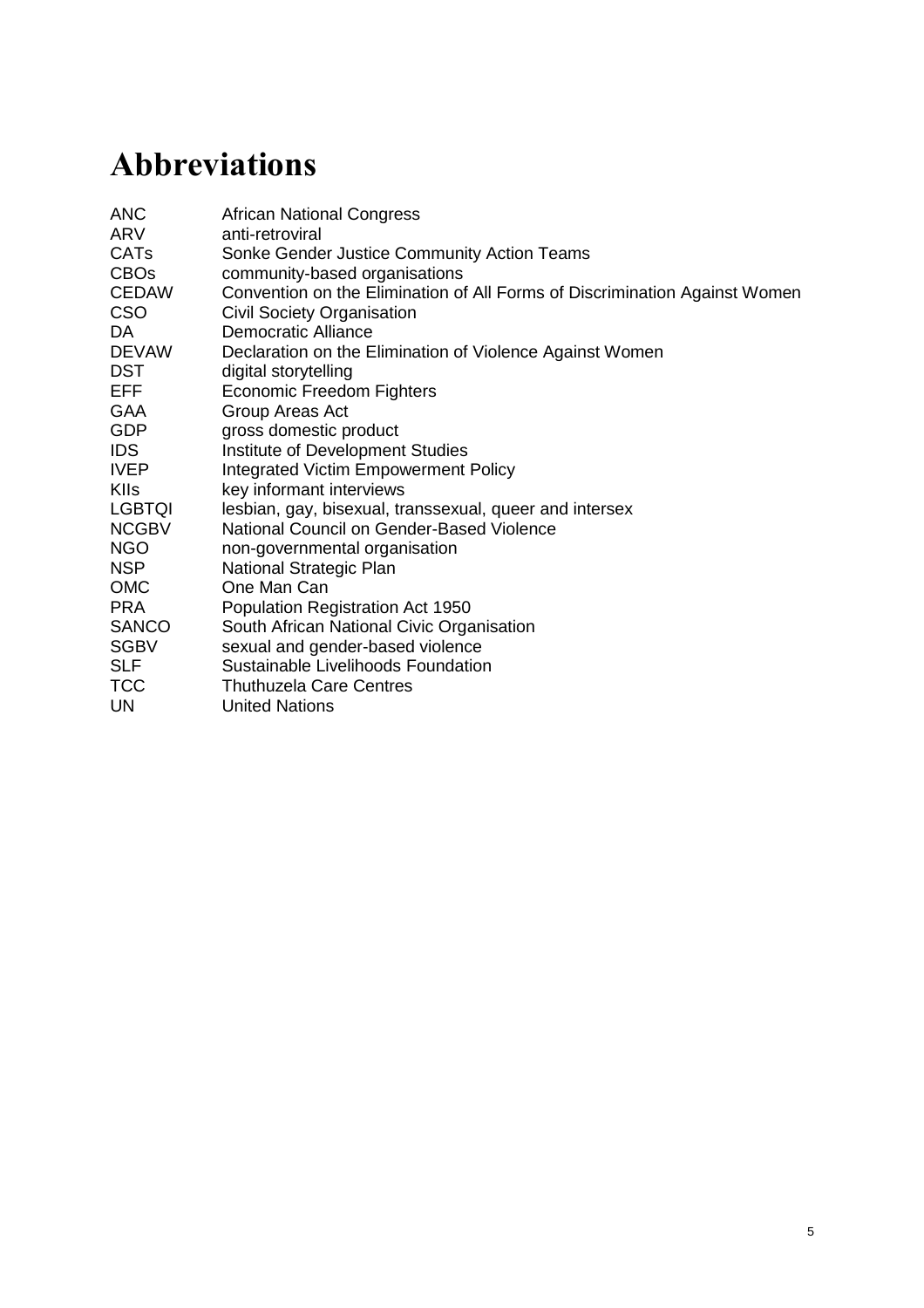# Abbreviations

| | |
|---|---|
| ANC | African National Congress |
| ARV | anti-retroviral |
| CATs | Sonke Gender Justice Community Action Teams |
| CBOs | community-based organisations |
| CEDAW | Convention on the Elimination of All Forms of Discrimination Against Women |
| CSO | Civil Society Organisation |
| DA | Democratic Alliance |
| DEVAW | Declaration on the Elimination of Violence Against Women |
| DST | digital storytelling |
| EFF | Economic Freedom Fighters |
| GAA | Group Areas Act |
| GDP | gross domestic product |
| IDS | Institute of Development Studies |
| IVEP | Integrated Victim Empowerment Policy |
| KIIs | key informant interviews |
| LGBTQI | lesbian, gay, bisexual, transsexual, queer and intersex |
| NCGBV | National Council on Gender-Based Violence |
| NGO | non-governmental organisation |
| NSP | National Strategic Plan |
| OMC | One Man Can |
| PRA | Population Registration Act 1950 |
| SANCO | South African National Civic Organisation |
| SGBV | sexual and gender-based violence |
| SLF | Sustainable Livelihoods Foundation |
| TCC | Thuthuzela Care Centres |
| UN | United Nations |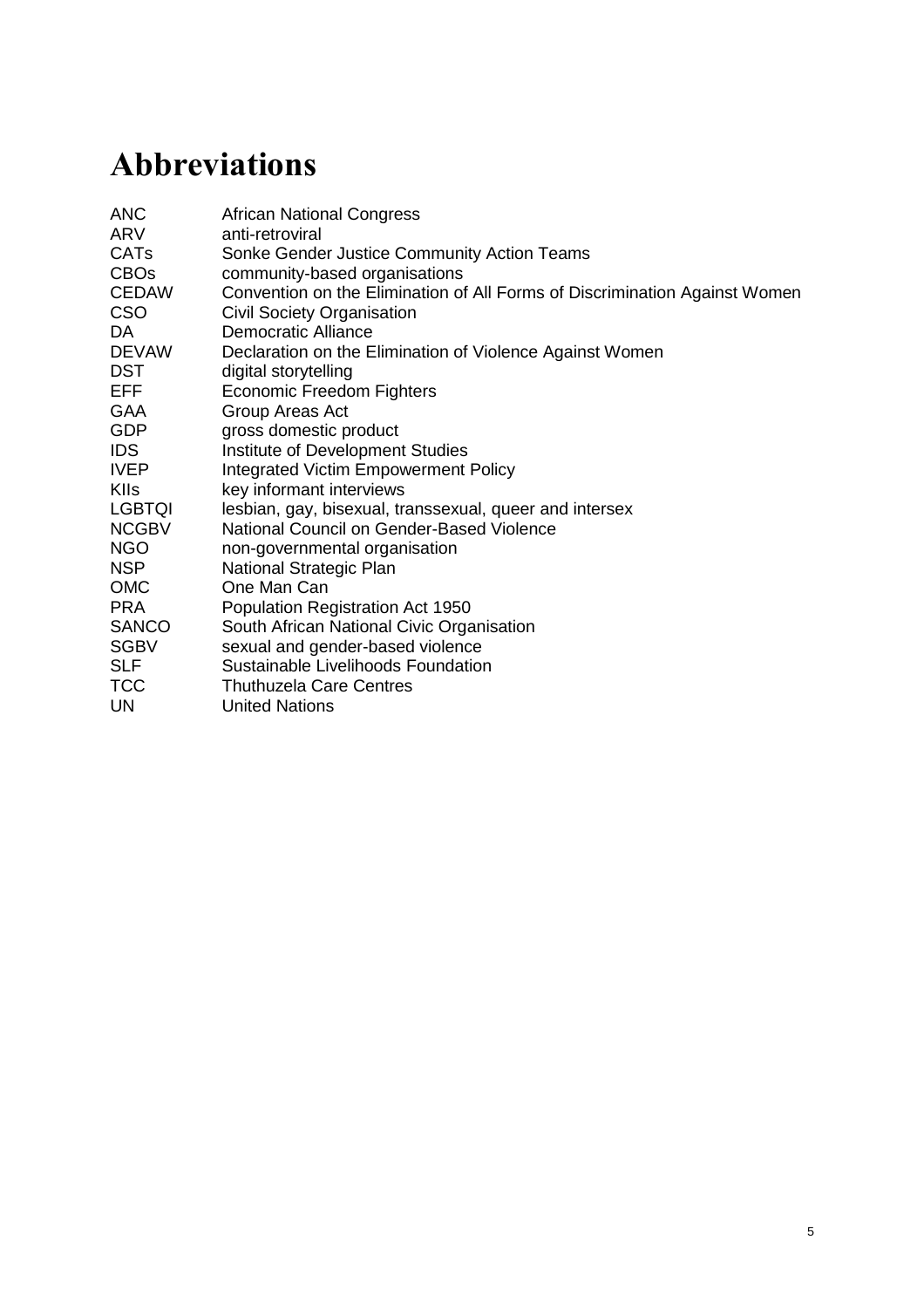# Abbreviations

| | |
|---|---|
| ANC | African National Congress |
| ARV | anti-retroviral |
| CATs | Sonke Gender Justice Community Action Teams |
| CBOs | community-based organisations |
| CEDAW | Convention on the Elimination of All Forms of Discrimination Against Women |
| CSO | Civil Society Organisation |
| DA | Democratic Alliance |
| DEVAW | Declaration on the Elimination of Violence Against Women |
| DST | digital storytelling |
| EFF | Economic Freedom Fighters |
| GAA | Group Areas Act |
| GDP | gross domestic product |
| IDS | Institute of Development Studies |
| IVEP | Integrated Victim Empowerment Policy |
| KIIs | key informant interviews |
| LGBTQI | lesbian, gay, bisexual, transsexual, queer and intersex |
| NCGBV | National Council on Gender-Based Violence |
| NGO | non-governmental organisation |
| NSP | National Strategic Plan |
| OMC | One Man Can |
| PRA | Population Registration Act 1950 |
| SANCO | South African National Civic Organisation |
| SGBV | sexual and gender-based violence |
| SLF | Sustainable Livelihoods Foundation |
| TCC | Thuthuzela Care Centres |
| UN | United Nations |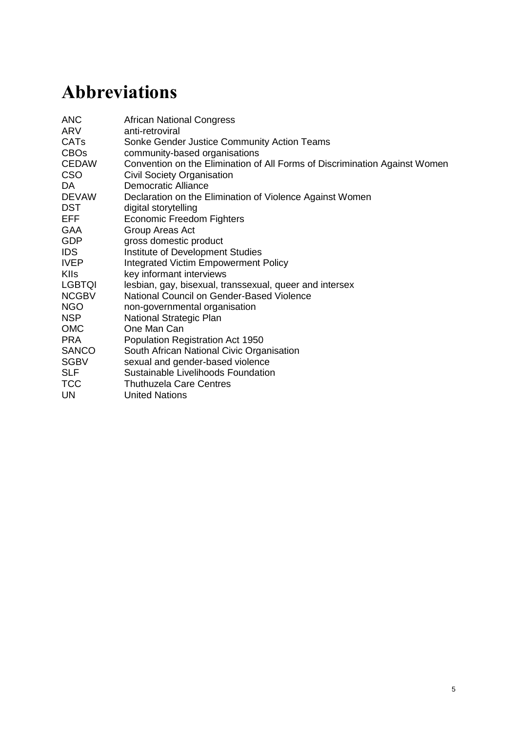# Abbreviations

| | |
|---|---|
| ANC | African National Congress |
| ARV | anti-retroviral |
| CATs | Sonke Gender Justice Community Action Teams |
| CBOs | community-based organisations |
| CEDAW | Convention on the Elimination of All Forms of Discrimination Against Women |
| CSO | Civil Society Organisation |
| DA | Democratic Alliance |
| DEVAW | Declaration on the Elimination of Violence Against Women |
| DST | digital storytelling |
| EFF | Economic Freedom Fighters |
| GAA | Group Areas Act |
| GDP | gross domestic product |
| IDS | Institute of Development Studies |
| IVEP | Integrated Victim Empowerment Policy |
| KIIs | key informant interviews |
| LGBTQI | lesbian, gay, bisexual, transsexual, queer and intersex |
| NCGBV | National Council on Gender-Based Violence |
| NGO | non-governmental organisation |
| NSP | National Strategic Plan |
| OMC | One Man Can |
| PRA | Population Registration Act 1950 |
| SANCO | South African National Civic Organisation |
| SGBV | sexual and gender-based violence |
| SLF | Sustainable Livelihoods Foundation |
| TCC | Thuthuzela Care Centres |
| UN | United Nations |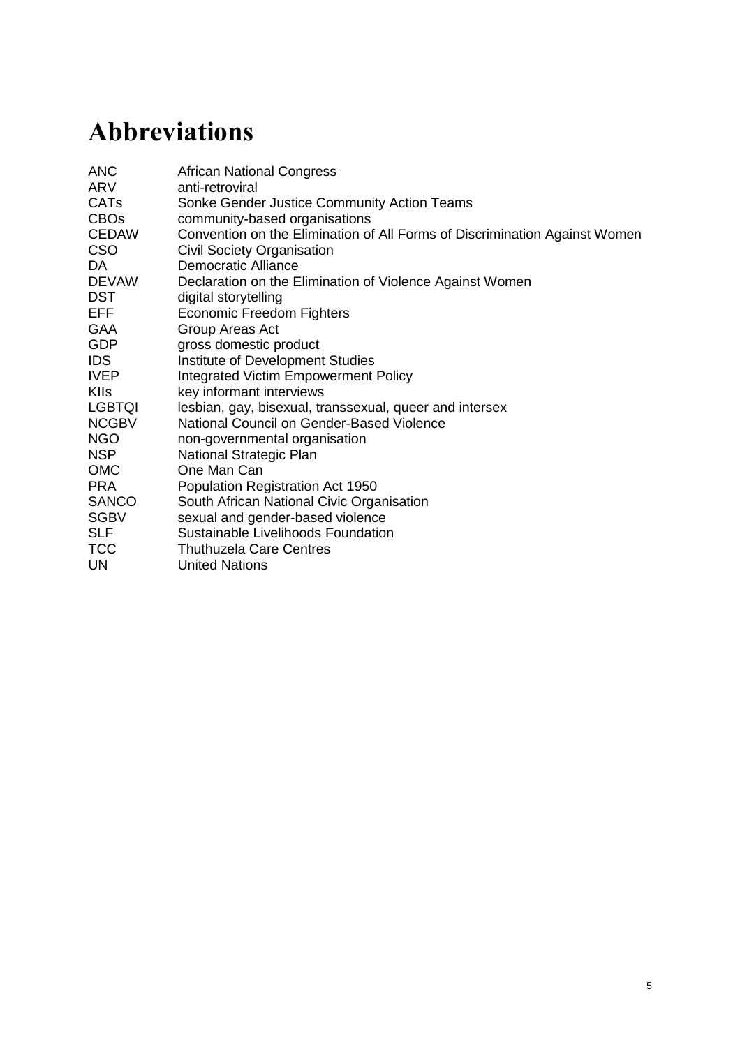# Abbreviations

| | |
|---|---|
| ANC | African National Congress |
| ARV | anti-retroviral |
| CATs | Sonke Gender Justice Community Action Teams |
| CBOs | community-based organisations |
| CEDAW | Convention on the Elimination of All Forms of Discrimination Against Women |
| CSO | Civil Society Organisation |
| DA | Democratic Alliance |
| DEVAW | Declaration on the Elimination of Violence Against Women |
| DST | digital storytelling |
| EFF | Economic Freedom Fighters |
| GAA | Group Areas Act |
| GDP | gross domestic product |
| IDS | Institute of Development Studies |
| IVEP | Integrated Victim Empowerment Policy |
| KIIs | key informant interviews |
| LGBTQI | lesbian, gay, bisexual, transsexual, queer and intersex |
| NCGBV | National Council on Gender-Based Violence |
| NGO | non-governmental organisation |
| NSP | National Strategic Plan |
| OMC | One Man Can |
| PRA | Population Registration Act 1950 |
| SANCO | South African National Civic Organisation |
| SGBV | sexual and gender-based violence |
| SLF | Sustainable Livelihoods Foundation |
| TCC | Thuthuzela Care Centres |
| UN | United Nations |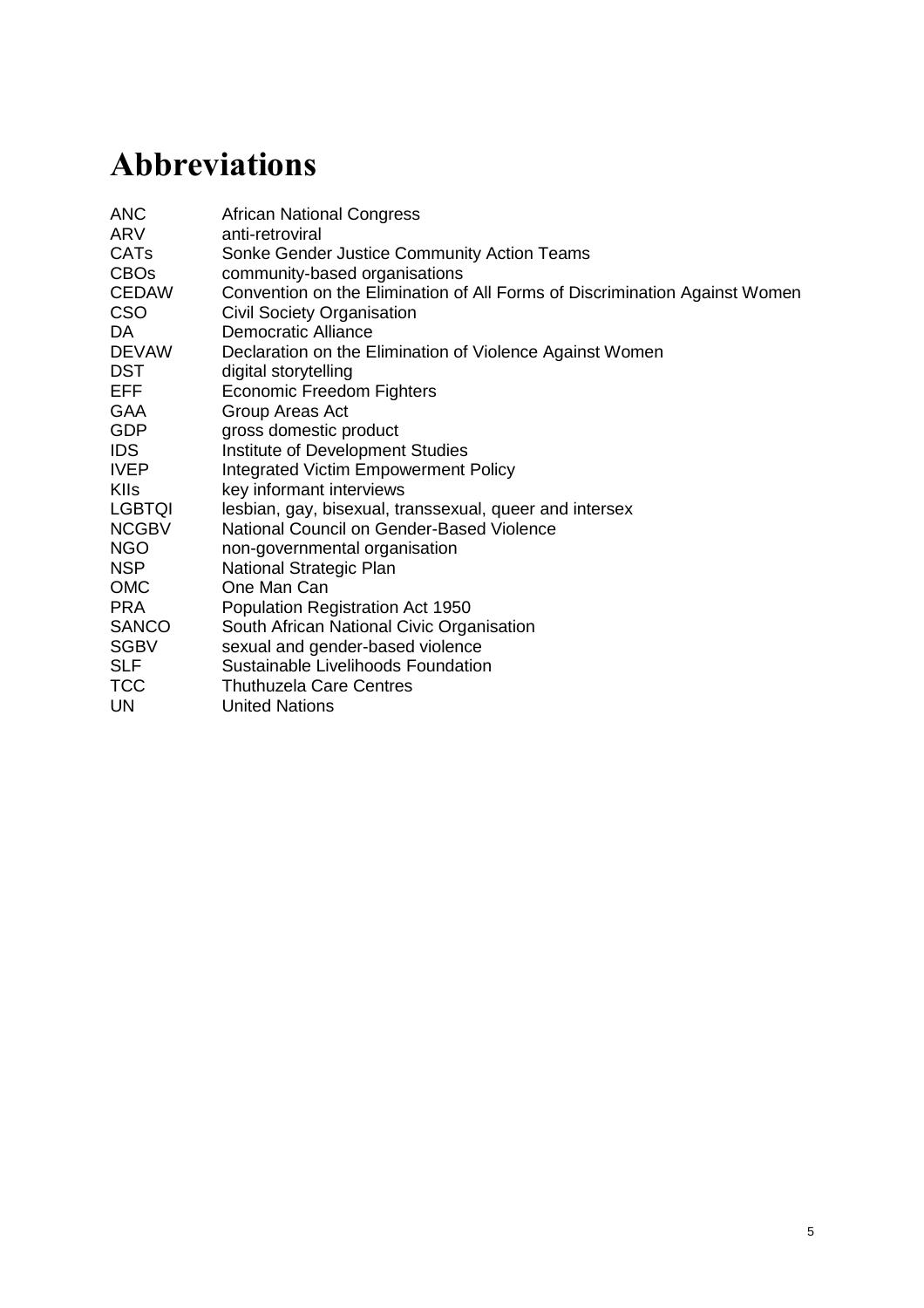# Abbreviations

| | |
|---|---|
| ANC | African National Congress |
| ARV | anti-retroviral |
| CATs | Sonke Gender Justice Community Action Teams |
| CBOs | community-based organisations |
| CEDAW | Convention on the Elimination of All Forms of Discrimination Against Women |
| CSO | Civil Society Organisation |
| DA | Democratic Alliance |
| DEVAW | Declaration on the Elimination of Violence Against Women |
| DST | digital storytelling |
| EFF | Economic Freedom Fighters |
| GAA | Group Areas Act |
| GDP | gross domestic product |
| IDS | Institute of Development Studies |
| IVEP | Integrated Victim Empowerment Policy |
| KIIs | key informant interviews |
| LGBTQI | lesbian, gay, bisexual, transsexual, queer and intersex |
| NCGBV | National Council on Gender-Based Violence |
| NGO | non-governmental organisation |
| NSP | National Strategic Plan |
| OMC | One Man Can |
| PRA | Population Registration Act 1950 |
| SANCO | South African National Civic Organisation |
| SGBV | sexual and gender-based violence |
| SLF | Sustainable Livelihoods Foundation |
| TCC | Thuthuzela Care Centres |
| UN | United Nations |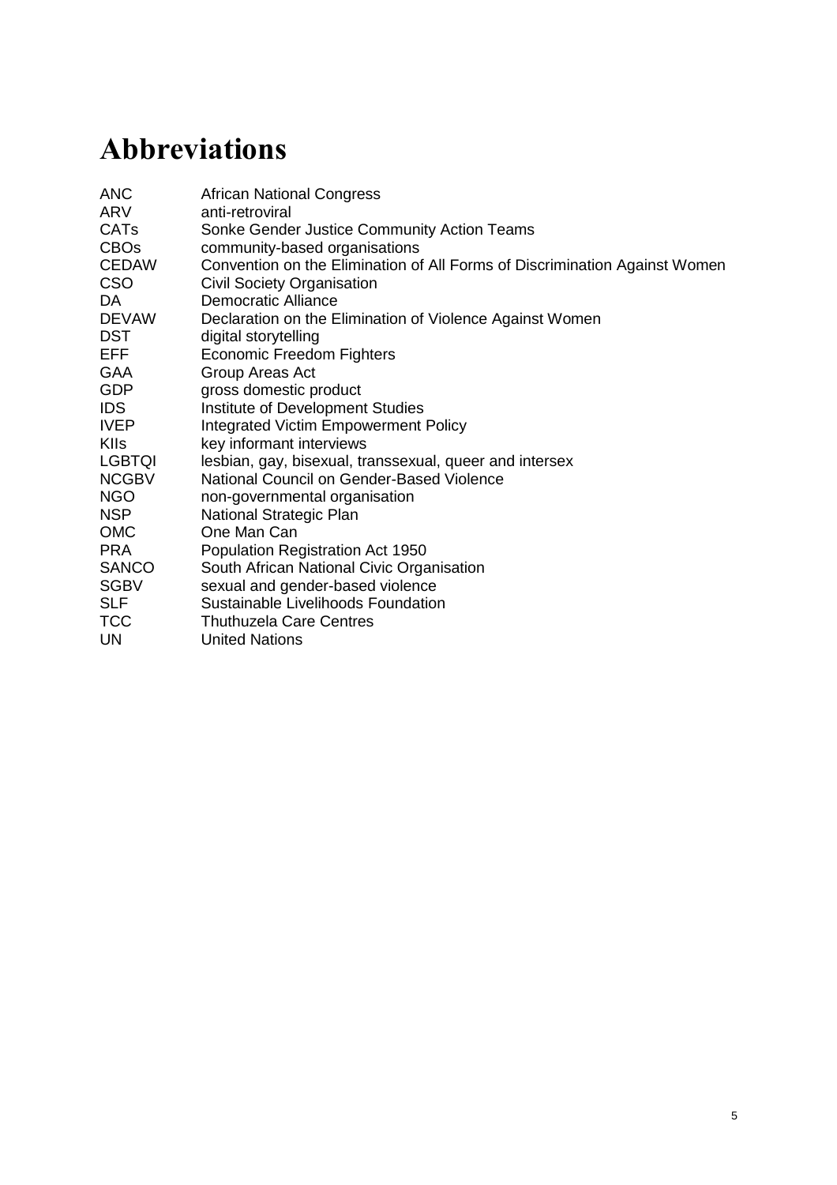# Abbreviations

| | |
|---|---|
| ANC | African National Congress |
| ARV | anti-retroviral |
| CATs | Sonke Gender Justice Community Action Teams |
| CBOs | community-based organisations |
| CEDAW | Convention on the Elimination of All Forms of Discrimination Against Women |
| CSO | Civil Society Organisation |
| DA | Democratic Alliance |
| DEVAW | Declaration on the Elimination of Violence Against Women |
| DST | digital storytelling |
| EFF | Economic Freedom Fighters |
| GAA | Group Areas Act |
| GDP | gross domestic product |
| IDS | Institute of Development Studies |
| IVEP | Integrated Victim Empowerment Policy |
| KIIs | key informant interviews |
| LGBTQI | lesbian, gay, bisexual, transsexual, queer and intersex |
| NCGBV | National Council on Gender-Based Violence |
| NGO | non-governmental organisation |
| NSP | National Strategic Plan |
| OMC | One Man Can |
| PRA | Population Registration Act 1950 |
| SANCO | South African National Civic Organisation |
| SGBV | sexual and gender-based violence |
| SLF | Sustainable Livelihoods Foundation |
| TCC | Thuthuzela Care Centres |
| UN | United Nations |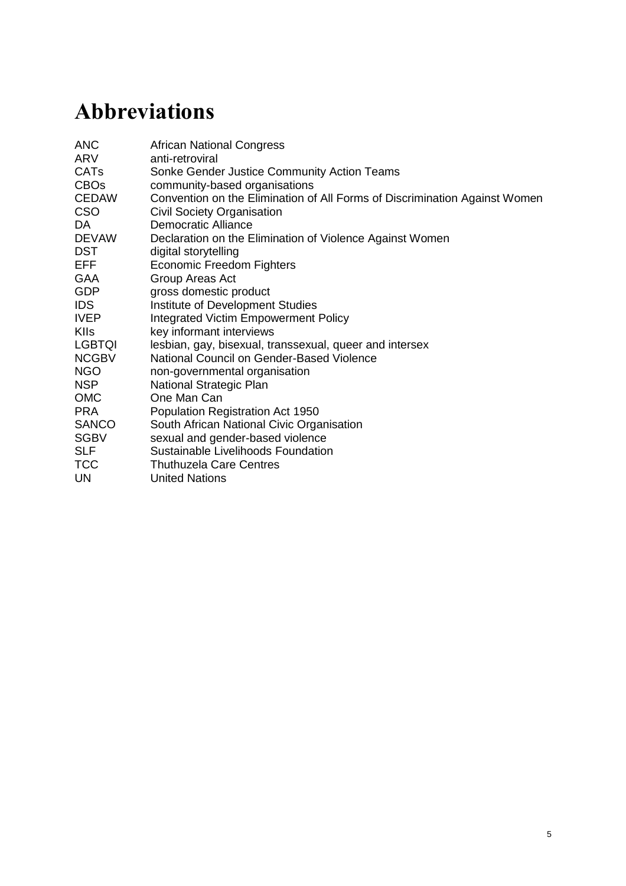# Abbreviations

| | |
|---|---|
| ANC | African National Congress |
| ARV | anti-retroviral |
| CATs | Sonke Gender Justice Community Action Teams |
| CBOs | community-based organisations |
| CEDAW | Convention on the Elimination of All Forms of Discrimination Against Women |
| CSO | Civil Society Organisation |
| DA | Democratic Alliance |
| DEVAW | Declaration on the Elimination of Violence Against Women |
| DST | digital storytelling |
| EFF | Economic Freedom Fighters |
| GAA | Group Areas Act |
| GDP | gross domestic product |
| IDS | Institute of Development Studies |
| IVEP | Integrated Victim Empowerment Policy |
| KIIs | key informant interviews |
| LGBTQI | lesbian, gay, bisexual, transsexual, queer and intersex |
| NCGBV | National Council on Gender-Based Violence |
| NGO | non-governmental organisation |
| NSP | National Strategic Plan |
| OMC | One Man Can |
| PRA | Population Registration Act 1950 |
| SANCO | South African National Civic Organisation |
| SGBV | sexual and gender-based violence |
| SLF | Sustainable Livelihoods Foundation |
| TCC | Thuthuzela Care Centres |
| UN | United Nations |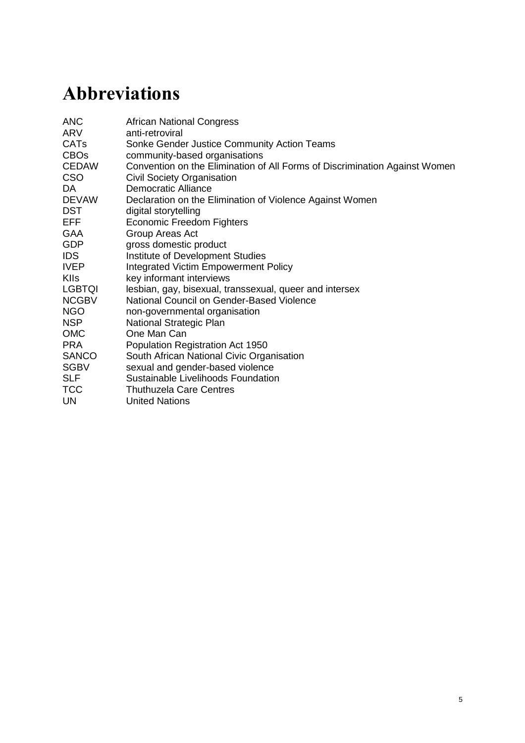# Abbreviations

| | |
|---|---|
| ANC | African National Congress |
| ARV | anti-retroviral |
| CATs | Sonke Gender Justice Community Action Teams |
| CBOs | community-based organisations |
| CEDAW | Convention on the Elimination of All Forms of Discrimination Against Women |
| CSO | Civil Society Organisation |
| DA | Democratic Alliance |
| DEVAW | Declaration on the Elimination of Violence Against Women |
| DST | digital storytelling |
| EFF | Economic Freedom Fighters |
| GAA | Group Areas Act |
| GDP | gross domestic product |
| IDS | Institute of Development Studies |
| IVEP | Integrated Victim Empowerment Policy |
| KIIs | key informant interviews |
| LGBTQI | lesbian, gay, bisexual, transsexual, queer and intersex |
| NCGBV | National Council on Gender-Based Violence |
| NGO | non-governmental organisation |
| NSP | National Strategic Plan |
| OMC | One Man Can |
| PRA | Population Registration Act 1950 |
| SANCO | South African National Civic Organisation |
| SGBV | sexual and gender-based violence |
| SLF | Sustainable Livelihoods Foundation |
| TCC | Thuthuzela Care Centres |
| UN | United Nations |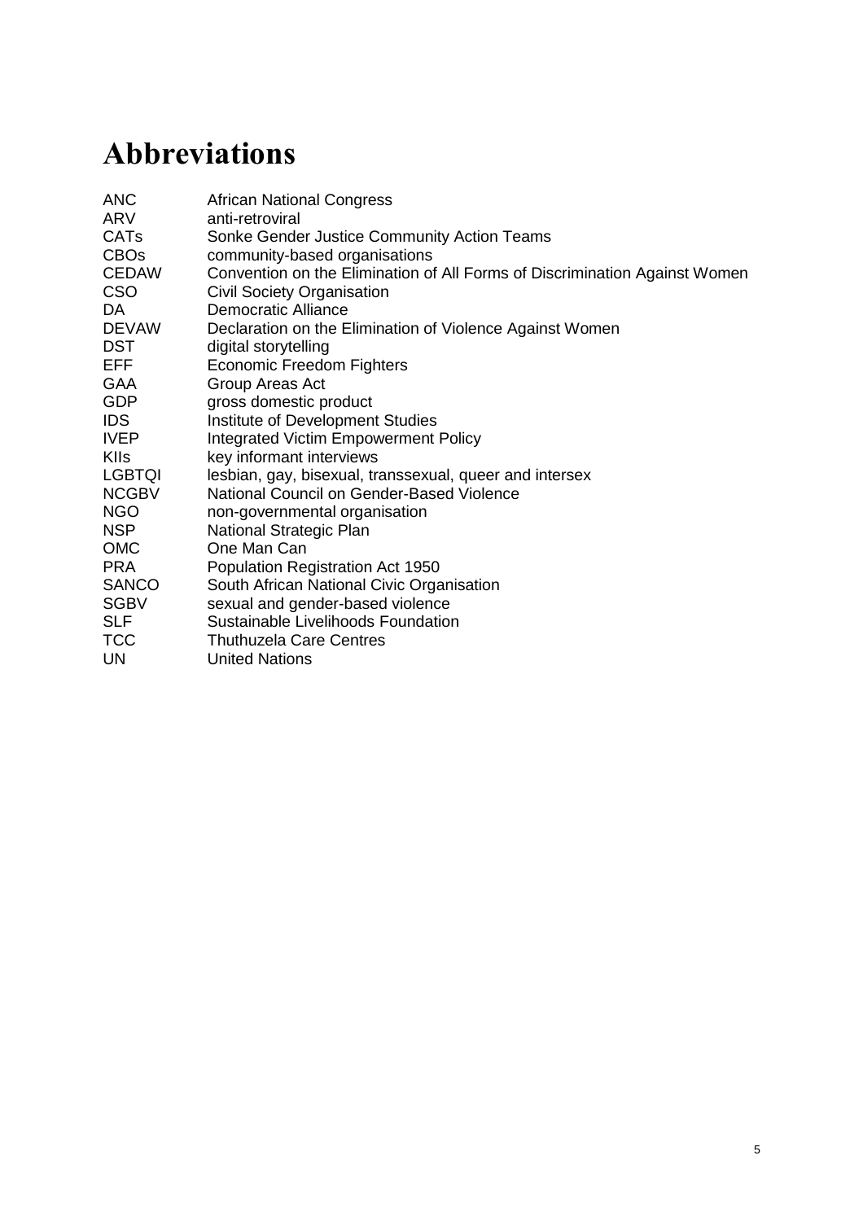# Abbreviations

| | |
|---|---|
| ANC | African National Congress |
| ARV | anti-retroviral |
| CATs | Sonke Gender Justice Community Action Teams |
| CBOs | community-based organisations |
| CEDAW | Convention on the Elimination of All Forms of Discrimination Against Women |
| CSO | Civil Society Organisation |
| DA | Democratic Alliance |
| DEVAW | Declaration on the Elimination of Violence Against Women |
| DST | digital storytelling |
| EFF | Economic Freedom Fighters |
| GAA | Group Areas Act |
| GDP | gross domestic product |
| IDS | Institute of Development Studies |
| IVEP | Integrated Victim Empowerment Policy |
| KIIs | key informant interviews |
| LGBTQI | lesbian, gay, bisexual, transsexual, queer and intersex |
| NCGBV | National Council on Gender-Based Violence |
| NGO | non-governmental organisation |
| NSP | National Strategic Plan |
| OMC | One Man Can |
| PRA | Population Registration Act 1950 |
| SANCO | South African National Civic Organisation |
| SGBV | sexual and gender-based violence |
| SLF | Sustainable Livelihoods Foundation |
| TCC | Thuthuzela Care Centres |
| UN | United Nations |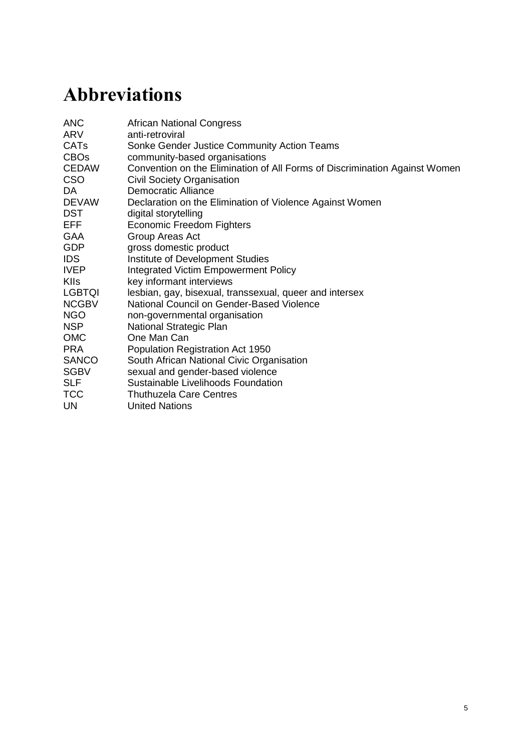# Abbreviations

| | |
|---|---|
| ANC | African National Congress |
| ARV | anti-retroviral |
| CATs | Sonke Gender Justice Community Action Teams |
| CBOs | community-based organisations |
| CEDAW | Convention on the Elimination of All Forms of Discrimination Against Women |
| CSO | Civil Society Organisation |
| DA | Democratic Alliance |
| DEVAW | Declaration on the Elimination of Violence Against Women |
| DST | digital storytelling |
| EFF | Economic Freedom Fighters |
| GAA | Group Areas Act |
| GDP | gross domestic product |
| IDS | Institute of Development Studies |
| IVEP | Integrated Victim Empowerment Policy |
| KIIs | key informant interviews |
| LGBTQI | lesbian, gay, bisexual, transsexual, queer and intersex |
| NCGBV | National Council on Gender-Based Violence |
| NGO | non-governmental organisation |
| NSP | National Strategic Plan |
| OMC | One Man Can |
| PRA | Population Registration Act 1950 |
| SANCO | South African National Civic Organisation |
| SGBV | sexual and gender-based violence |
| SLF | Sustainable Livelihoods Foundation |
| TCC | Thuthuzela Care Centres |
| UN | United Nations |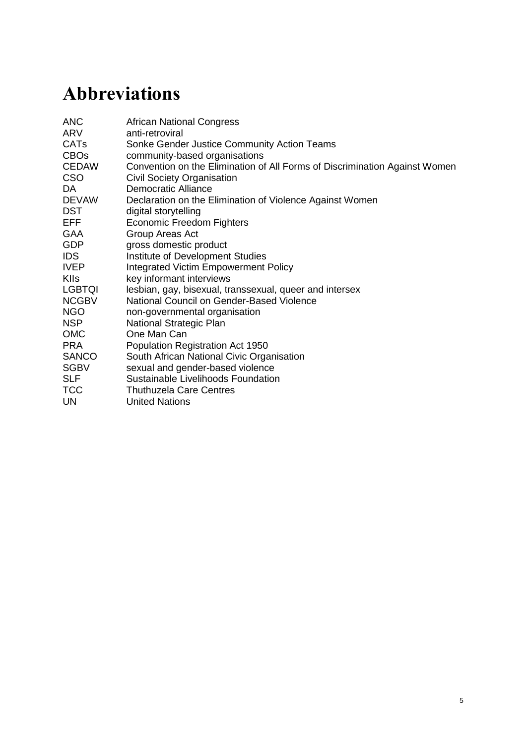# Abbreviations

| | |
|---|---|
| ANC | African National Congress |
| ARV | anti-retroviral |
| CATs | Sonke Gender Justice Community Action Teams |
| CBOs | community-based organisations |
| CEDAW | Convention on the Elimination of All Forms of Discrimination Against Women |
| CSO | Civil Society Organisation |
| DA | Democratic Alliance |
| DEVAW | Declaration on the Elimination of Violence Against Women |
| DST | digital storytelling |
| EFF | Economic Freedom Fighters |
| GAA | Group Areas Act |
| GDP | gross domestic product |
| IDS | Institute of Development Studies |
| IVEP | Integrated Victim Empowerment Policy |
| KIIs | key informant interviews |
| LGBTQI | lesbian, gay, bisexual, transsexual, queer and intersex |
| NCGBV | National Council on Gender-Based Violence |
| NGO | non-governmental organisation |
| NSP | National Strategic Plan |
| OMC | One Man Can |
| PRA | Population Registration Act 1950 |
| SANCO | South African National Civic Organisation |
| SGBV | sexual and gender-based violence |
| SLF | Sustainable Livelihoods Foundation |
| TCC | Thuthuzela Care Centres |
| UN | United Nations |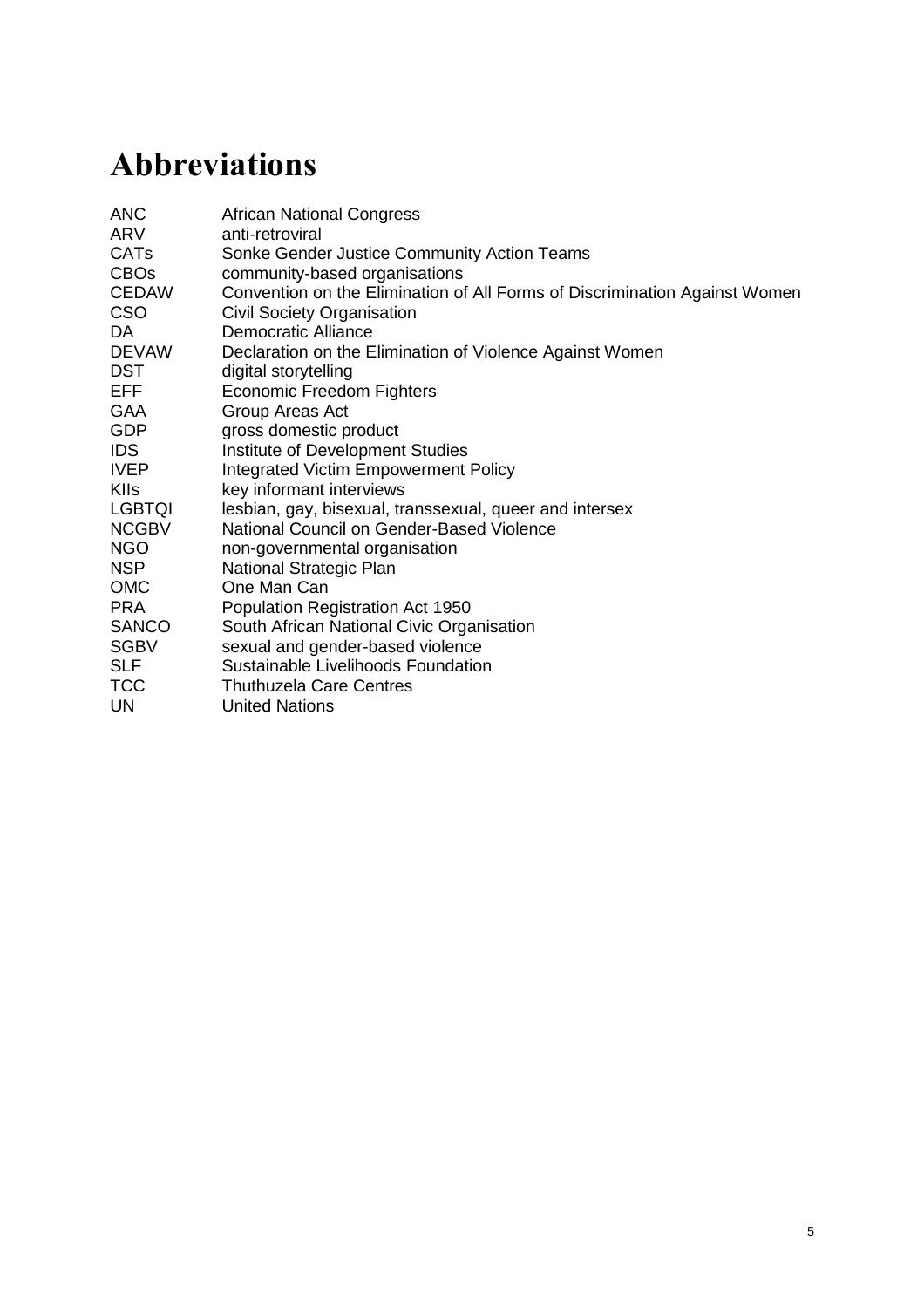# Abbreviations

| | |
|---|---|
| ANC | African National Congress |
| ARV | anti-retroviral |
| CATs | Sonke Gender Justice Community Action Teams |
| CBOs | community-based organisations |
| CEDAW | Convention on the Elimination of All Forms of Discrimination Against Women |
| CSO | Civil Society Organisation |
| DA | Democratic Alliance |
| DEVAW | Declaration on the Elimination of Violence Against Women |
| DST | digital storytelling |
| EFF | Economic Freedom Fighters |
| GAA | Group Areas Act |
| GDP | gross domestic product |
| IDS | Institute of Development Studies |
| IVEP | Integrated Victim Empowerment Policy |
| KIIs | key informant interviews |
| LGBTQI | lesbian, gay, bisexual, transsexual, queer and intersex |
| NCGBV | National Council on Gender-Based Violence |
| NGO | non-governmental organisation |
| NSP | National Strategic Plan |
| OMC | One Man Can |
| PRA | Population Registration Act 1950 |
| SANCO | South African National Civic Organisation |
| SGBV | sexual and gender-based violence |
| SLF | Sustainable Livelihoods Foundation |
| TCC | Thuthuzela Care Centres |
| UN | United Nations |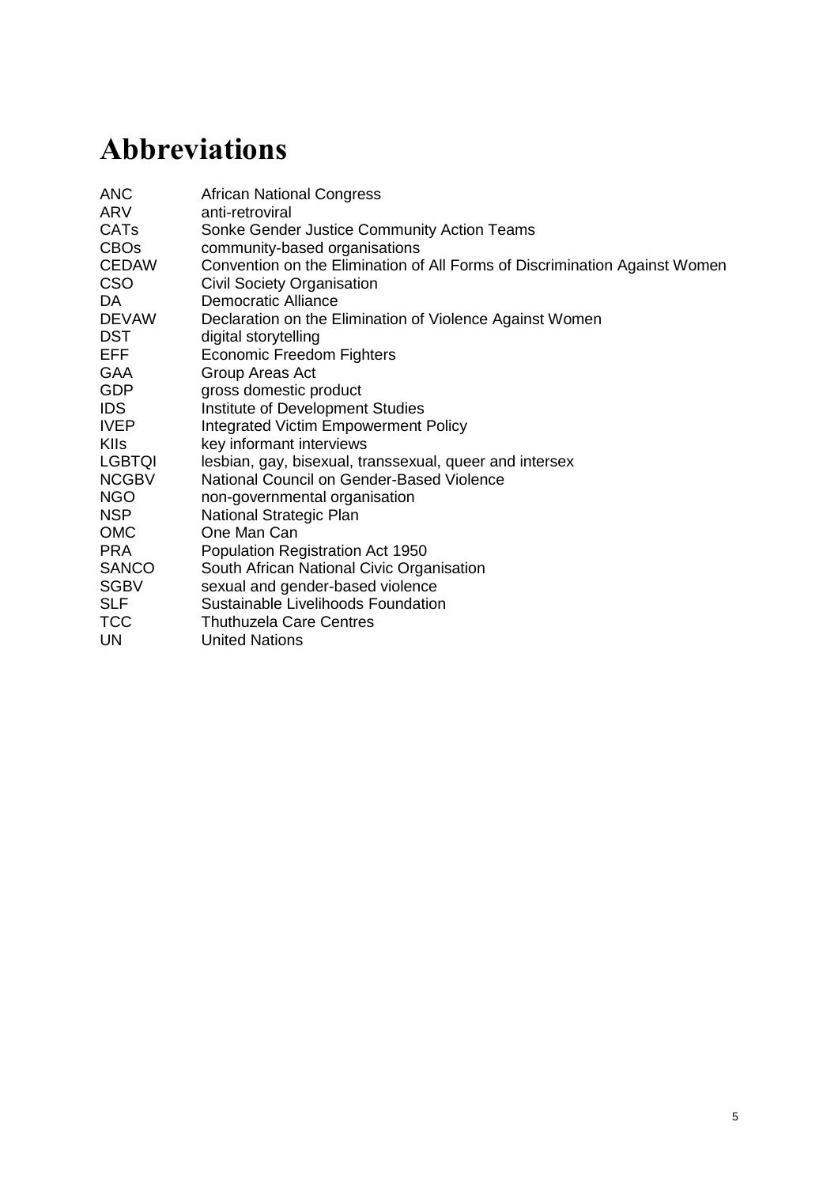# Abbreviations

| | |
|---|---|
| ANC | African National Congress |
| ARV | anti-retroviral |
| CATs | Sonke Gender Justice Community Action Teams |
| CBOs | community-based organisations |
| CEDAW | Convention on the Elimination of All Forms of Discrimination Against Women |
| CSO | Civil Society Organisation |
| DA | Democratic Alliance |
| DEVAW | Declaration on the Elimination of Violence Against Women |
| DST | digital storytelling |
| EFF | Economic Freedom Fighters |
| GAA | Group Areas Act |
| GDP | gross domestic product |
| IDS | Institute of Development Studies |
| IVEP | Integrated Victim Empowerment Policy |
| KIIs | key informant interviews |
| LGBTQI | lesbian, gay, bisexual, transsexual, queer and intersex |
| NCGBV | National Council on Gender-Based Violence |
| NGO | non-governmental organisation |
| NSP | National Strategic Plan |
| OMC | One Man Can |
| PRA | Population Registration Act 1950 |
| SANCO | South African National Civic Organisation |
| SGBV | sexual and gender-based violence |
| SLF | Sustainable Livelihoods Foundation |
| TCC | Thuthuzela Care Centres |
| UN | United Nations |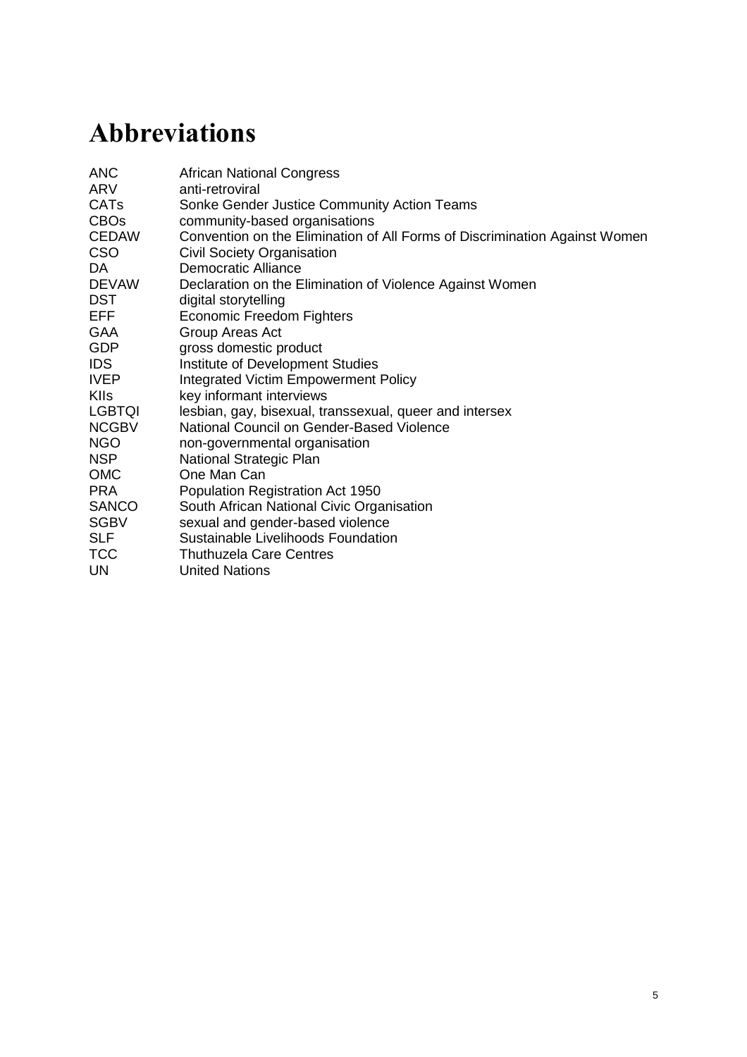# Abbreviations

| | |
|---|---|
| ANC | African National Congress |
| ARV | anti-retroviral |
| CATs | Sonke Gender Justice Community Action Teams |
| CBOs | community-based organisations |
| CEDAW | Convention on the Elimination of All Forms of Discrimination Against Women |
| CSO | Civil Society Organisation |
| DA | Democratic Alliance |
| DEVAW | Declaration on the Elimination of Violence Against Women |
| DST | digital storytelling |
| EFF | Economic Freedom Fighters |
| GAA | Group Areas Act |
| GDP | gross domestic product |
| IDS | Institute of Development Studies |
| IVEP | Integrated Victim Empowerment Policy |
| KIIs | key informant interviews |
| LGBTQI | lesbian, gay, bisexual, transsexual, queer and intersex |
| NCGBV | National Council on Gender-Based Violence |
| NGO | non-governmental organisation |
| NSP | National Strategic Plan |
| OMC | One Man Can |
| PRA | Population Registration Act 1950 |
| SANCO | South African National Civic Organisation |
| SGBV | sexual and gender-based violence |
| SLF | Sustainable Livelihoods Foundation |
| TCC | Thuthuzela Care Centres |
| UN | United Nations |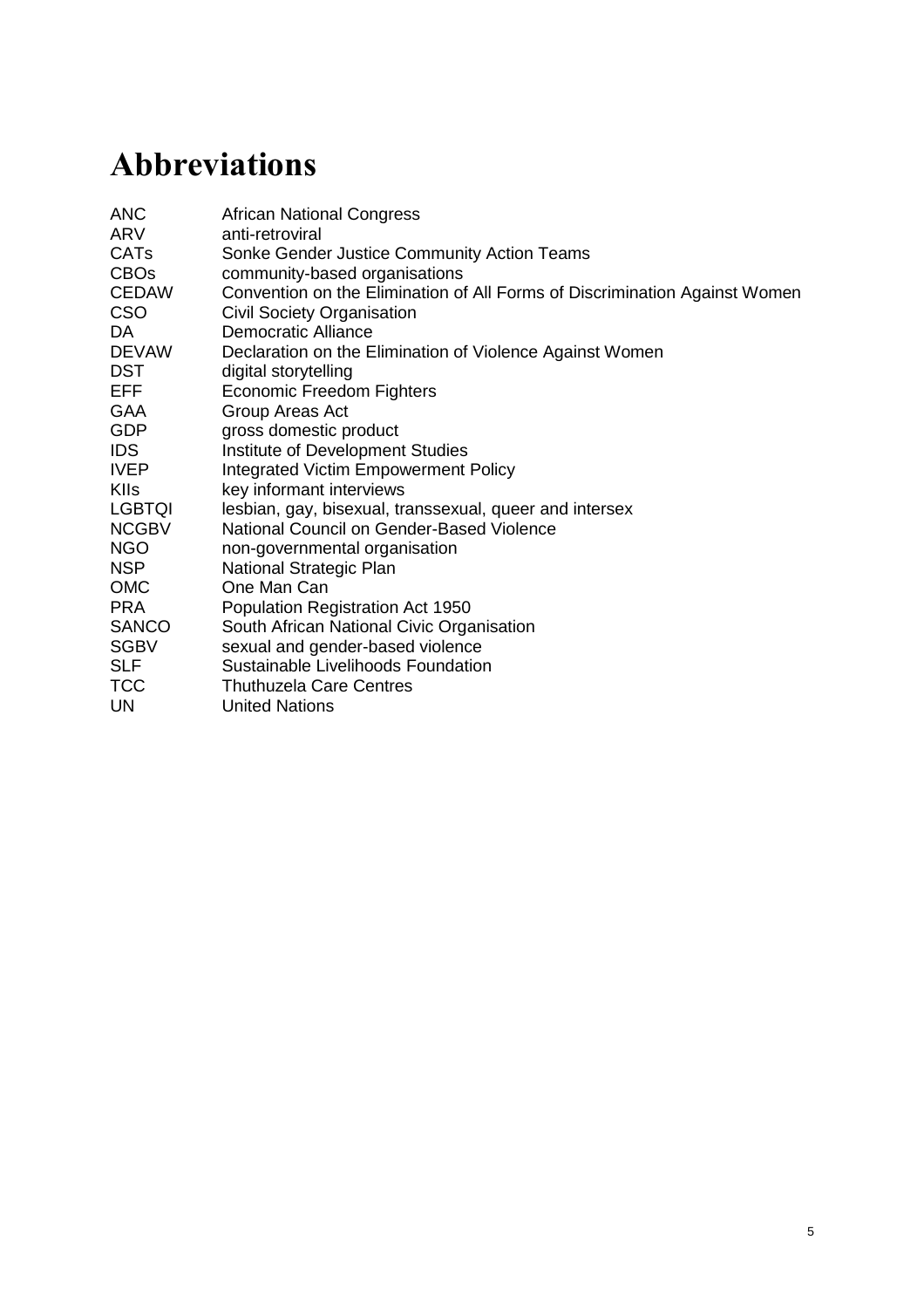# Abbreviations

| | |
|---|---|
| ANC | African National Congress |
| ARV | anti-retroviral |
| CATs | Sonke Gender Justice Community Action Teams |
| CBOs | community-based organisations |
| CEDAW | Convention on the Elimination of All Forms of Discrimination Against Women |
| CSO | Civil Society Organisation |
| DA | Democratic Alliance |
| DEVAW | Declaration on the Elimination of Violence Against Women |
| DST | digital storytelling |
| EFF | Economic Freedom Fighters |
| GAA | Group Areas Act |
| GDP | gross domestic product |
| IDS | Institute of Development Studies |
| IVEP | Integrated Victim Empowerment Policy |
| KIIs | key informant interviews |
| LGBTQI | lesbian, gay, bisexual, transsexual, queer and intersex |
| NCGBV | National Council on Gender-Based Violence |
| NGO | non-governmental organisation |
| NSP | National Strategic Plan |
| OMC | One Man Can |
| PRA | Population Registration Act 1950 |
| SANCO | South African National Civic Organisation |
| SGBV | sexual and gender-based violence |
| SLF | Sustainable Livelihoods Foundation |
| TCC | Thuthuzela Care Centres |
| UN | United Nations |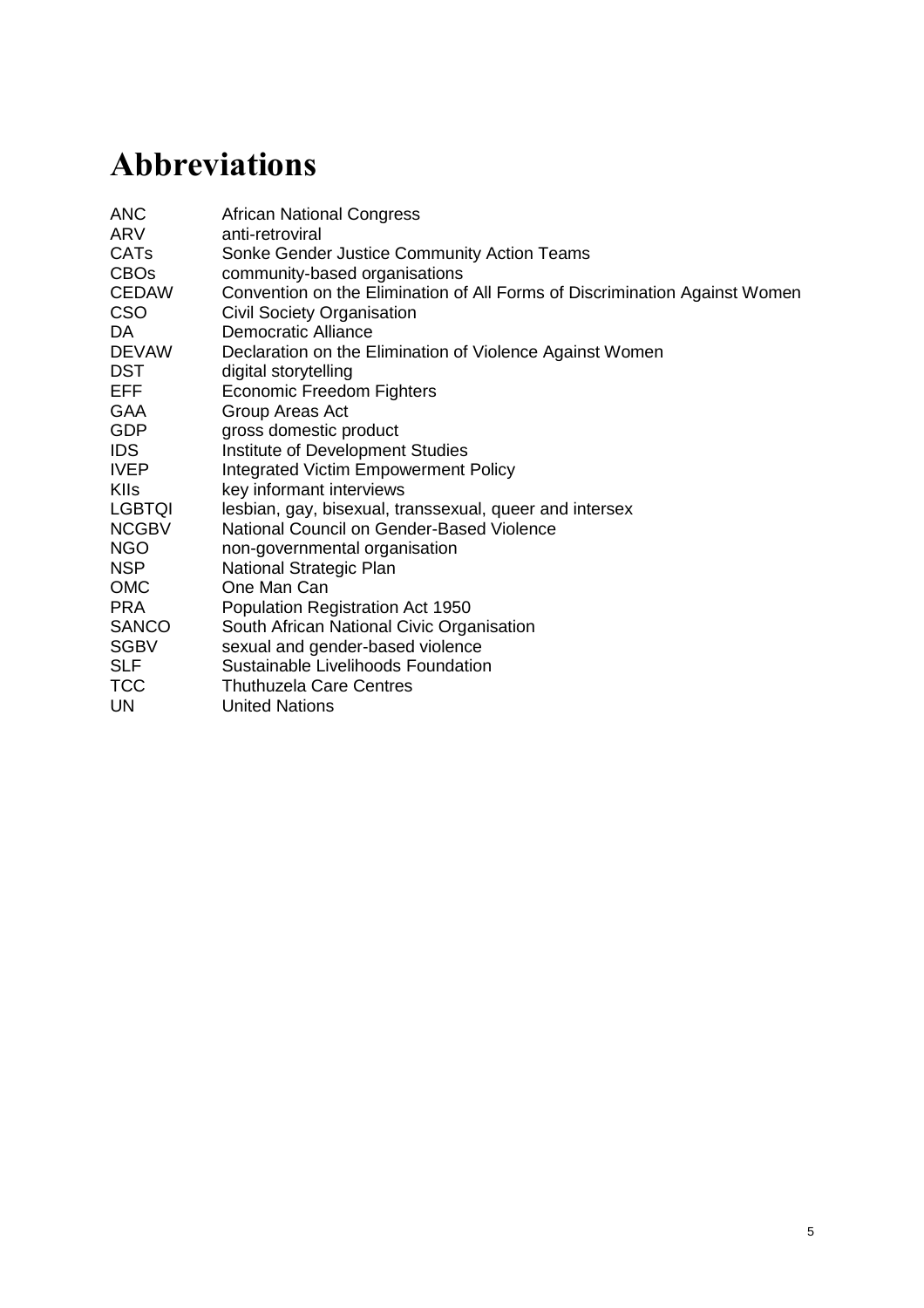# Abbreviations

| | |
|---|---|
| ANC | African National Congress |
| ARV | anti-retroviral |
| CATs | Sonke Gender Justice Community Action Teams |
| CBOs | community-based organisations |
| CEDAW | Convention on the Elimination of All Forms of Discrimination Against Women |
| CSO | Civil Society Organisation |
| DA | Democratic Alliance |
| DEVAW | Declaration on the Elimination of Violence Against Women |
| DST | digital storytelling |
| EFF | Economic Freedom Fighters |
| GAA | Group Areas Act |
| GDP | gross domestic product |
| IDS | Institute of Development Studies |
| IVEP | Integrated Victim Empowerment Policy |
| KIIs | key informant interviews |
| LGBTQI | lesbian, gay, bisexual, transsexual, queer and intersex |
| NCGBV | National Council on Gender-Based Violence |
| NGO | non-governmental organisation |
| NSP | National Strategic Plan |
| OMC | One Man Can |
| PRA | Population Registration Act 1950 |
| SANCO | South African National Civic Organisation |
| SGBV | sexual and gender-based violence |
| SLF | Sustainable Livelihoods Foundation |
| TCC | Thuthuzela Care Centres |
| UN | United Nations |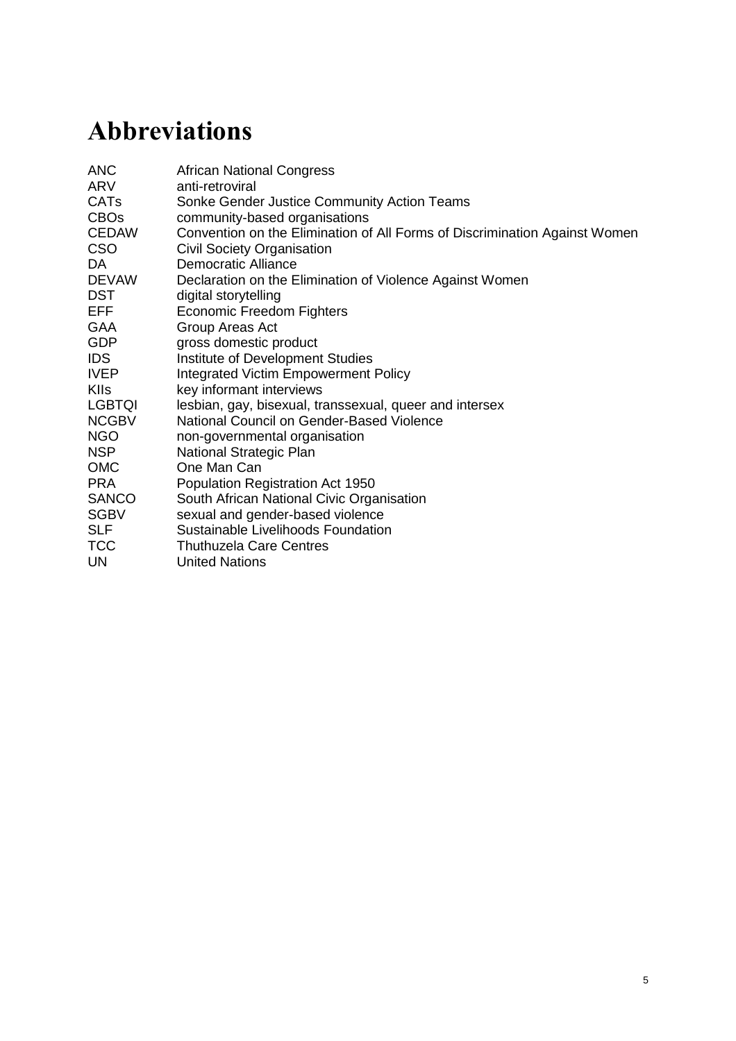# Abbreviations

| | |
|---|---|
| ANC | African National Congress |
| ARV | anti-retroviral |
| CATs | Sonke Gender Justice Community Action Teams |
| CBOs | community-based organisations |
| CEDAW | Convention on the Elimination of All Forms of Discrimination Against Women |
| CSO | Civil Society Organisation |
| DA | Democratic Alliance |
| DEVAW | Declaration on the Elimination of Violence Against Women |
| DST | digital storytelling |
| EFF | Economic Freedom Fighters |
| GAA | Group Areas Act |
| GDP | gross domestic product |
| IDS | Institute of Development Studies |
| IVEP | Integrated Victim Empowerment Policy |
| KIIs | key informant interviews |
| LGBTQI | lesbian, gay, bisexual, transsexual, queer and intersex |
| NCGBV | National Council on Gender-Based Violence |
| NGO | non-governmental organisation |
| NSP | National Strategic Plan |
| OMC | One Man Can |
| PRA | Population Registration Act 1950 |
| SANCO | South African National Civic Organisation |
| SGBV | sexual and gender-based violence |
| SLF | Sustainable Livelihoods Foundation |
| TCC | Thuthuzela Care Centres |
| UN | United Nations |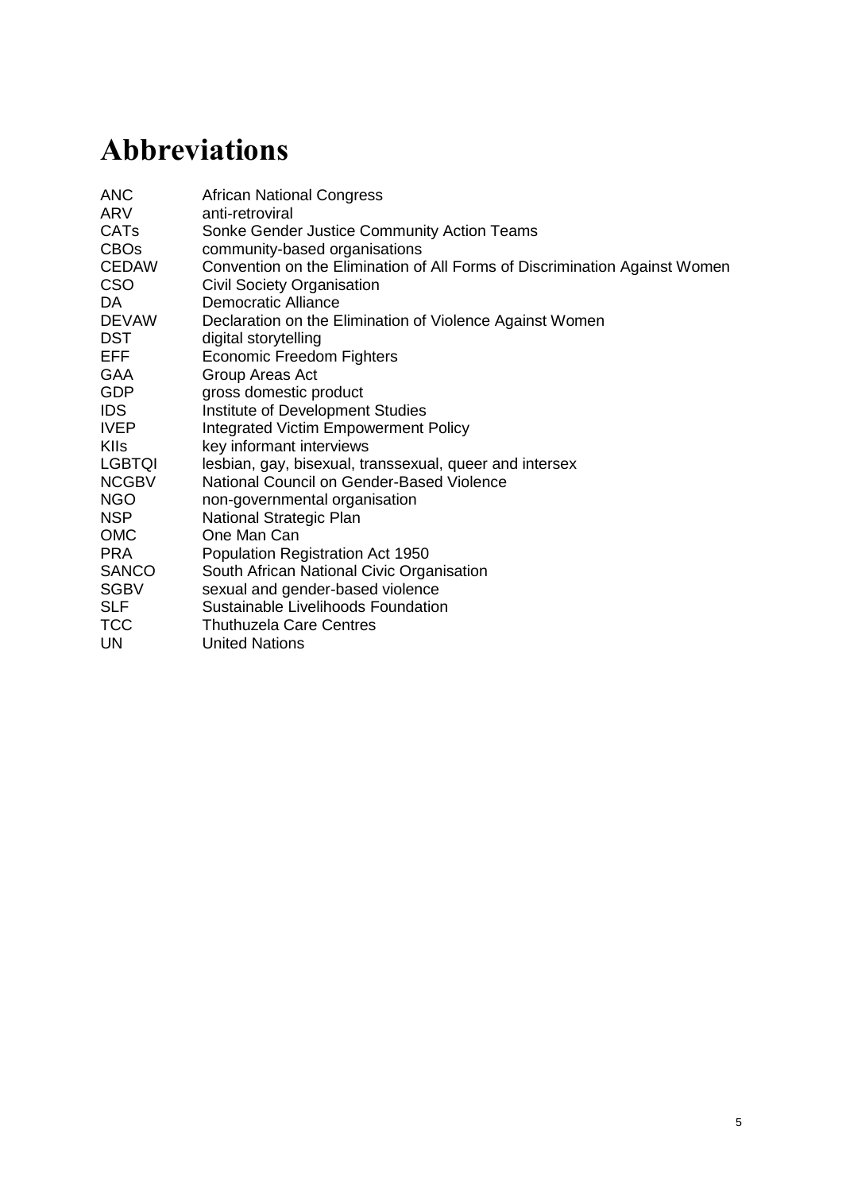# Abbreviations

| | |
|---|---|
| ANC | African National Congress |
| ARV | anti-retroviral |
| CATs | Sonke Gender Justice Community Action Teams |
| CBOs | community-based organisations |
| CEDAW | Convention on the Elimination of All Forms of Discrimination Against Women |
| CSO | Civil Society Organisation |
| DA | Democratic Alliance |
| DEVAW | Declaration on the Elimination of Violence Against Women |
| DST | digital storytelling |
| EFF | Economic Freedom Fighters |
| GAA | Group Areas Act |
| GDP | gross domestic product |
| IDS | Institute of Development Studies |
| IVEP | Integrated Victim Empowerment Policy |
| KIIs | key informant interviews |
| LGBTQI | lesbian, gay, bisexual, transsexual, queer and intersex |
| NCGBV | National Council on Gender-Based Violence |
| NGO | non-governmental organisation |
| NSP | National Strategic Plan |
| OMC | One Man Can |
| PRA | Population Registration Act 1950 |
| SANCO | South African National Civic Organisation |
| SGBV | sexual and gender-based violence |
| SLF | Sustainable Livelihoods Foundation |
| TCC | Thuthuzela Care Centres |
| UN | United Nations |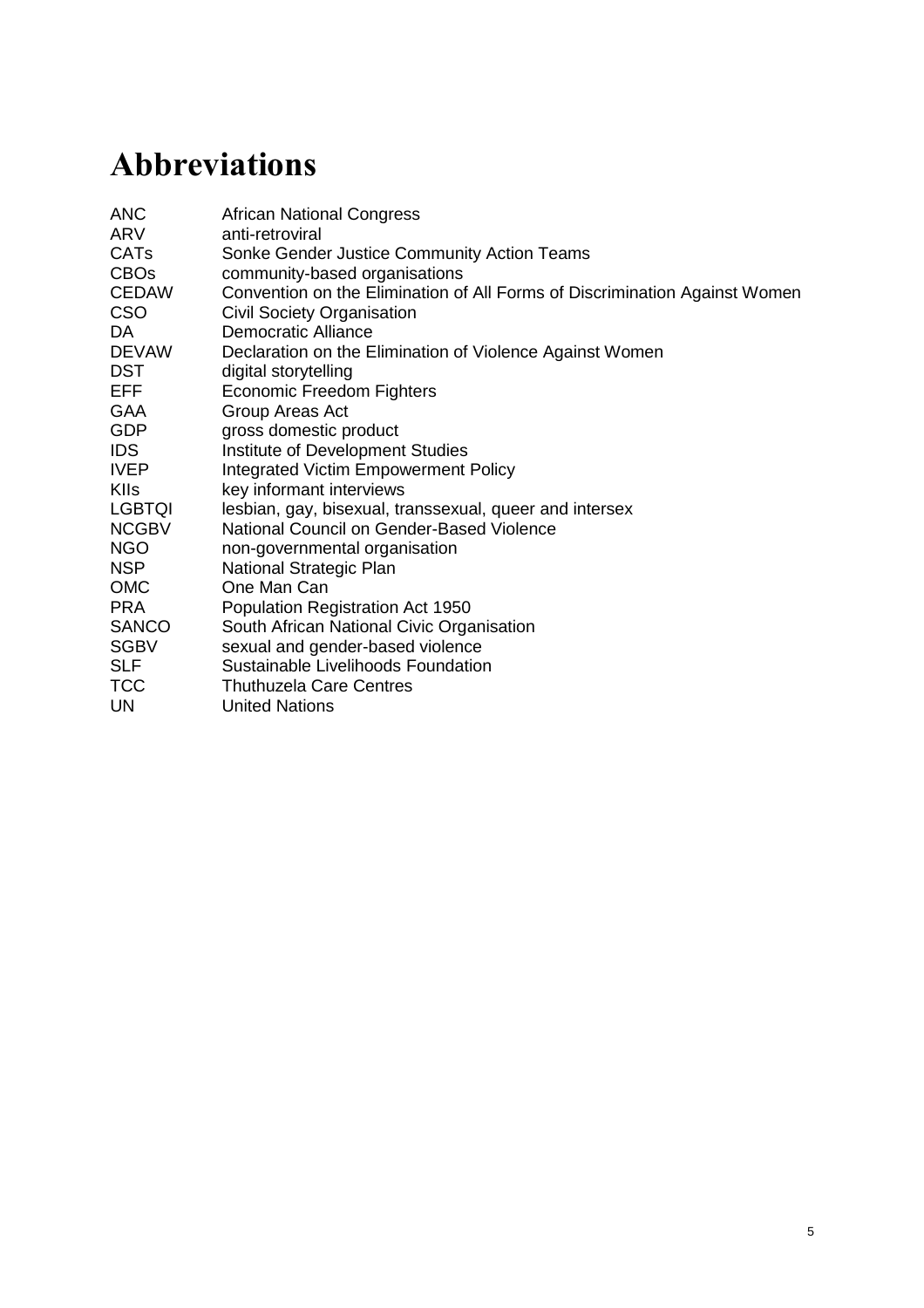# Abbreviations

| | |
|---|---|
| ANC | African National Congress |
| ARV | anti-retroviral |
| CATs | Sonke Gender Justice Community Action Teams |
| CBOs | community-based organisations |
| CEDAW | Convention on the Elimination of All Forms of Discrimination Against Women |
| CSO | Civil Society Organisation |
| DA | Democratic Alliance |
| DEVAW | Declaration on the Elimination of Violence Against Women |
| DST | digital storytelling |
| EFF | Economic Freedom Fighters |
| GAA | Group Areas Act |
| GDP | gross domestic product |
| IDS | Institute of Development Studies |
| IVEP | Integrated Victim Empowerment Policy |
| KIIs | key informant interviews |
| LGBTQI | lesbian, gay, bisexual, transsexual, queer and intersex |
| NCGBV | National Council on Gender-Based Violence |
| NGO | non-governmental organisation |
| NSP | National Strategic Plan |
| OMC | One Man Can |
| PRA | Population Registration Act 1950 |
| SANCO | South African National Civic Organisation |
| SGBV | sexual and gender-based violence |
| SLF | Sustainable Livelihoods Foundation |
| TCC | Thuthuzela Care Centres |
| UN | United Nations |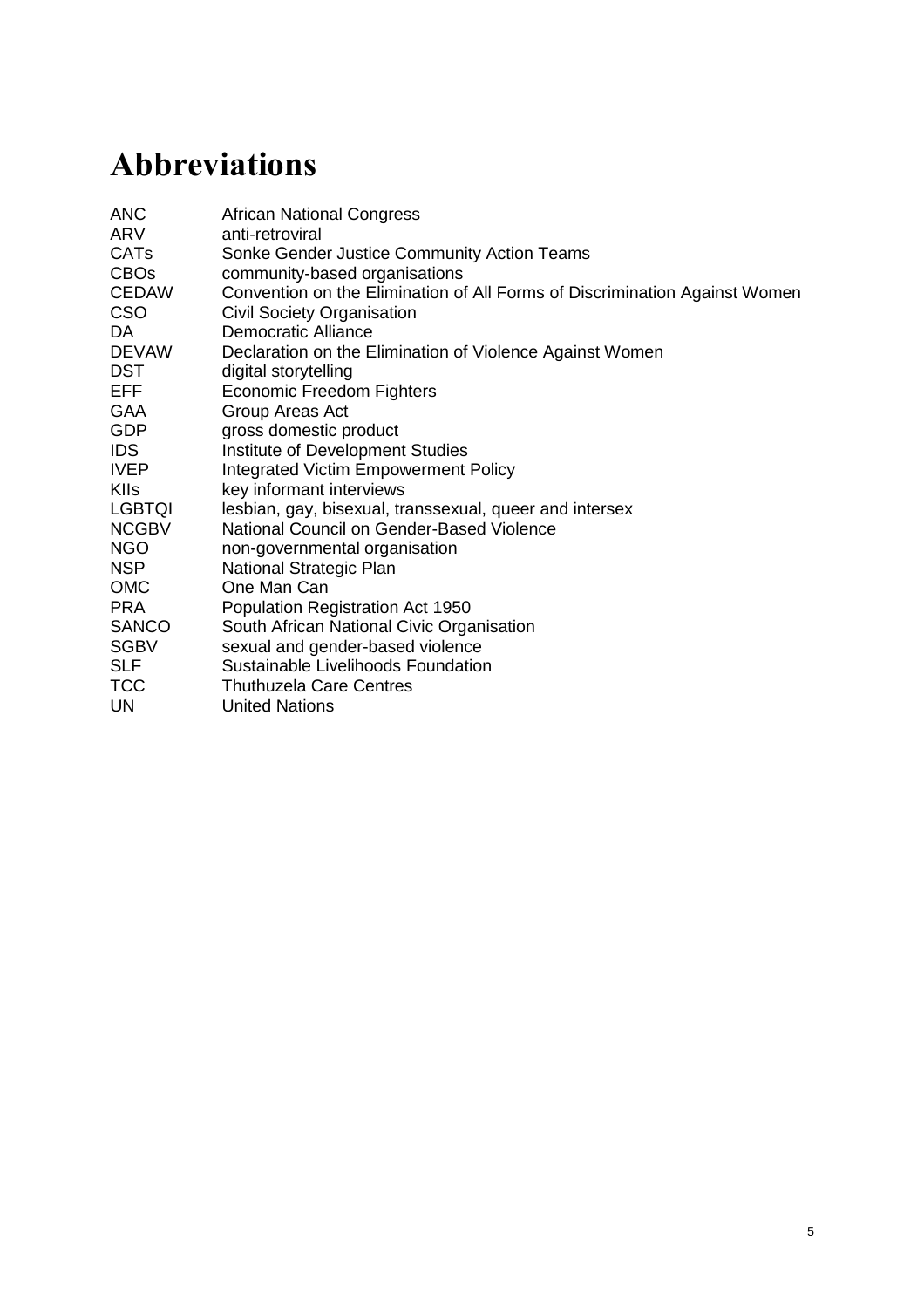# Abbreviations

| | |
|---|---|
| ANC | African National Congress |
| ARV | anti-retroviral |
| CATs | Sonke Gender Justice Community Action Teams |
| CBOs | community-based organisations |
| CEDAW | Convention on the Elimination of All Forms of Discrimination Against Women |
| CSO | Civil Society Organisation |
| DA | Democratic Alliance |
| DEVAW | Declaration on the Elimination of Violence Against Women |
| DST | digital storytelling |
| EFF | Economic Freedom Fighters |
| GAA | Group Areas Act |
| GDP | gross domestic product |
| IDS | Institute of Development Studies |
| IVEP | Integrated Victim Empowerment Policy |
| KIIs | key informant interviews |
| LGBTQI | lesbian, gay, bisexual, transsexual, queer and intersex |
| NCGBV | National Council on Gender-Based Violence |
| NGO | non-governmental organisation |
| NSP | National Strategic Plan |
| OMC | One Man Can |
| PRA | Population Registration Act 1950 |
| SANCO | South African National Civic Organisation |
| SGBV | sexual and gender-based violence |
| SLF | Sustainable Livelihoods Foundation |
| TCC | Thuthuzela Care Centres |
| UN | United Nations |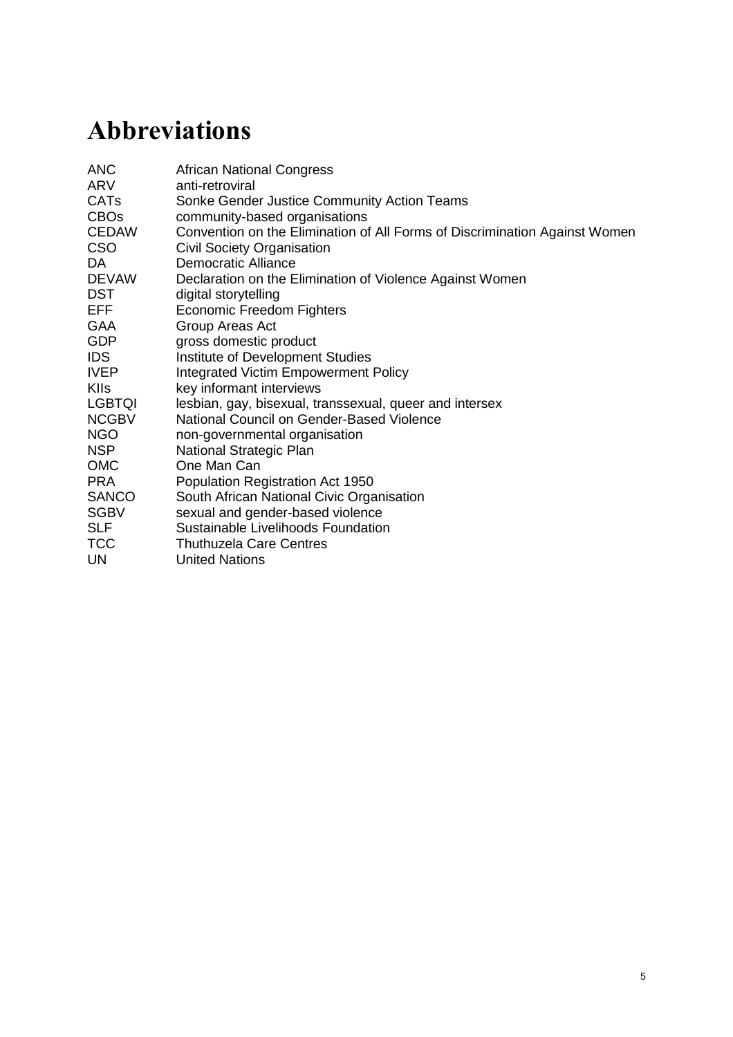# Abbreviations

| | |
|---|---|
| ANC | African National Congress |
| ARV | anti-retroviral |
| CATs | Sonke Gender Justice Community Action Teams |
| CBOs | community-based organisations |
| CEDAW | Convention on the Elimination of All Forms of Discrimination Against Women |
| CSO | Civil Society Organisation |
| DA | Democratic Alliance |
| DEVAW | Declaration on the Elimination of Violence Against Women |
| DST | digital storytelling |
| EFF | Economic Freedom Fighters |
| GAA | Group Areas Act |
| GDP | gross domestic product |
| IDS | Institute of Development Studies |
| IVEP | Integrated Victim Empowerment Policy |
| KIIs | key informant interviews |
| LGBTQI | lesbian, gay, bisexual, transsexual, queer and intersex |
| NCGBV | National Council on Gender-Based Violence |
| NGO | non-governmental organisation |
| NSP | National Strategic Plan |
| OMC | One Man Can |
| PRA | Population Registration Act 1950 |
| SANCO | South African National Civic Organisation |
| SGBV | sexual and gender-based violence |
| SLF | Sustainable Livelihoods Foundation |
| TCC | Thuthuzela Care Centres |
| UN | United Nations |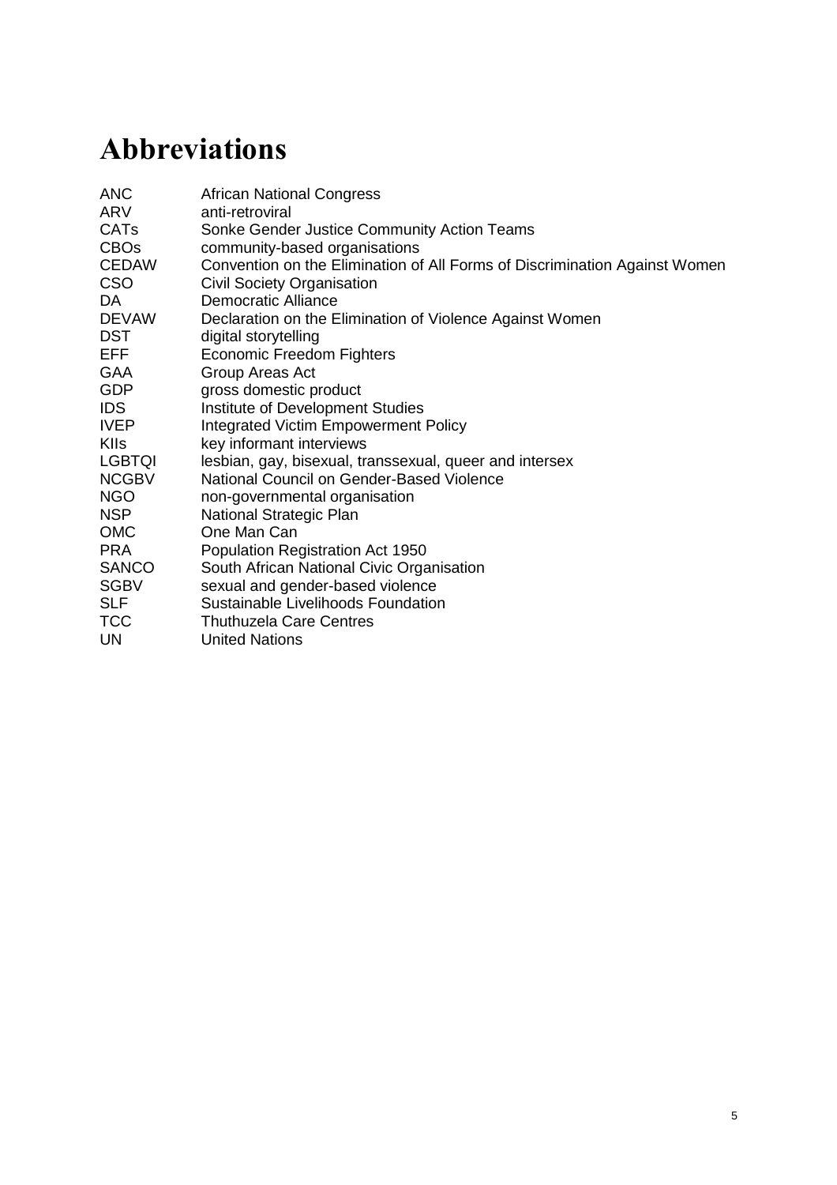# Abbreviations

| | |
|---|---|
| ANC | African National Congress |
| ARV | anti-retroviral |
| CATs | Sonke Gender Justice Community Action Teams |
| CBOs | community-based organisations |
| CEDAW | Convention on the Elimination of All Forms of Discrimination Against Women |
| CSO | Civil Society Organisation |
| DA | Democratic Alliance |
| DEVAW | Declaration on the Elimination of Violence Against Women |
| DST | digital storytelling |
| EFF | Economic Freedom Fighters |
| GAA | Group Areas Act |
| GDP | gross domestic product |
| IDS | Institute of Development Studies |
| IVEP | Integrated Victim Empowerment Policy |
| KIIs | key informant interviews |
| LGBTQI | lesbian, gay, bisexual, transsexual, queer and intersex |
| NCGBV | National Council on Gender-Based Violence |
| NGO | non-governmental organisation |
| NSP | National Strategic Plan |
| OMC | One Man Can |
| PRA | Population Registration Act 1950 |
| SANCO | South African National Civic Organisation |
| SGBV | sexual and gender-based violence |
| SLF | Sustainable Livelihoods Foundation |
| TCC | Thuthuzela Care Centres |
| UN | United Nations |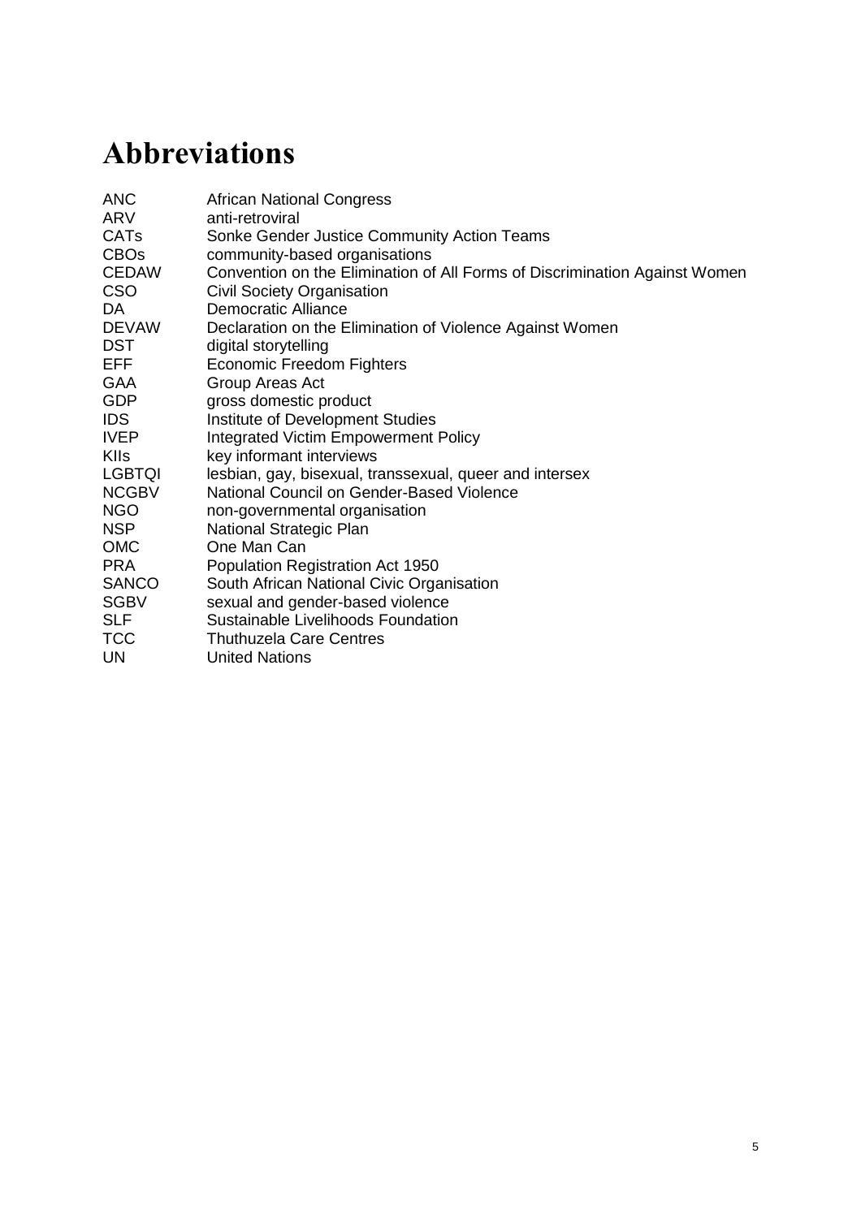# Abbreviations

| | |
|---|---|
| ANC | African National Congress |
| ARV | anti-retroviral |
| CATs | Sonke Gender Justice Community Action Teams |
| CBOs | community-based organisations |
| CEDAW | Convention on the Elimination of All Forms of Discrimination Against Women |
| CSO | Civil Society Organisation |
| DA | Democratic Alliance |
| DEVAW | Declaration on the Elimination of Violence Against Women |
| DST | digital storytelling |
| EFF | Economic Freedom Fighters |
| GAA | Group Areas Act |
| GDP | gross domestic product |
| IDS | Institute of Development Studies |
| IVEP | Integrated Victim Empowerment Policy |
| KIIs | key informant interviews |
| LGBTQI | lesbian, gay, bisexual, transsexual, queer and intersex |
| NCGBV | National Council on Gender-Based Violence |
| NGO | non-governmental organisation |
| NSP | National Strategic Plan |
| OMC | One Man Can |
| PRA | Population Registration Act 1950 |
| SANCO | South African National Civic Organisation |
| SGBV | sexual and gender-based violence |
| SLF | Sustainable Livelihoods Foundation |
| TCC | Thuthuzela Care Centres |
| UN | United Nations |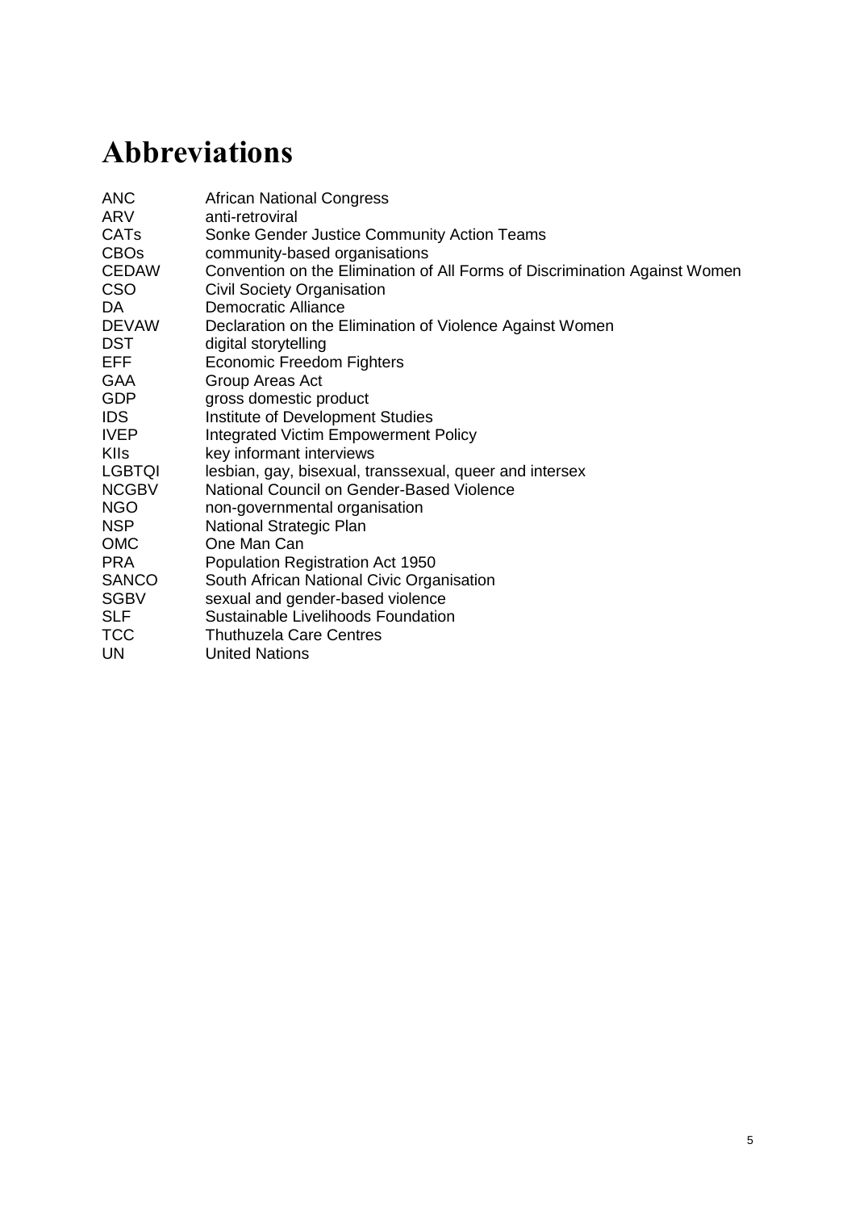# Abbreviations

| | |
|---|---|
| ANC | African National Congress |
| ARV | anti-retroviral |
| CATs | Sonke Gender Justice Community Action Teams |
| CBOs | community-based organisations |
| CEDAW | Convention on the Elimination of All Forms of Discrimination Against Women |
| CSO | Civil Society Organisation |
| DA | Democratic Alliance |
| DEVAW | Declaration on the Elimination of Violence Against Women |
| DST | digital storytelling |
| EFF | Economic Freedom Fighters |
| GAA | Group Areas Act |
| GDP | gross domestic product |
| IDS | Institute of Development Studies |
| IVEP | Integrated Victim Empowerment Policy |
| KIIs | key informant interviews |
| LGBTQI | lesbian, gay, bisexual, transsexual, queer and intersex |
| NCGBV | National Council on Gender-Based Violence |
| NGO | non-governmental organisation |
| NSP | National Strategic Plan |
| OMC | One Man Can |
| PRA | Population Registration Act 1950 |
| SANCO | South African National Civic Organisation |
| SGBV | sexual and gender-based violence |
| SLF | Sustainable Livelihoods Foundation |
| TCC | Thuthuzela Care Centres |
| UN | United Nations |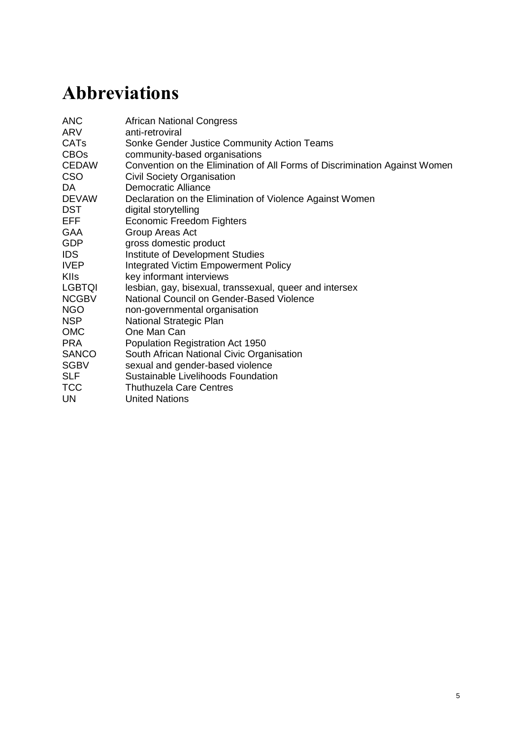# Abbreviations

| | |
|---|---|
| ANC | African National Congress |
| ARV | anti-retroviral |
| CATs | Sonke Gender Justice Community Action Teams |
| CBOs | community-based organisations |
| CEDAW | Convention on the Elimination of All Forms of Discrimination Against Women |
| CSO | Civil Society Organisation |
| DA | Democratic Alliance |
| DEVAW | Declaration on the Elimination of Violence Against Women |
| DST | digital storytelling |
| EFF | Economic Freedom Fighters |
| GAA | Group Areas Act |
| GDP | gross domestic product |
| IDS | Institute of Development Studies |
| IVEP | Integrated Victim Empowerment Policy |
| KIIs | key informant interviews |
| LGBTQI | lesbian, gay, bisexual, transsexual, queer and intersex |
| NCGBV | National Council on Gender-Based Violence |
| NGO | non-governmental organisation |
| NSP | National Strategic Plan |
| OMC | One Man Can |
| PRA | Population Registration Act 1950 |
| SANCO | South African National Civic Organisation |
| SGBV | sexual and gender-based violence |
| SLF | Sustainable Livelihoods Foundation |
| TCC | Thuthuzela Care Centres |
| UN | United Nations |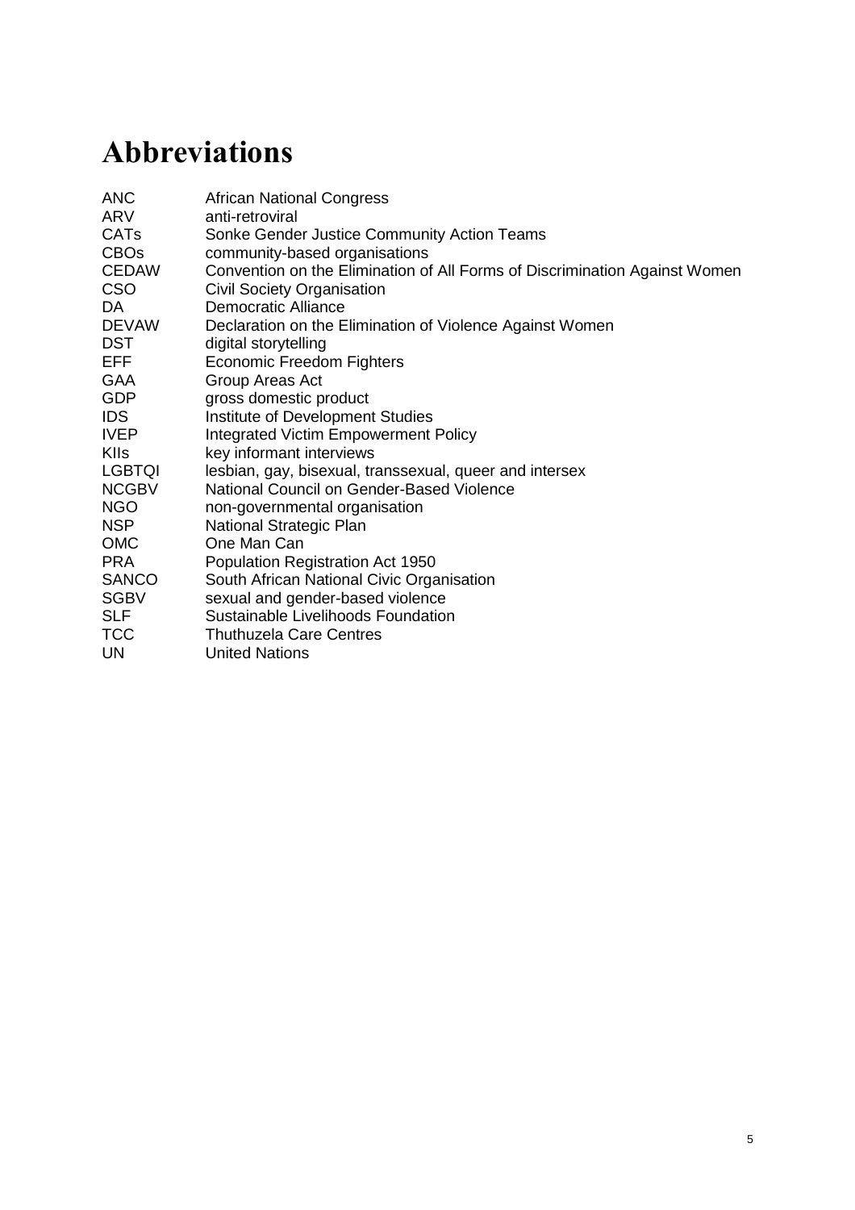# Abbreviations

| | |
|---|---|
| ANC | African National Congress |
| ARV | anti-retroviral |
| CATs | Sonke Gender Justice Community Action Teams |
| CBOs | community-based organisations |
| CEDAW | Convention on the Elimination of All Forms of Discrimination Against Women |
| CSO | Civil Society Organisation |
| DA | Democratic Alliance |
| DEVAW | Declaration on the Elimination of Violence Against Women |
| DST | digital storytelling |
| EFF | Economic Freedom Fighters |
| GAA | Group Areas Act |
| GDP | gross domestic product |
| IDS | Institute of Development Studies |
| IVEP | Integrated Victim Empowerment Policy |
| KIIs | key informant interviews |
| LGBTQI | lesbian, gay, bisexual, transsexual, queer and intersex |
| NCGBV | National Council on Gender-Based Violence |
| NGO | non-governmental organisation |
| NSP | National Strategic Plan |
| OMC | One Man Can |
| PRA | Population Registration Act 1950 |
| SANCO | South African National Civic Organisation |
| SGBV | sexual and gender-based violence |
| SLF | Sustainable Livelihoods Foundation |
| TCC | Thuthuzela Care Centres |
| UN | United Nations |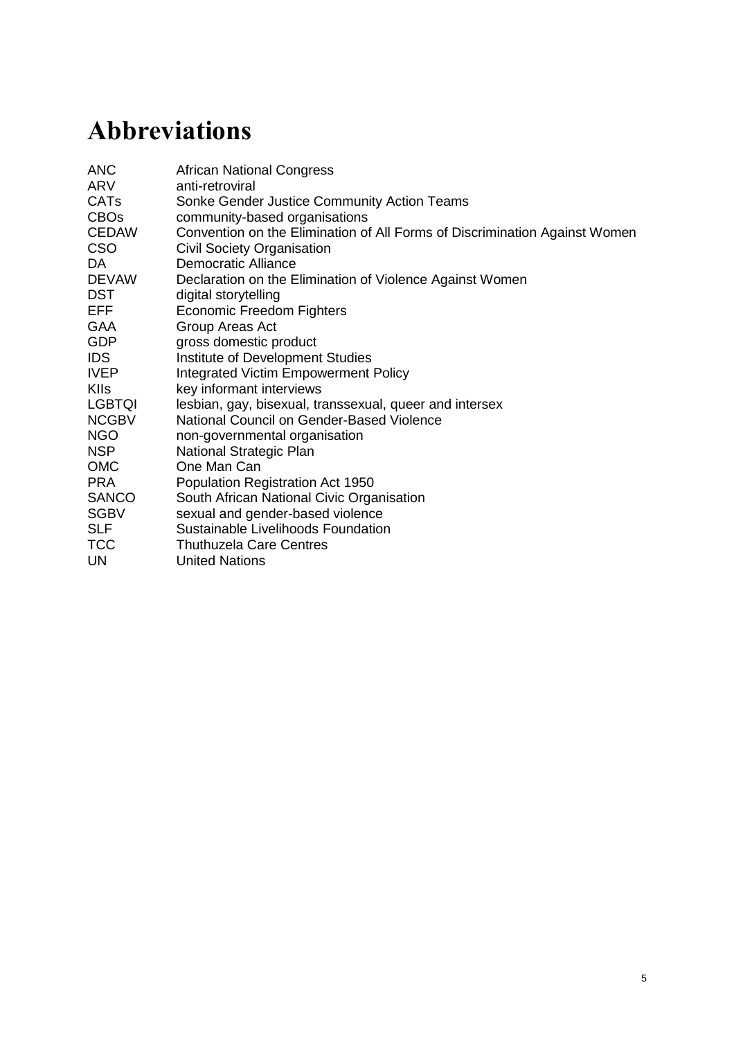# Abbreviations

| | |
|---|---|
| ANC | African National Congress |
| ARV | anti-retroviral |
| CATs | Sonke Gender Justice Community Action Teams |
| CBOs | community-based organisations |
| CEDAW | Convention on the Elimination of All Forms of Discrimination Against Women |
| CSO | Civil Society Organisation |
| DA | Democratic Alliance |
| DEVAW | Declaration on the Elimination of Violence Against Women |
| DST | digital storytelling |
| EFF | Economic Freedom Fighters |
| GAA | Group Areas Act |
| GDP | gross domestic product |
| IDS | Institute of Development Studies |
| IVEP | Integrated Victim Empowerment Policy |
| KIIs | key informant interviews |
| LGBTQI | lesbian, gay, bisexual, transsexual, queer and intersex |
| NCGBV | National Council on Gender-Based Violence |
| NGO | non-governmental organisation |
| NSP | National Strategic Plan |
| OMC | One Man Can |
| PRA | Population Registration Act 1950 |
| SANCO | South African National Civic Organisation |
| SGBV | sexual and gender-based violence |
| SLF | Sustainable Livelihoods Foundation |
| TCC | Thuthuzela Care Centres |
| UN | United Nations |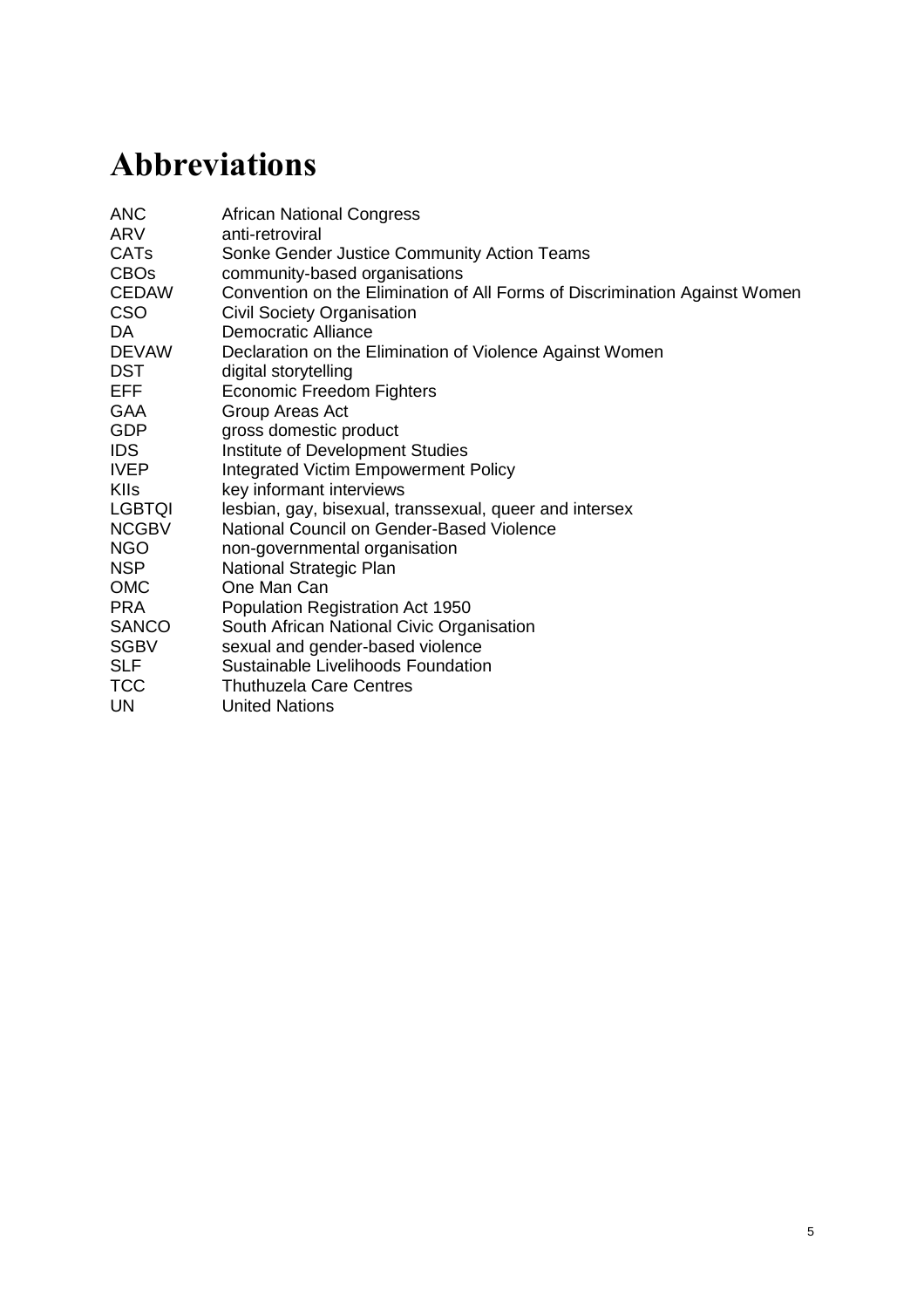# Abbreviations

| | |
|---|---|
| ANC | African National Congress |
| ARV | anti-retroviral |
| CATs | Sonke Gender Justice Community Action Teams |
| CBOs | community-based organisations |
| CEDAW | Convention on the Elimination of All Forms of Discrimination Against Women |
| CSO | Civil Society Organisation |
| DA | Democratic Alliance |
| DEVAW | Declaration on the Elimination of Violence Against Women |
| DST | digital storytelling |
| EFF | Economic Freedom Fighters |
| GAA | Group Areas Act |
| GDP | gross domestic product |
| IDS | Institute of Development Studies |
| IVEP | Integrated Victim Empowerment Policy |
| KIIs | key informant interviews |
| LGBTQI | lesbian, gay, bisexual, transsexual, queer and intersex |
| NCGBV | National Council on Gender-Based Violence |
| NGO | non-governmental organisation |
| NSP | National Strategic Plan |
| OMC | One Man Can |
| PRA | Population Registration Act 1950 |
| SANCO | South African National Civic Organisation |
| SGBV | sexual and gender-based violence |
| SLF | Sustainable Livelihoods Foundation |
| TCC | Thuthuzela Care Centres |
| UN | United Nations |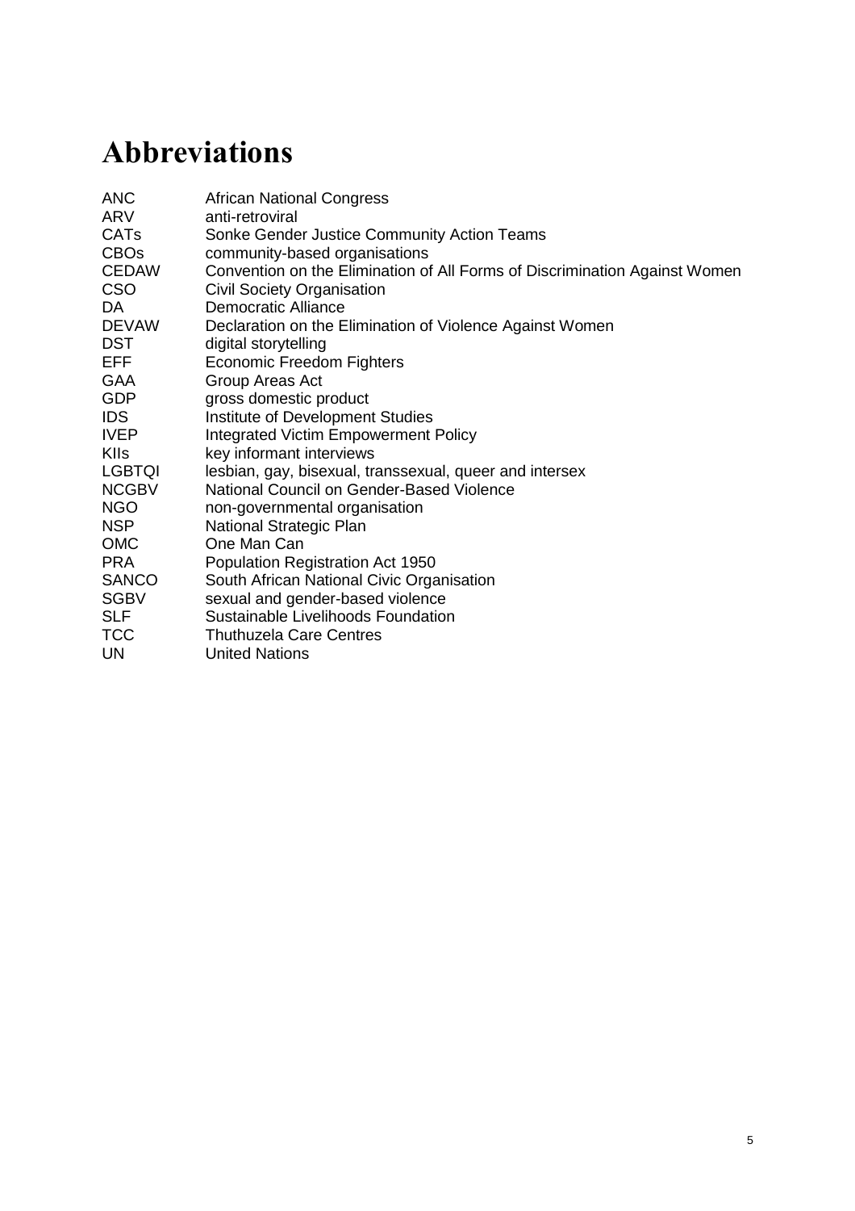# Abbreviations

| | |
|---|---|
| ANC | African National Congress |
| ARV | anti-retroviral |
| CATs | Sonke Gender Justice Community Action Teams |
| CBOs | community-based organisations |
| CEDAW | Convention on the Elimination of All Forms of Discrimination Against Women |
| CSO | Civil Society Organisation |
| DA | Democratic Alliance |
| DEVAW | Declaration on the Elimination of Violence Against Women |
| DST | digital storytelling |
| EFF | Economic Freedom Fighters |
| GAA | Group Areas Act |
| GDP | gross domestic product |
| IDS | Institute of Development Studies |
| IVEP | Integrated Victim Empowerment Policy |
| KIIs | key informant interviews |
| LGBTQI | lesbian, gay, bisexual, transsexual, queer and intersex |
| NCGBV | National Council on Gender-Based Violence |
| NGO | non-governmental organisation |
| NSP | National Strategic Plan |
| OMC | One Man Can |
| PRA | Population Registration Act 1950 |
| SANCO | South African National Civic Organisation |
| SGBV | sexual and gender-based violence |
| SLF | Sustainable Livelihoods Foundation |
| TCC | Thuthuzela Care Centres |
| UN | United Nations |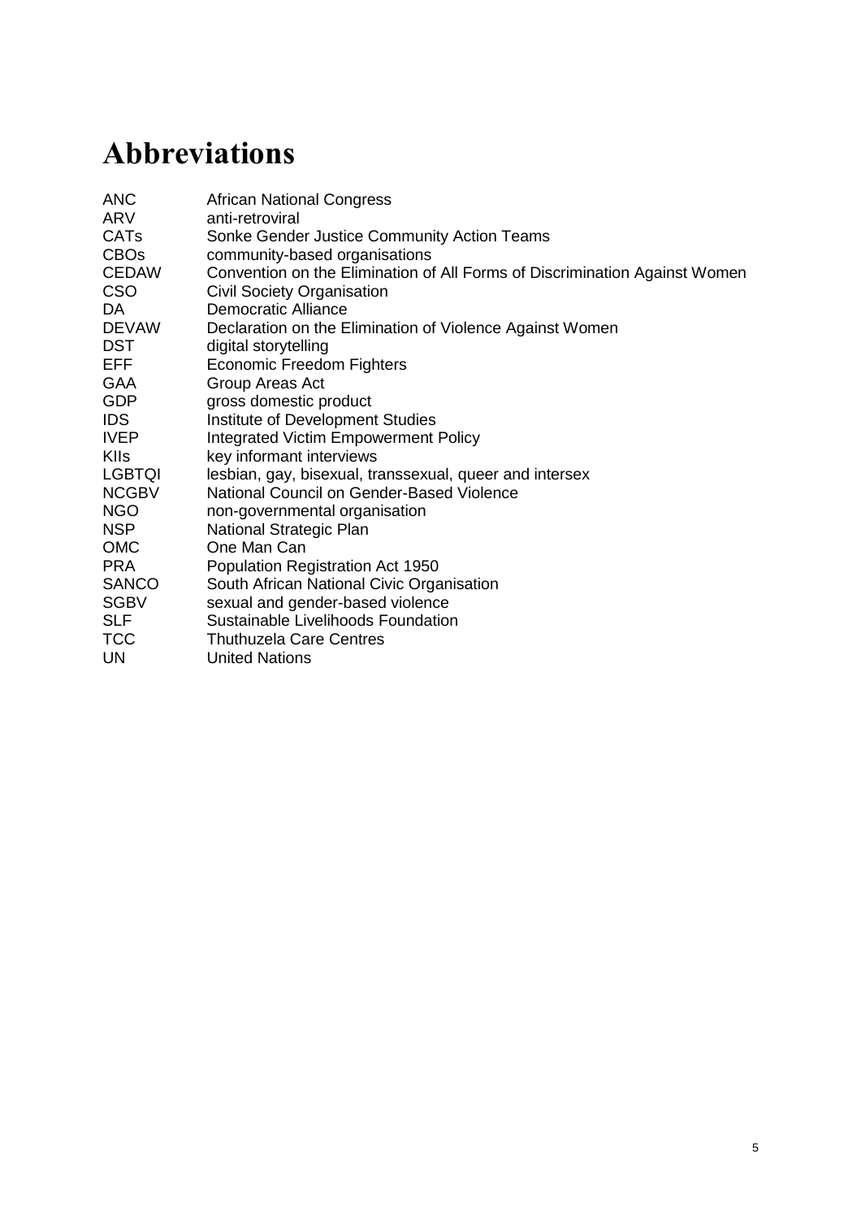# Abbreviations

| | |
|---|---|
| ANC | African National Congress |
| ARV | anti-retroviral |
| CATs | Sonke Gender Justice Community Action Teams |
| CBOs | community-based organisations |
| CEDAW | Convention on the Elimination of All Forms of Discrimination Against Women |
| CSO | Civil Society Organisation |
| DA | Democratic Alliance |
| DEVAW | Declaration on the Elimination of Violence Against Women |
| DST | digital storytelling |
| EFF | Economic Freedom Fighters |
| GAA | Group Areas Act |
| GDP | gross domestic product |
| IDS | Institute of Development Studies |
| IVEP | Integrated Victim Empowerment Policy |
| KIIs | key informant interviews |
| LGBTQI | lesbian, gay, bisexual, transsexual, queer and intersex |
| NCGBV | National Council on Gender-Based Violence |
| NGO | non-governmental organisation |
| NSP | National Strategic Plan |
| OMC | One Man Can |
| PRA | Population Registration Act 1950 |
| SANCO | South African National Civic Organisation |
| SGBV | sexual and gender-based violence |
| SLF | Sustainable Livelihoods Foundation |
| TCC | Thuthuzela Care Centres |
| UN | United Nations |